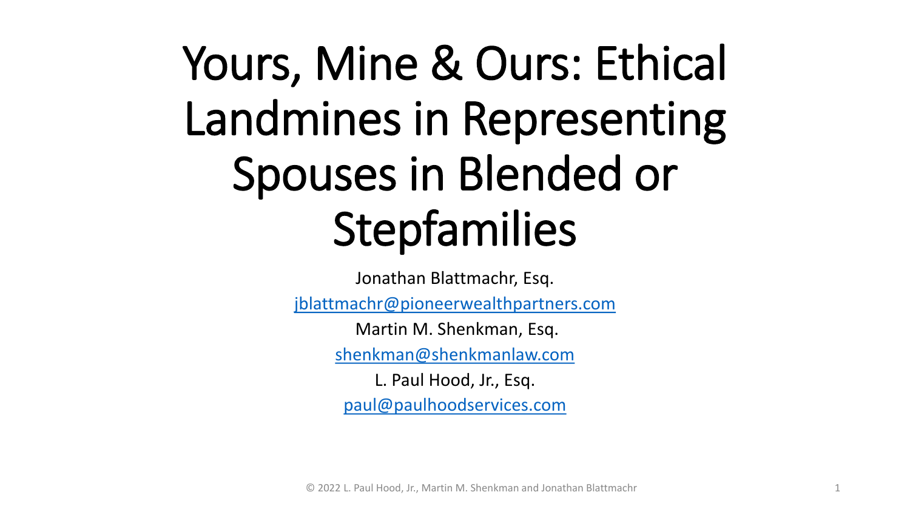# Yours, Mine & Ours: Ethical Landmines in Representing Spouses in Blended or Stepfamilies

Jonathan Blattmachr, Esq.

jblattmachr@pioneerwealthpartners.com

Martin M. Shenkman, Esq.

shenkman@shenkmanlaw.com

L. Paul Hood, Jr., Esq.

paul@paulhoodservices.com

© 2022 L. Paul Hood, Jr., Martin M. Shenkman and Jonathan Blattmachr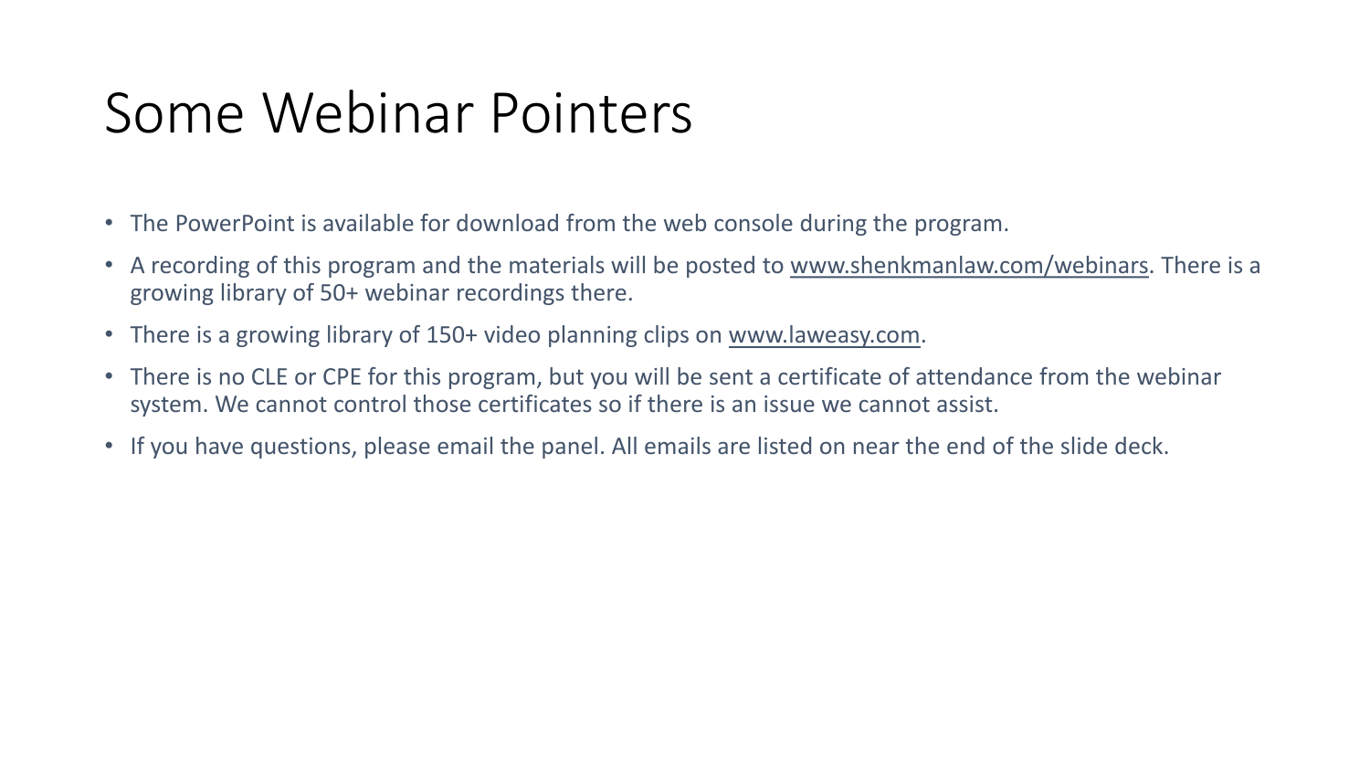# Some Webinar Pointers

- The PowerPoint is available for download from the web console during the program.
- A recording of this program and the materials will be posted to www.shenkmanlaw.com/webinars. There is a growing library of 50+ webinar recordings there.
- There is a growing library of 150+ video planning clips on www.laweasy.com.
- There is no CLE or CPE for this program, but you will be sent a certificate of attendance from the webinar system. We cannot control those certificates so if there is an issue we cannot assist.
- If you have questions, please email the panel. All emails are listed on near the end of the slide deck.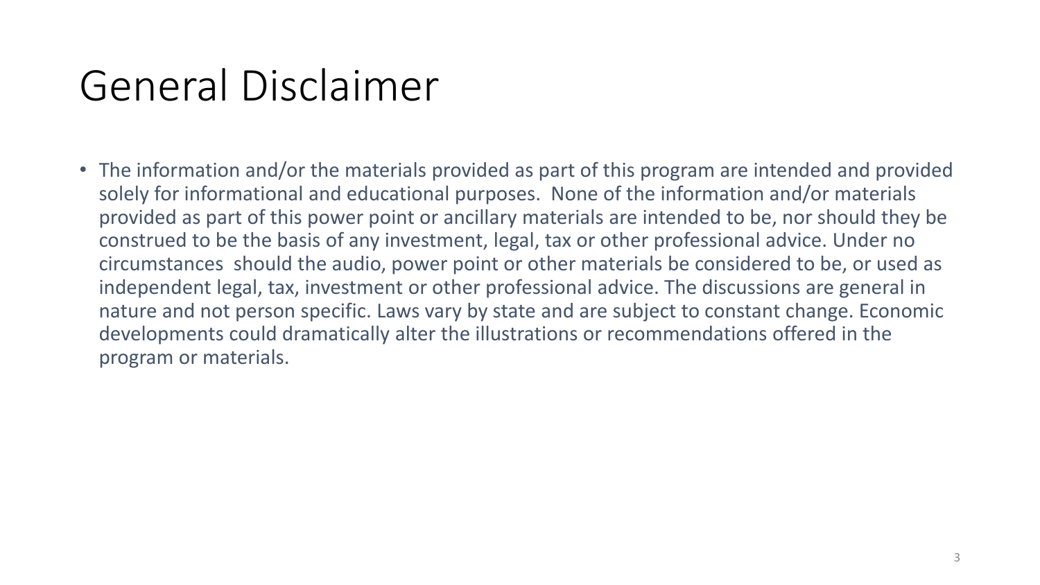# General Disclaimer

- The information and/or the materials provided as part of this program are intended and provided solely for informational and educational purposes. None of the information and/or materials provided as part of this power point or ancillary materials are intended to be, nor should they be construed to be the basis of any investment, legal, tax or other professional advice. Under no circumstances should the audio, power point or other materials be considered to be, or used as independent legal, tax, investment or other professional advice. The discussions are general in nature and not person specific. Laws vary by state and are subject to constant change. Economic developments could dramatically alter the illustrations or recommendations offered in the program or materials.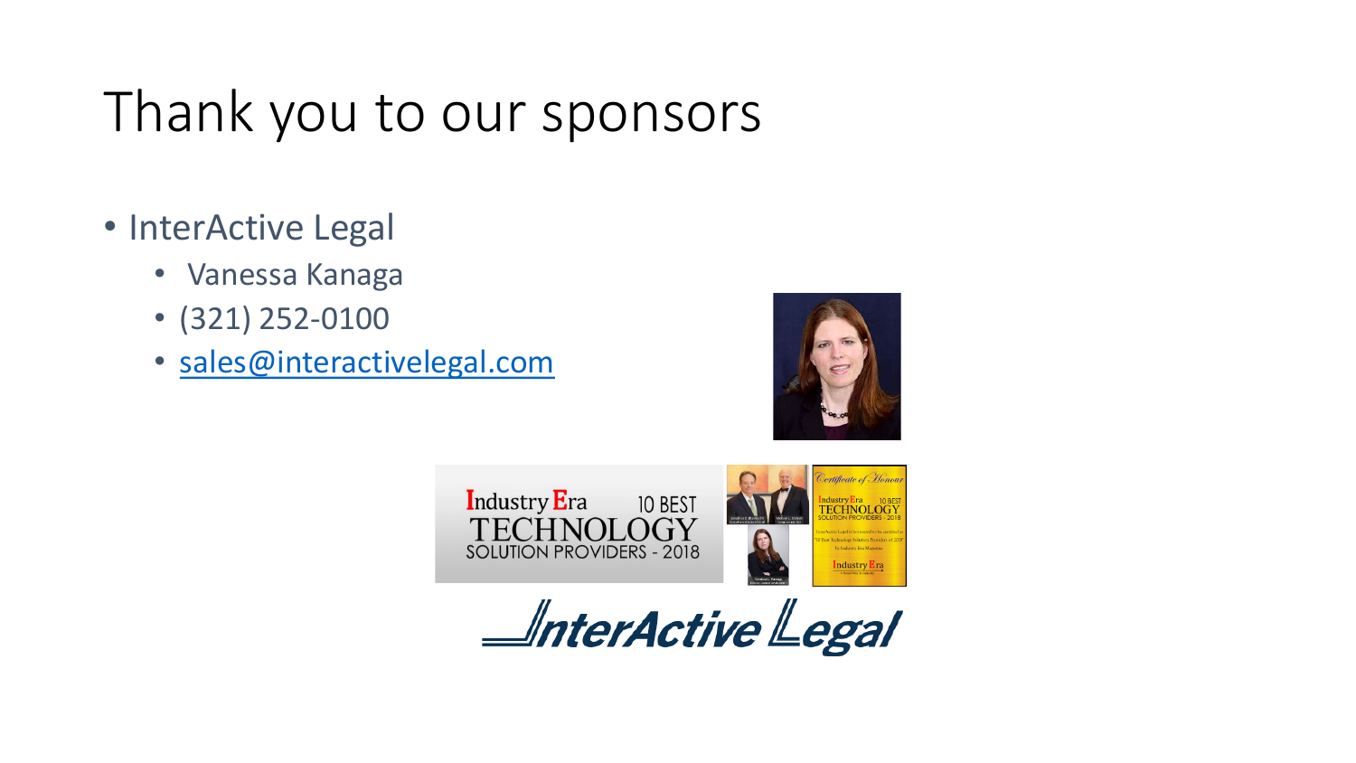# Thank you to our sponsors

- InterActive Legal
  - Vanessa Kanaga
  - (321) 252-0100
  - sales@interactivelegal.com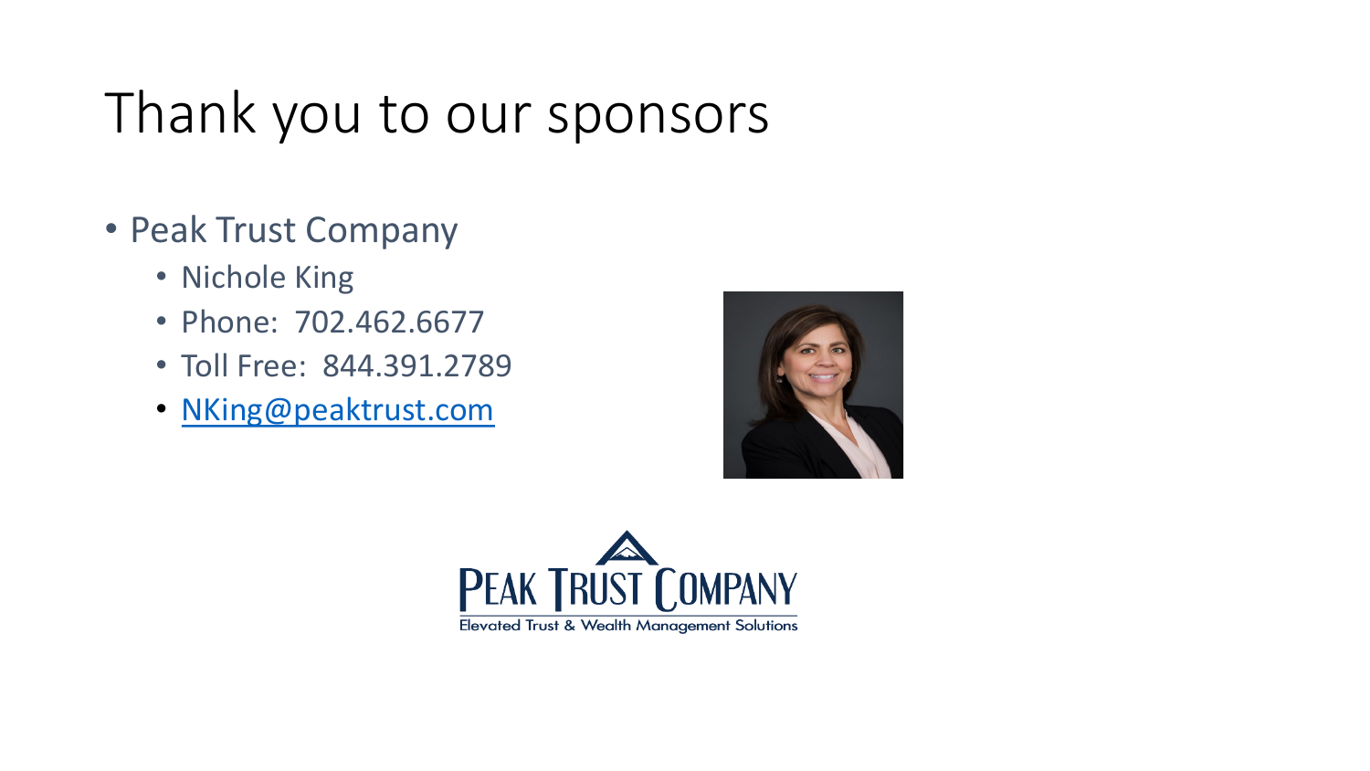# Thank you to our sponsors

- Peak Trust Company
  - Nichole King
  - Phone:  702.462.6677
  - Toll Free:  844.391.2789
  - NKing@peaktrust.com

PEAK TRUST COMPANY

Elevated Trust & Wealth Management Solutions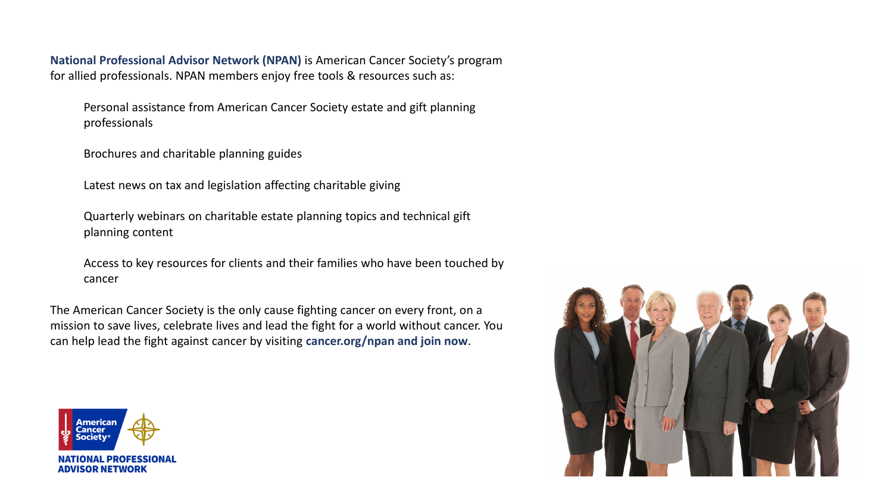**National Professional Advisor Network (NPAN)** is American Cancer Society's program for allied professionals. NPAN members enjoy free tools & resources such as:

- Personal assistance from American Cancer Society estate and gift planning professionals
- Brochures and charitable planning guides
- Latest news on tax and legislation affecting charitable giving
- Quarterly webinars on charitable estate planning topics and technical gift planning content
- Access to key resources for clients and their families who have been touched by cancer

The American Cancer Society is the only cause fighting cancer on every front, on a mission to save lives, celebrate lives and lead the fight for a world without cancer. You can help lead the fight against cancer by visiting **cancer.org/npan and join now**.

American Cancer Society®

NATIONAL PROFESSIONAL ADVISOR NETWORK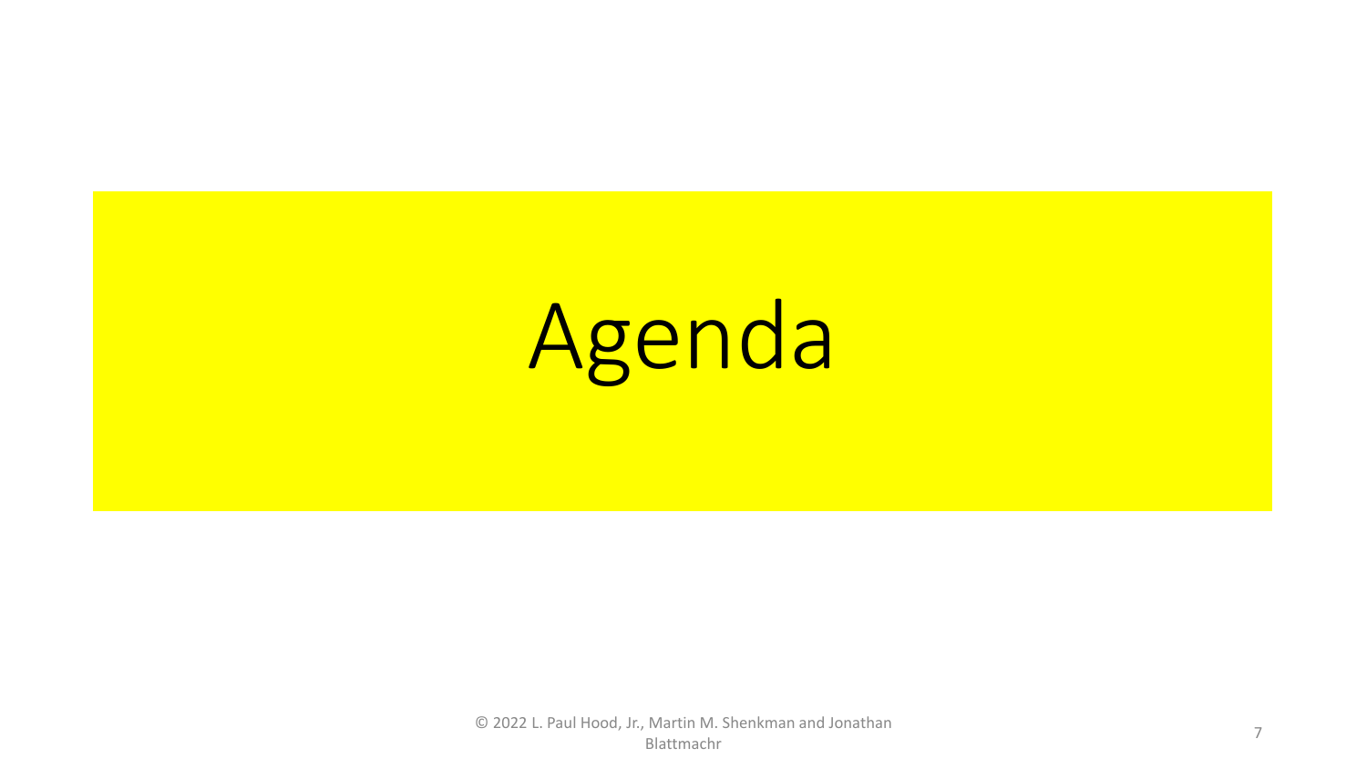# Agenda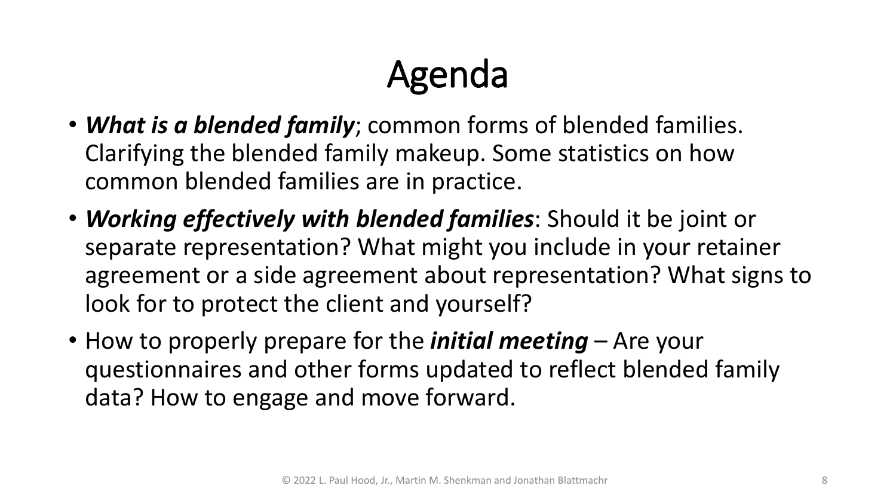# Agenda

- ***What is a blended family***; common forms of blended families. Clarifying the blended family makeup. Some statistics on how common blended families are in practice.
- ***Working effectively with blended families***: Should it be joint or separate representation? What might you include in your retainer agreement or a side agreement about representation? What signs to look for to protect the client and yourself?
- How to properly prepare for the ***initial meeting*** – Are your questionnaires and other forms updated to reflect blended family data? How to engage and move forward.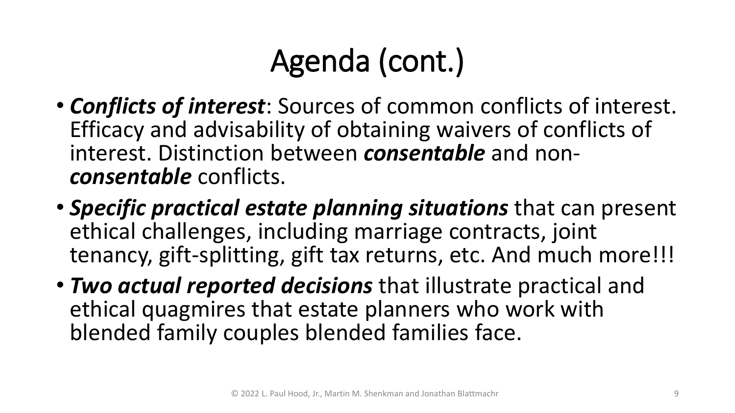# Agenda (cont.)

- ***Conflicts of interest***: Sources of common conflicts of interest. Efficacy and advisability of obtaining waivers of conflicts of interest. Distinction between ***consentable*** and non-***consentable*** conflicts.
- ***Specific practical estate planning situations*** that can present ethical challenges, including marriage contracts, joint tenancy, gift-splitting, gift tax returns, etc. And much more!!!
- ***Two actual reported decisions*** that illustrate practical and ethical quagmires that estate planners who work with blended family couples blended families face.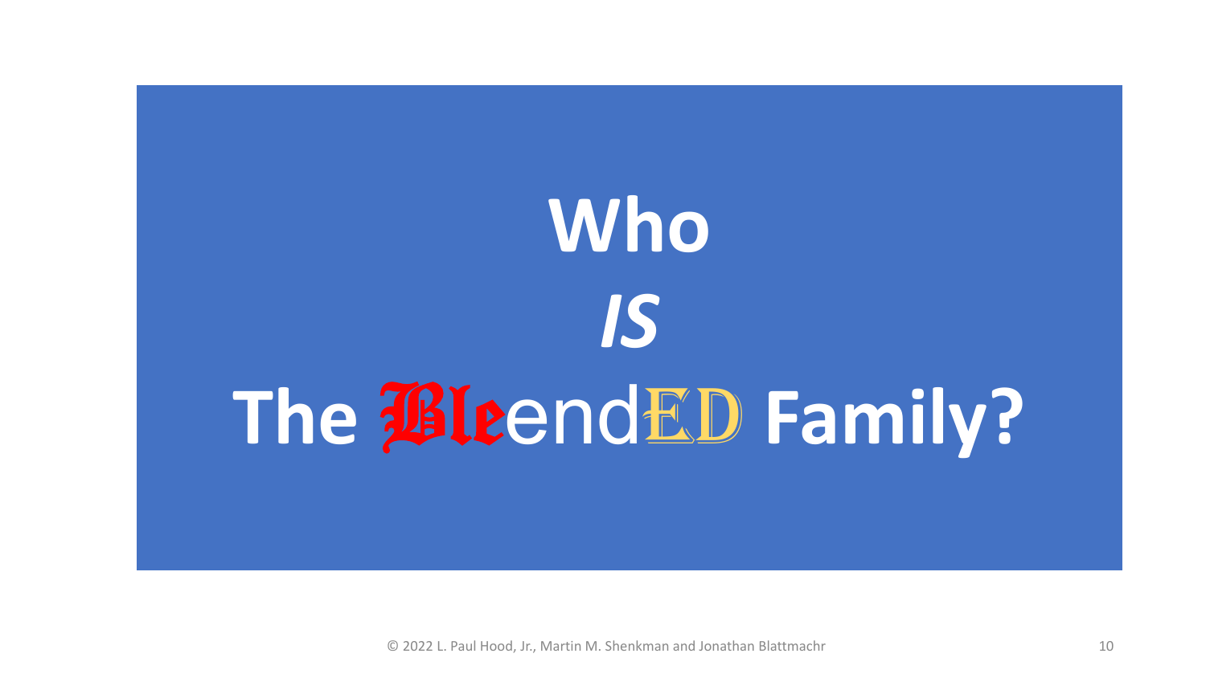# Who *IS* The BleendED Family?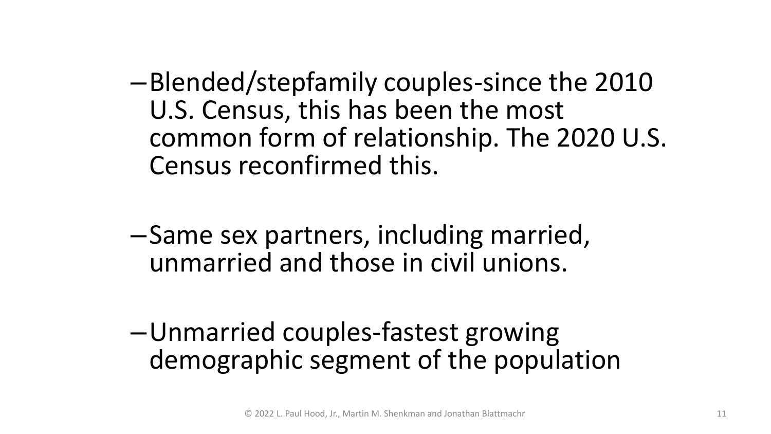- Blended/stepfamily couples-since the 2010 U.S. Census, this has been the most common form of relationship. The 2020 U.S. Census reconfirmed this.

- Same sex partners, including married, unmarried and those in civil unions.

- Unmarried couples-fastest growing demographic segment of the population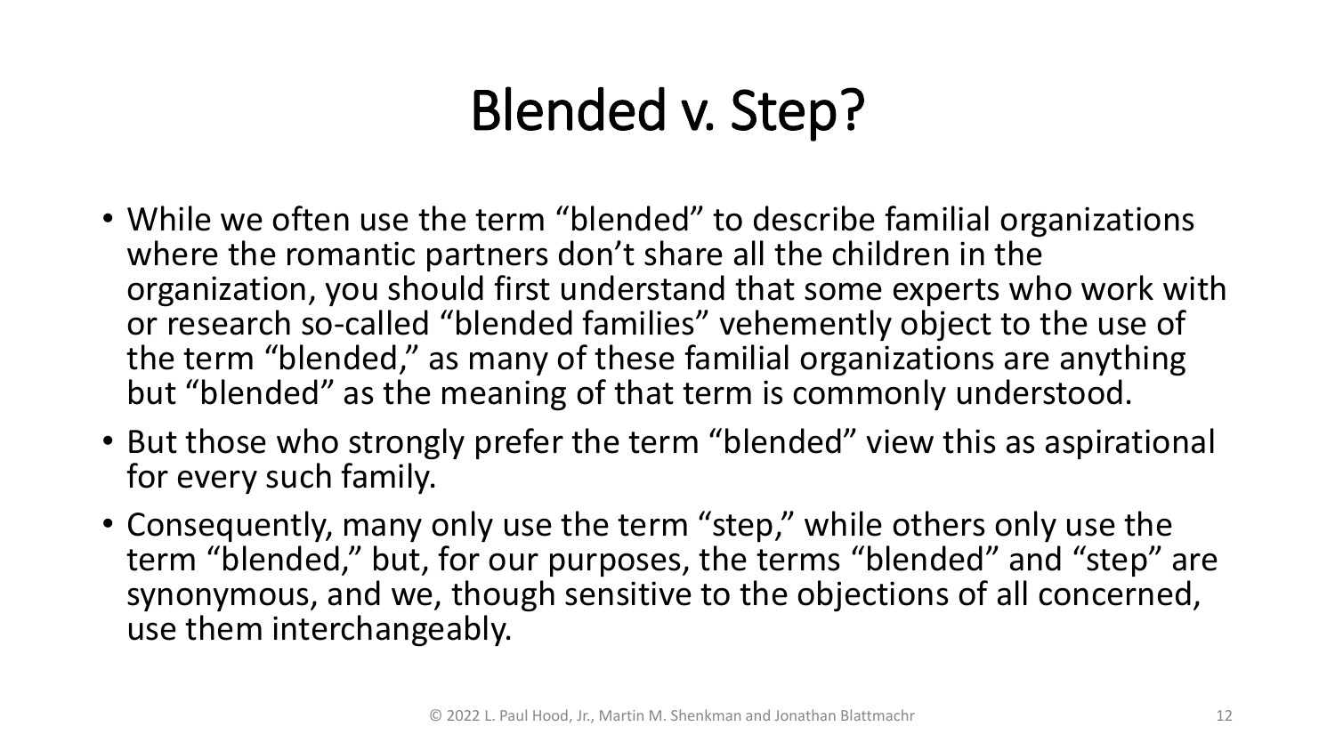# Blended v. Step?

- While we often use the term “blended” to describe familial organizations where the romantic partners don’t share all the children in the organization, you should first understand that some experts who work with or research so-called “blended families” vehemently object to the use of the term “blended,” as many of these familial organizations are anything but “blended” as the meaning of that term is commonly understood.
- But those who strongly prefer the term “blended” view this as aspirational for every such family.
- Consequently, many only use the term “step,” while others only use the term “blended,” but, for our purposes, the terms “blended” and “step” are synonymous, and we, though sensitive to the objections of all concerned, use them interchangeably.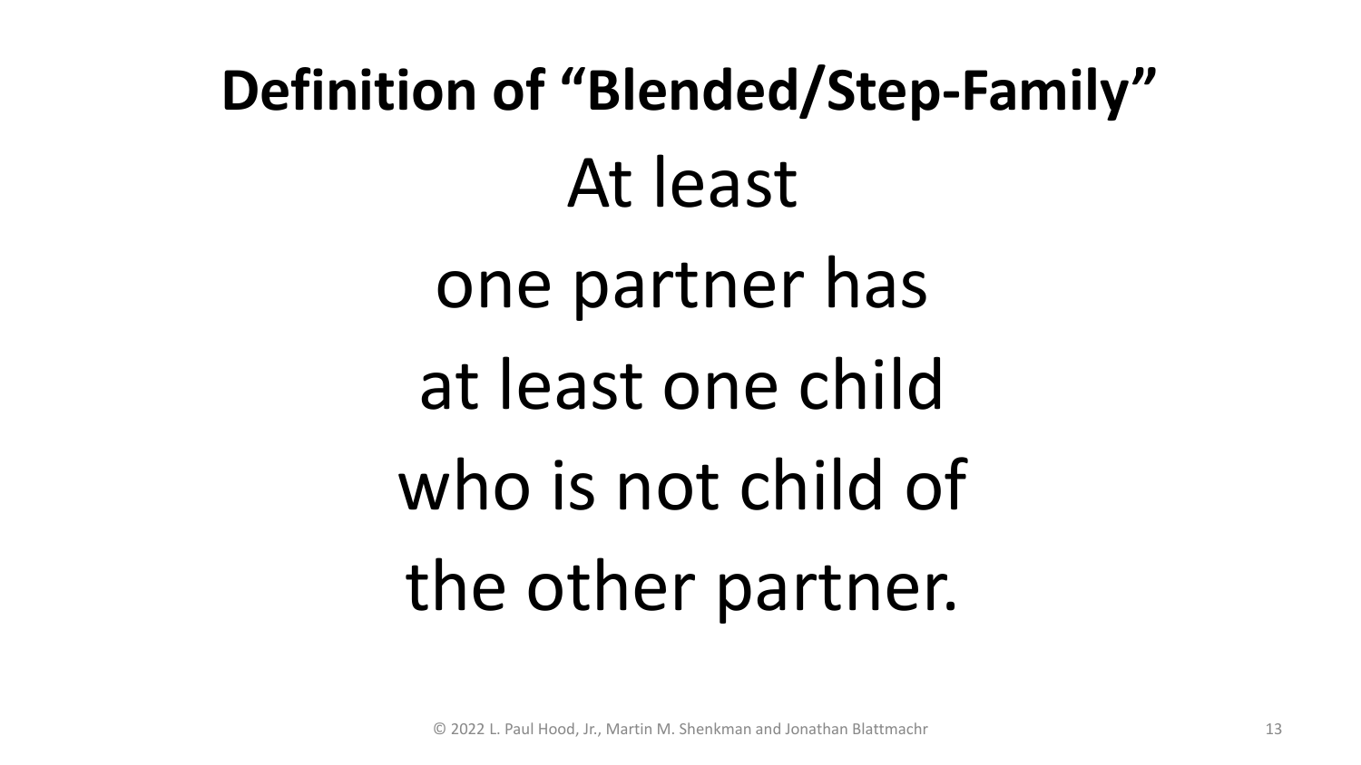# Definition of "Blended/Step-Family"

At least
one partner has
at least one child
who is not child of
the other partner.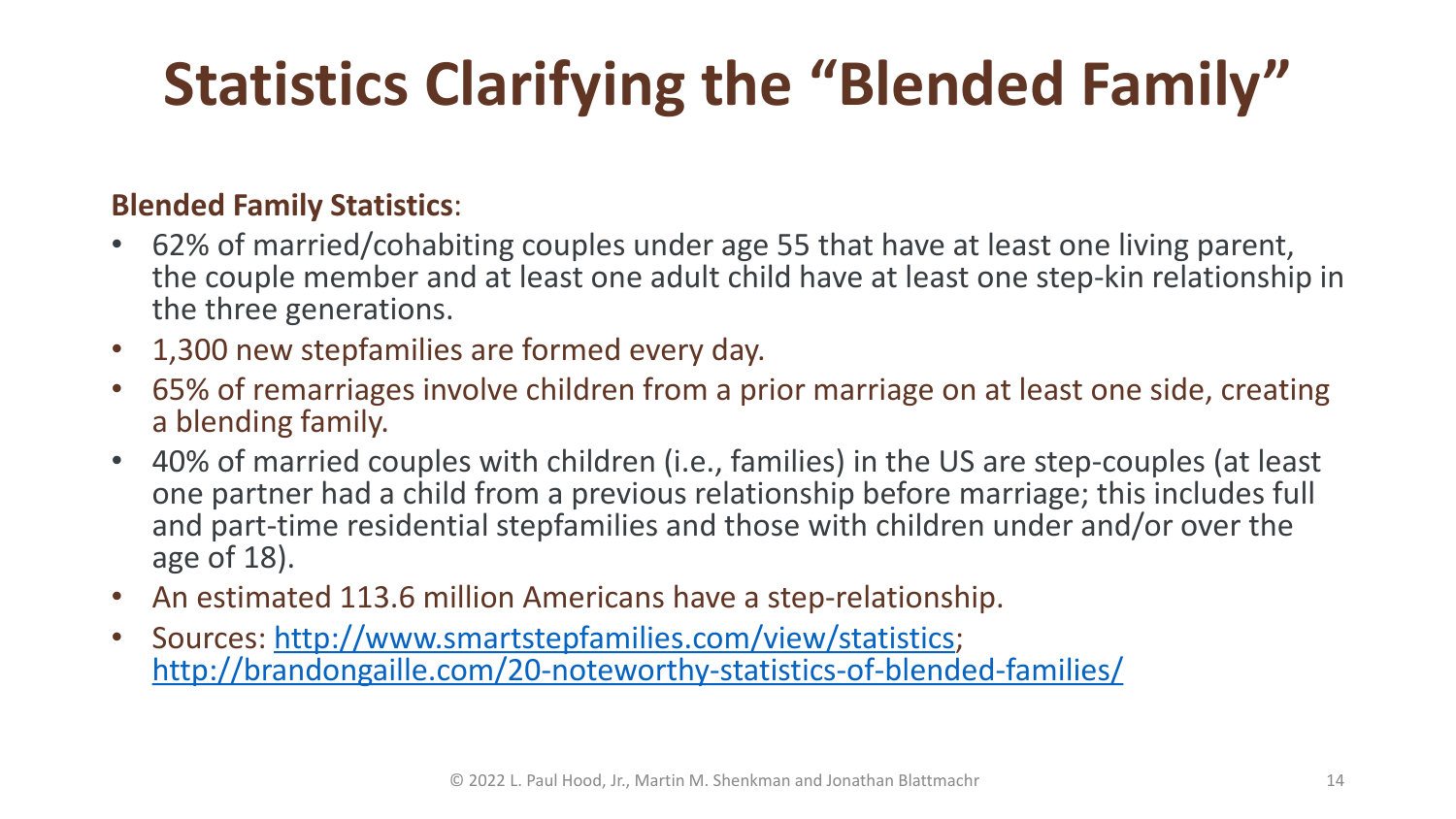# Statistics Clarifying the "Blended Family"

**Blended Family Statistics**:

- 62% of married/cohabiting couples under age 55 that have at least one living parent, the couple member and at least one adult child have at least one step-kin relationship in the three generations.
- 1,300 new stepfamilies are formed every day.
- 65% of remarriages involve children from a prior marriage on at least one side, creating a blending family.
- 40% of married couples with children (i.e., families) in the US are step-couples (at least one partner had a child from a previous relationship before marriage; this includes full and part-time residential stepfamilies and those with children under and/or over the age of 18).
- An estimated 113.6 million Americans have a step-relationship.
- Sources: http://www.smartstepfamilies.com/view/statistics; http://brandongaille.com/20-noteworthy-statistics-of-blended-families/

© 2022 L. Paul Hood, Jr., Martin M. Shenkman and Jonathan Blattmachr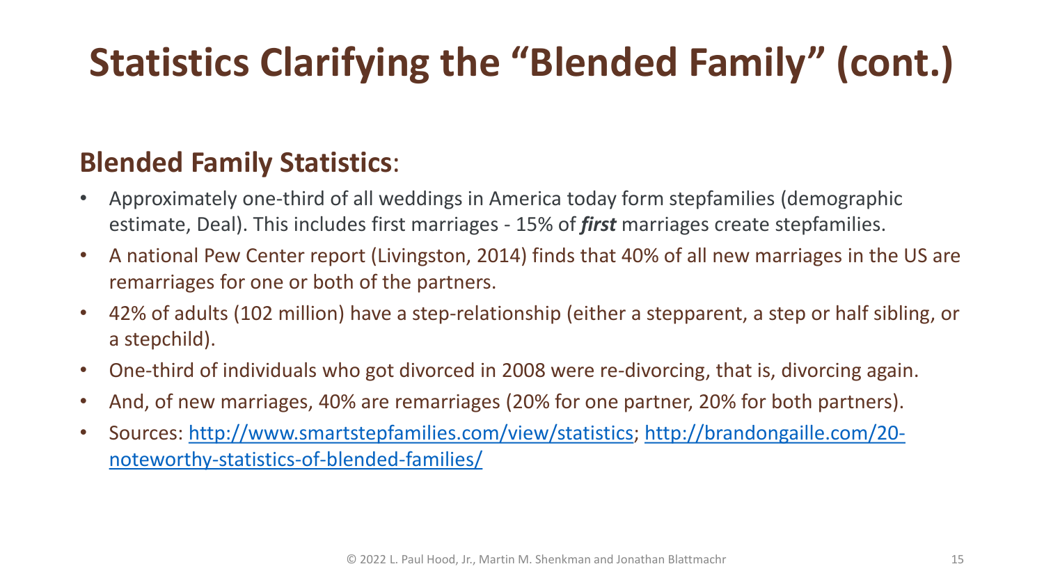# Statistics Clarifying the "Blended Family" (cont.)

## **Blended Family Statistics**:

- Approximately one-third of all weddings in America today form stepfamilies (demographic estimate, Deal). This includes first marriages - 15% of ***first*** marriages create stepfamilies.
- A national Pew Center report (Livingston, 2014) finds that 40% of all new marriages in the US are remarriages for one or both of the partners.
- 42% of adults (102 million) have a step-relationship (either a stepparent, a step or half sibling, or a stepchild).
- One-third of individuals who got divorced in 2008 were re-divorcing, that is, divorcing again.
- And, of new marriages, 40% are remarriages (20% for one partner, 20% for both partners).
- Sources: [http://www.smartstepfamilies.com/view/statistics](http://www.smartstepfamilies.com/view/statistics); [http://brandongaille.com/20-noteworthy-statistics-of-blended-families/](http://brandongaille.com/20-noteworthy-statistics-of-blended-families/)

© 2022 L. Paul Hood, Jr., Martin M. Shenkman and Jonathan Blattmachr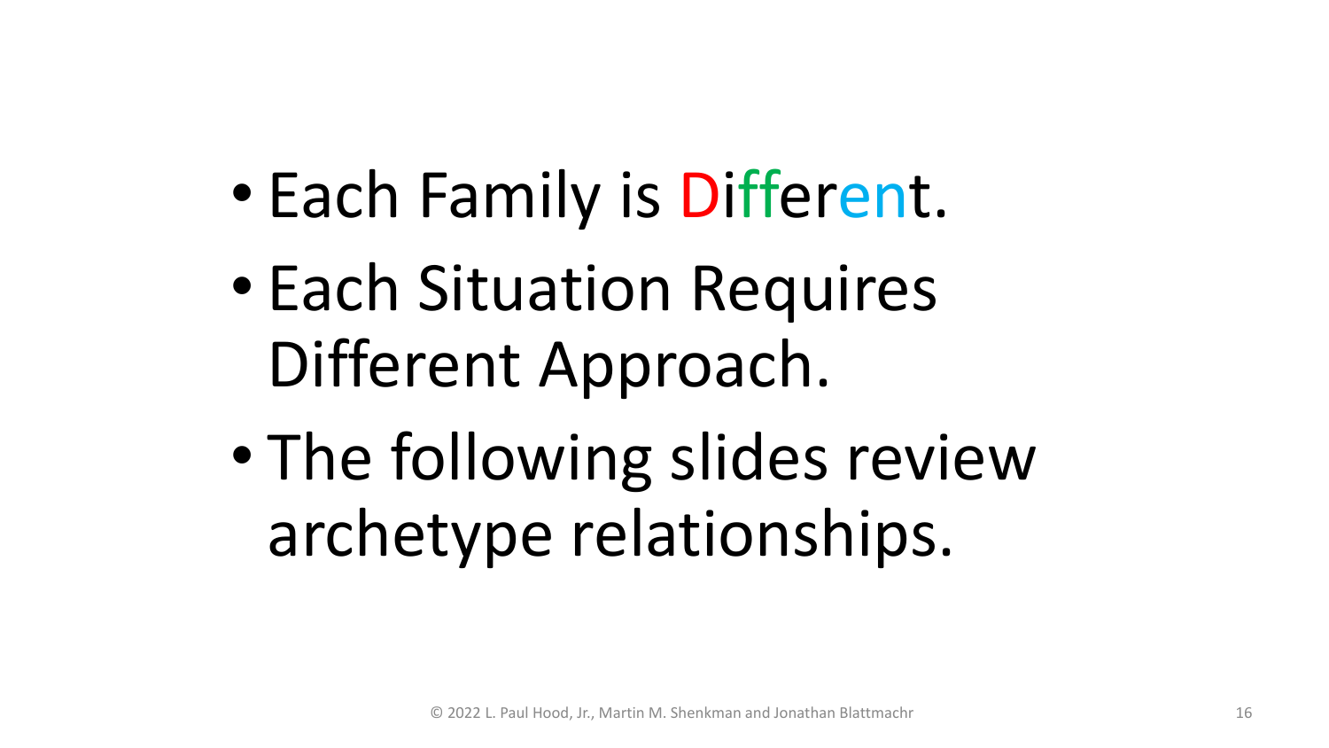- Each Family is Different.
- Each Situation Requires Different Approach.
- The following slides review archetype relationships.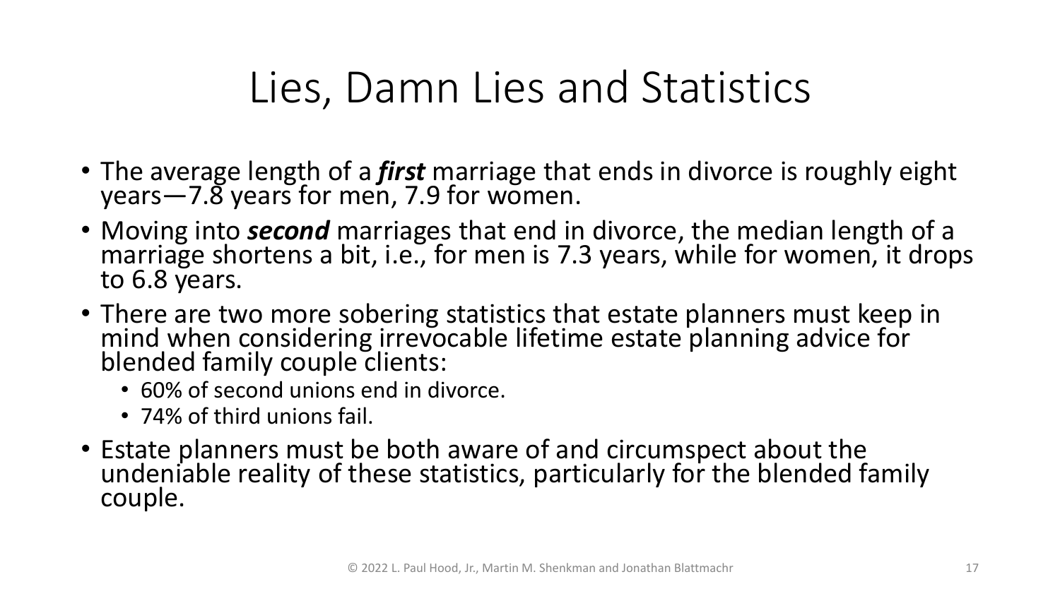# Lies, Damn Lies and Statistics

- The average length of a ***first*** marriage that ends in divorce is roughly eight years—7.8 years for men, 7.9 for women.
- Moving into ***second*** marriages that end in divorce, the median length of a marriage shortens a bit, i.e., for men is 7.3 years, while for women, it drops to 6.8 years.
- There are two more sobering statistics that estate planners must keep in mind when considering irrevocable lifetime estate planning advice for blended family couple clients:
  - 60% of second unions end in divorce.
  - 74% of third unions fail.
- Estate planners must be both aware of and circumspect about the undeniable reality of these statistics, particularly for the blended family couple.

© 2022 L. Paul Hood, Jr., Martin M. Shenkman and Jonathan Blattmachr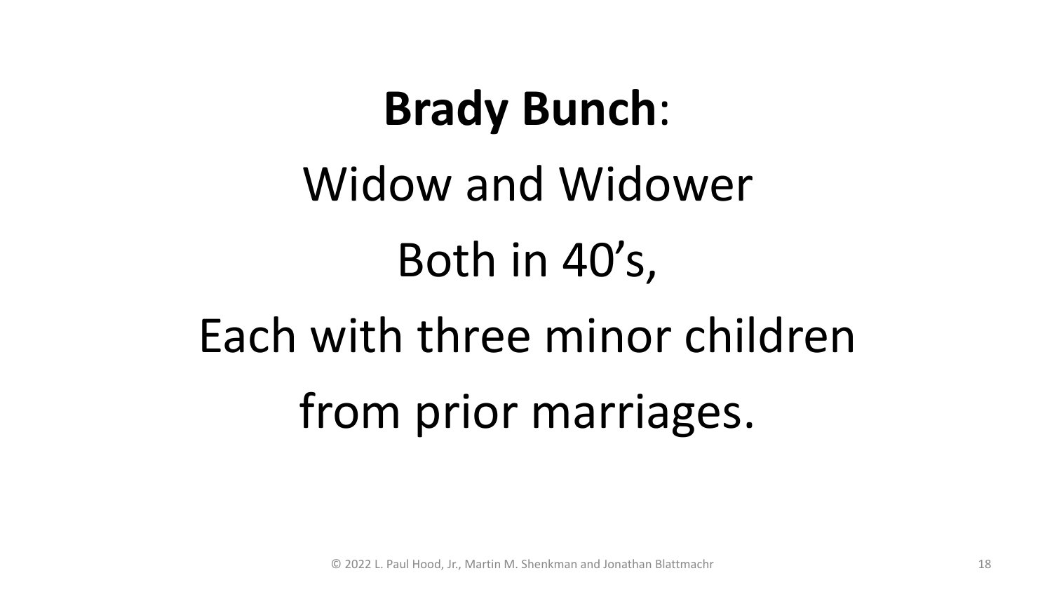**Brady Bunch**:

Widow and Widower

Both in 40's,

Each with three minor children

from prior marriages.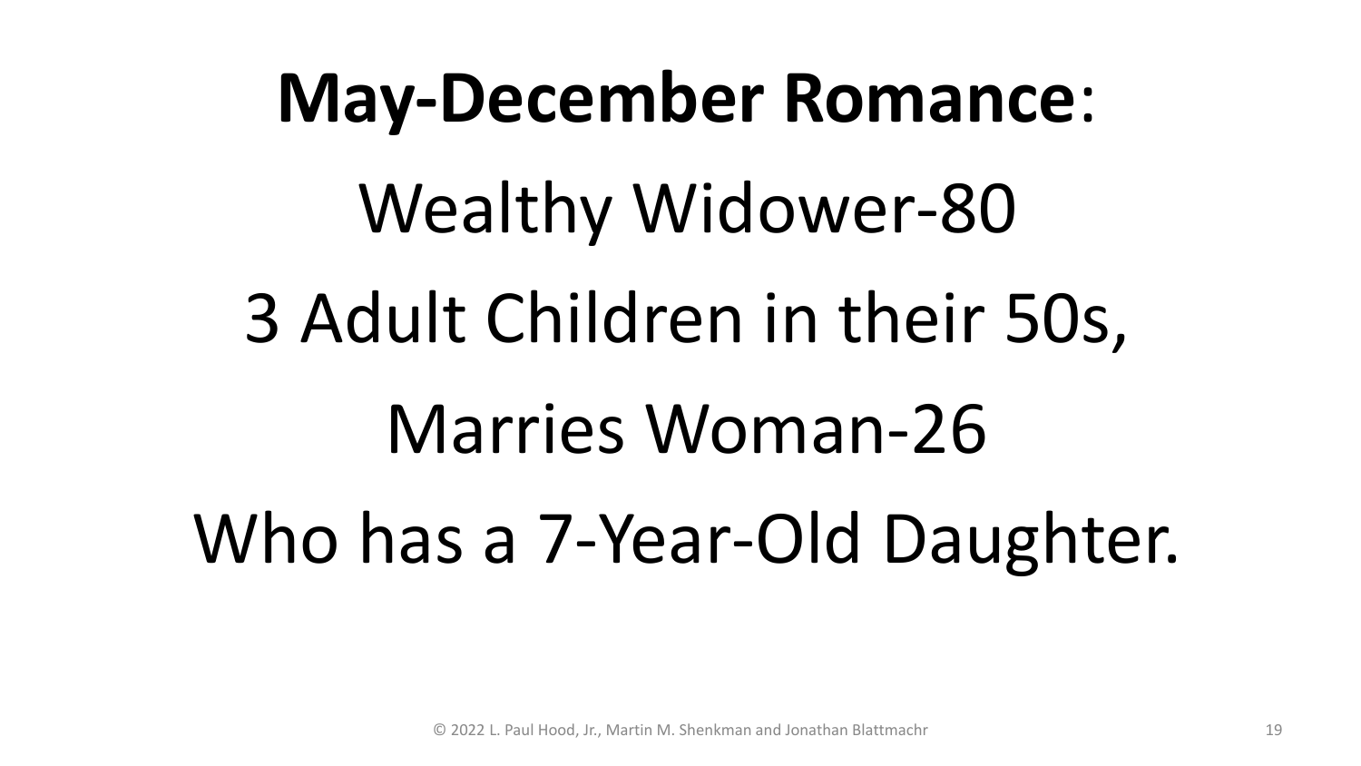**May-December Romance**:

Wealthy Widower-80

3 Adult Children in their 50s,

Marries Woman-26

Who has a 7-Year-Old Daughter.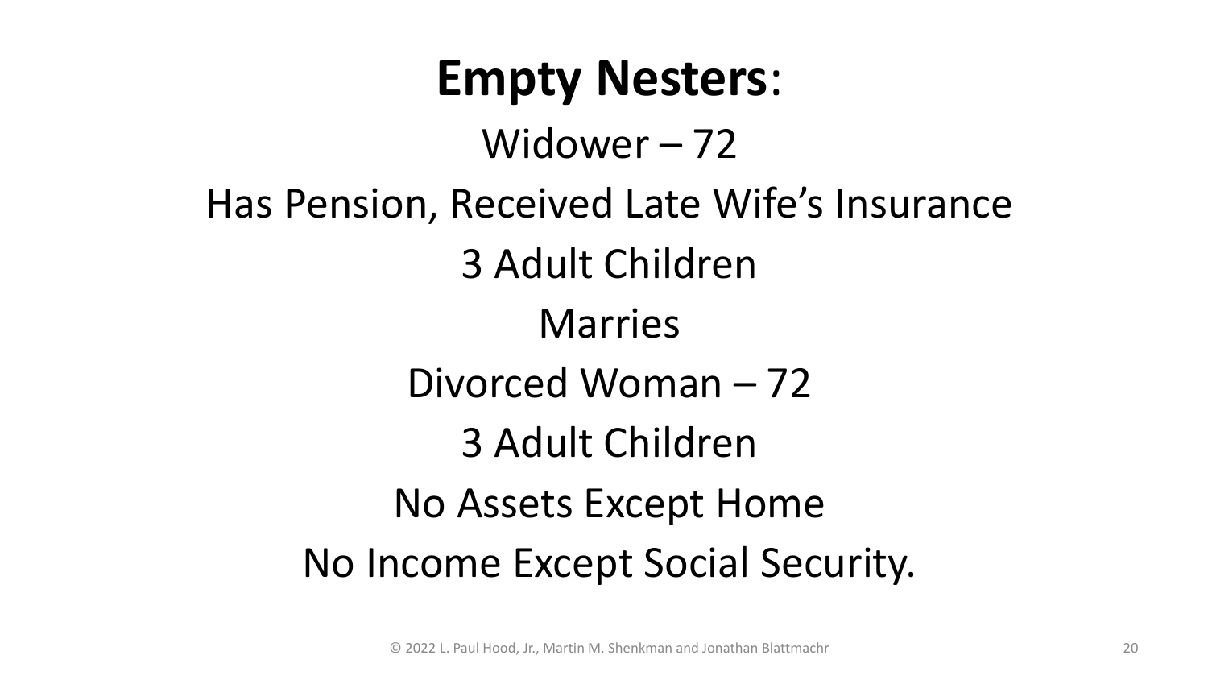# **Empty Nesters**:

Widower – 72

Has Pension, Received Late Wife's Insurance

3 Adult Children

Marries

Divorced Woman – 72

3 Adult Children

No Assets Except Home

No Income Except Social Security.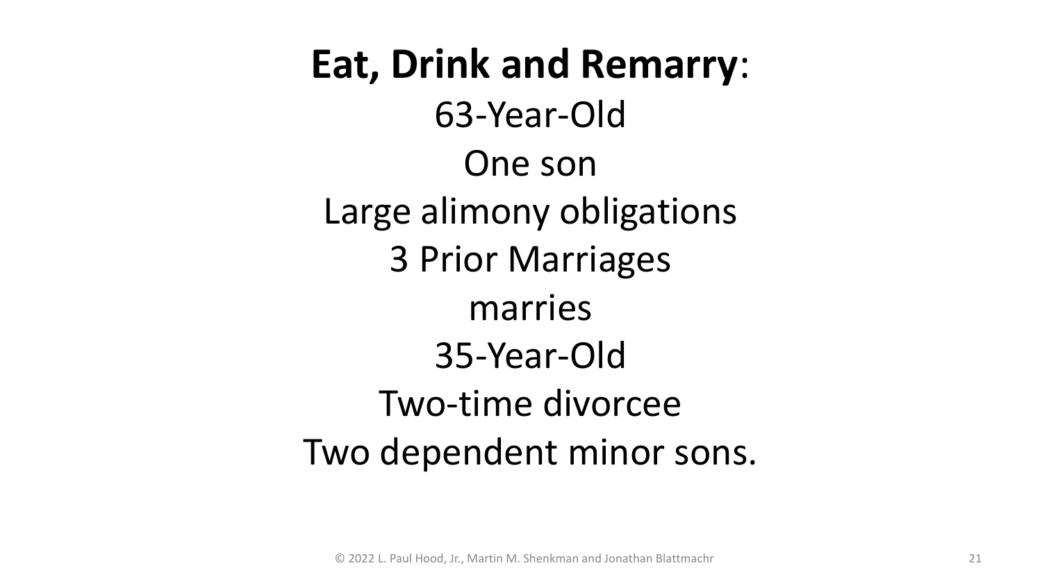**Eat, Drink and Remarry**:

63-Year-Old

One son

Large alimony obligations

3 Prior Marriages

marries

35-Year-Old

Two-time divorcee

Two dependent minor sons.

© 2022 L. Paul Hood, Jr., Martin M. Shenkman and Jonathan Blattmachr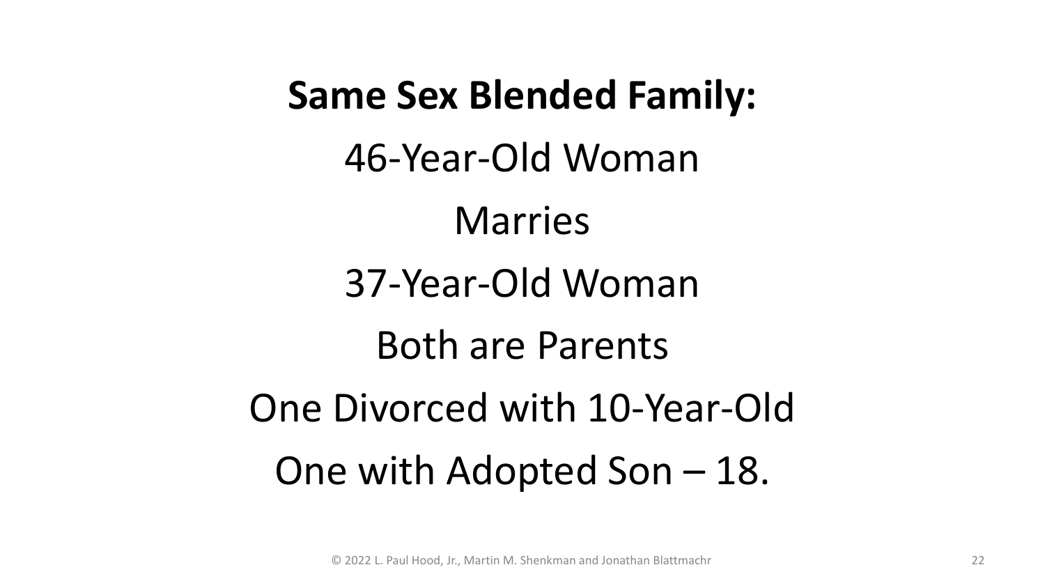**Same Sex Blended Family:**

46-Year-Old Woman

Marries

37-Year-Old Woman

Both are Parents

One Divorced with 10-Year-Old

One with Adopted Son – 18.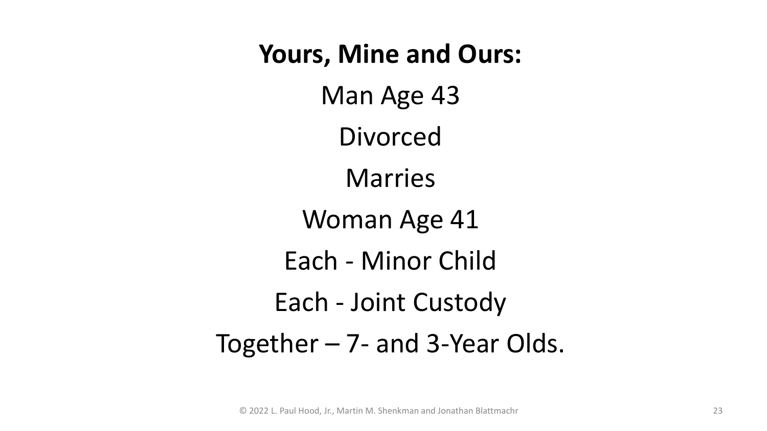**Yours, Mine and Ours:**

Man Age 43

Divorced

Marries

Woman Age 41

Each - Minor Child

Each - Joint Custody

Together – 7- and 3-Year Olds.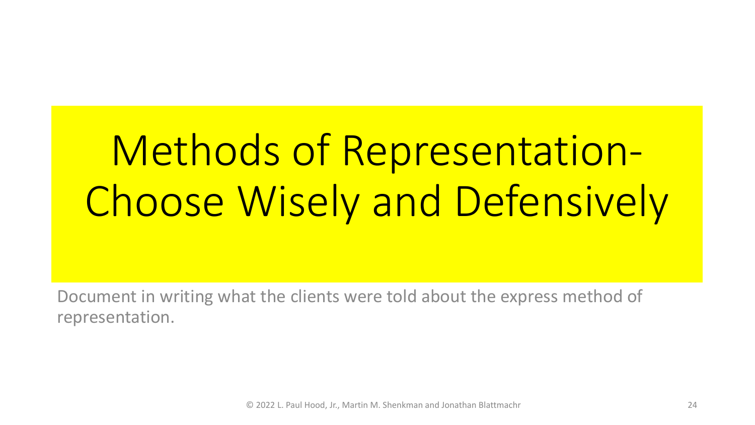# Methods of Representation-Choose Wisely and Defensively

Document in writing what the clients were told about the express method of representation.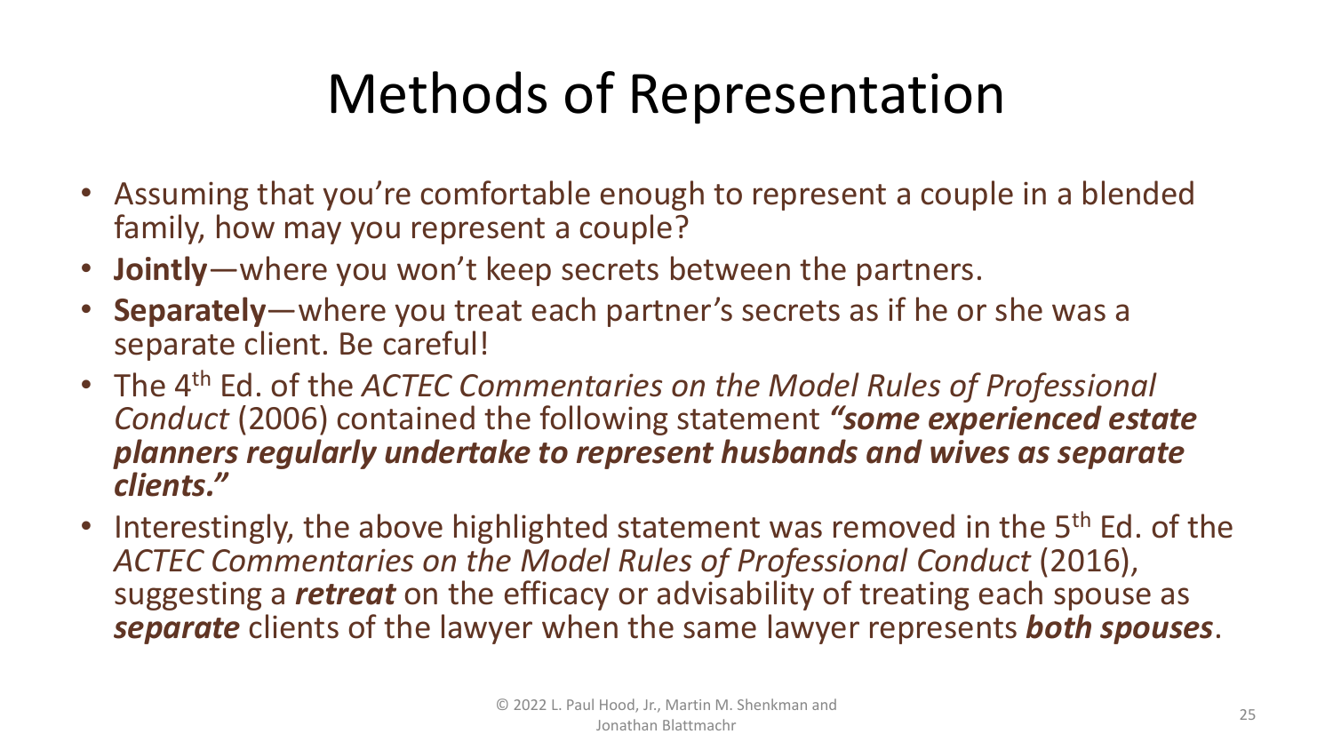# Methods of Representation

- Assuming that you're comfortable enough to represent a couple in a blended family, how may you represent a couple?
- **Jointly**—where you won't keep secrets between the partners.
- **Separately**—where you treat each partner's secrets as if he or she was a separate client. Be careful!
- The 4th Ed. of the *ACTEC Commentaries on the Model Rules of Professional Conduct* (2006) contained the following statement ***"some experienced estate planners regularly undertake to represent husbands and wives as separate clients."***
- Interestingly, the above highlighted statement was removed in the 5th Ed. of the *ACTEC Commentaries on the Model Rules of Professional Conduct* (2016), suggesting a ***retreat*** on the efficacy or advisability of treating each spouse as ***separate*** clients of the lawyer when the same lawyer represents ***both spouses***.

© 2022 L. Paul Hood, Jr., Martin M. Shenkman and Jonathan Blattmachr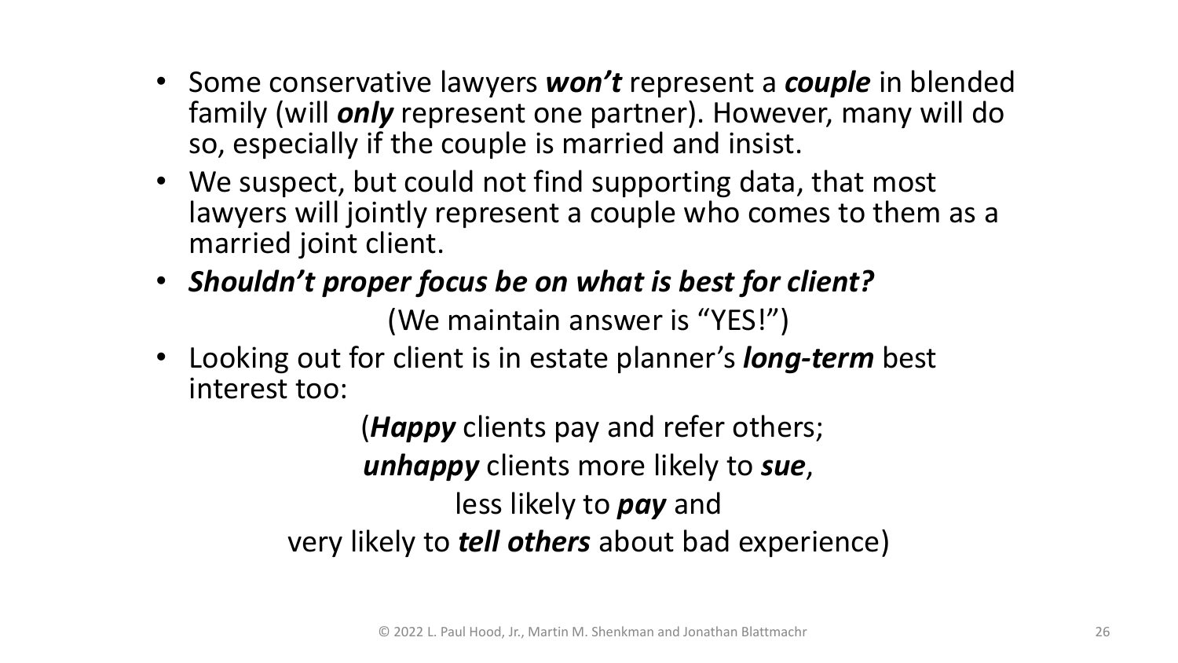- Some conservative lawyers ***won't*** represent a ***couple*** in blended family (will ***only*** represent one partner). However, many will do so, especially if the couple is married and insist.
- We suspect, but could not find supporting data, that most lawyers will jointly represent a couple who comes to them as a married joint client.
- ***Shouldn't proper focus be on what is best for client?***

  (We maintain answer is "YES!")
- Looking out for client is in estate planner's ***long-term*** best interest too:

  (***Happy*** clients pay and refer others;
  ***unhappy*** clients more likely to ***sue***,
  less likely to ***pay*** and
  very likely to ***tell others*** about bad experience)

© 2022 L. Paul Hood, Jr., Martin M. Shenkman and Jonathan Blattmachr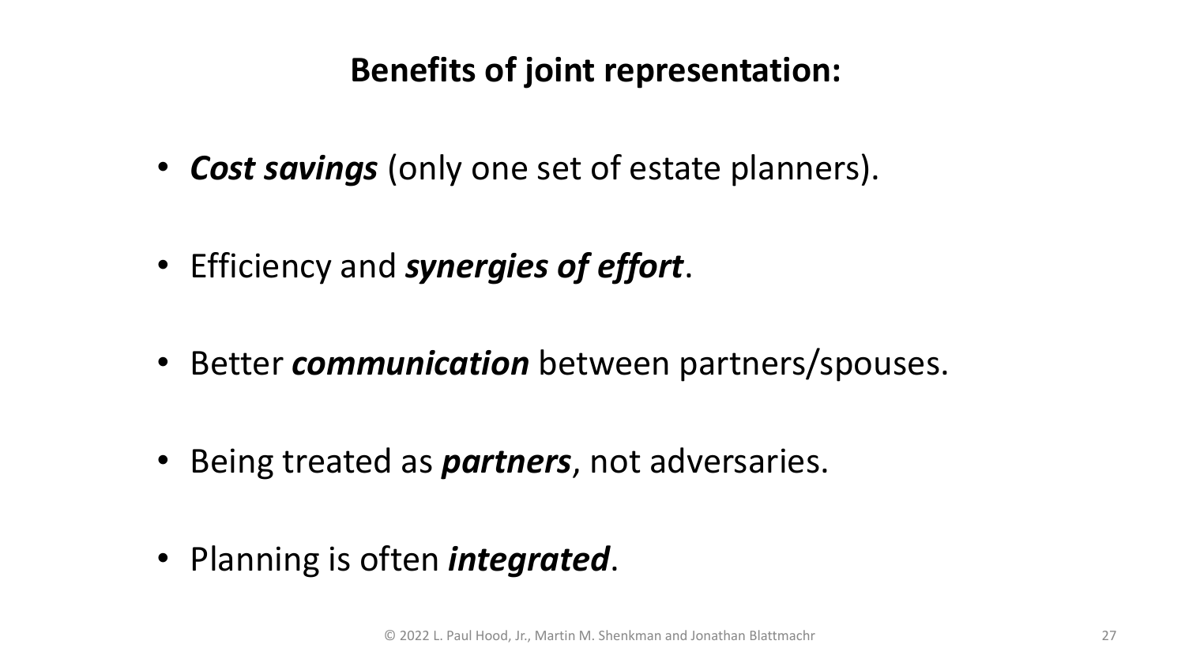## Benefits of joint representation:

- ***Cost savings*** (only one set of estate planners).
- Efficiency and ***synergies of effort***.
- Better ***communication*** between partners/spouses.
- Being treated as ***partners***, not adversaries.
- Planning is often ***integrated***.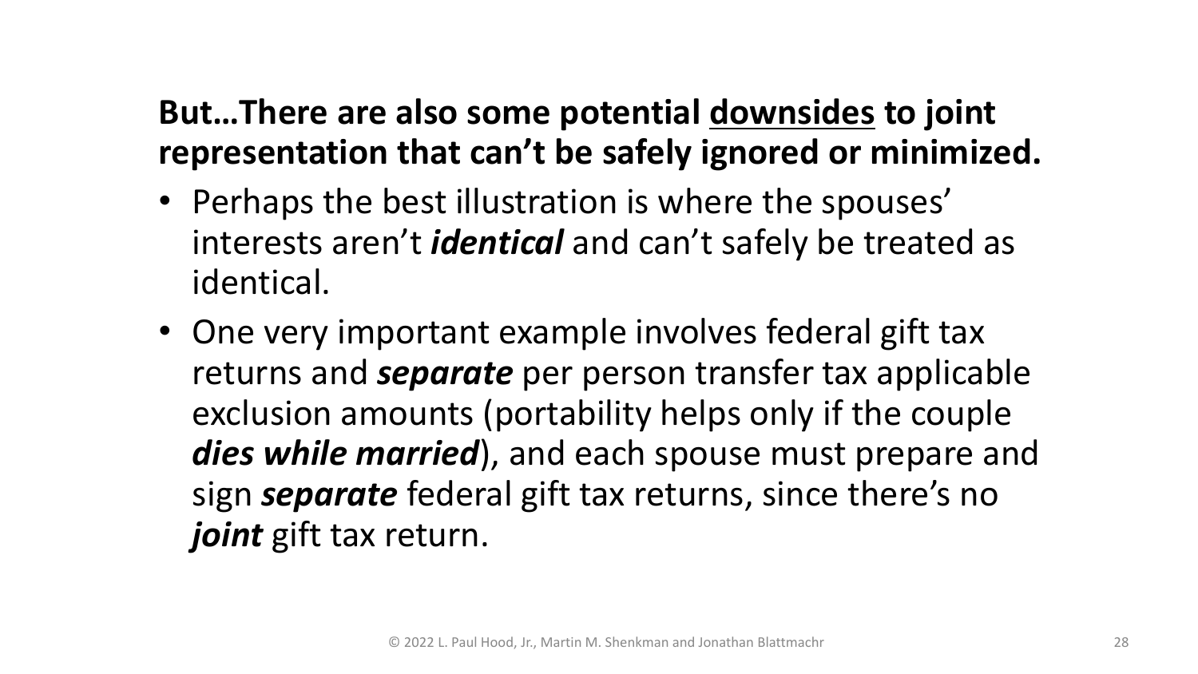**But…There are also some potential <u>downsides</u> to joint representation that can't be safely ignored or minimized.**

- Perhaps the best illustration is where the spouses' interests aren't ***identical*** and can't safely be treated as identical.
- One very important example involves federal gift tax returns and ***separate*** per person transfer tax applicable exclusion amounts (portability helps only if the couple ***dies while married***), and each spouse must prepare and sign ***separate*** federal gift tax returns, since there's no ***joint*** gift tax return.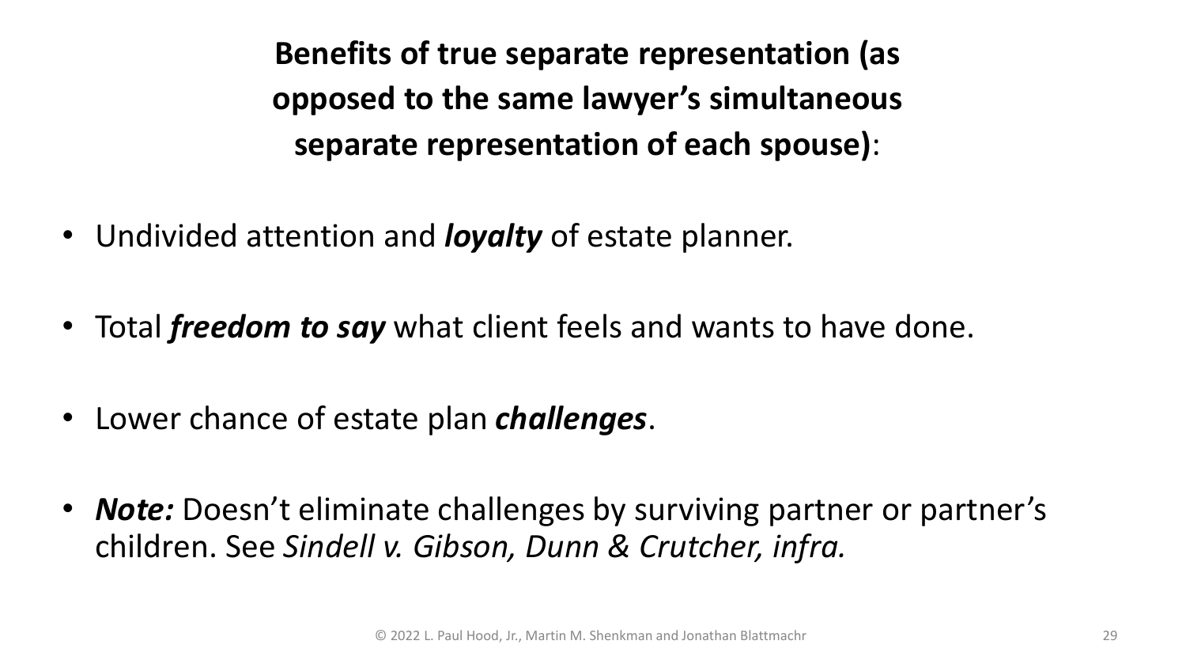## **Benefits of true separate representation (as opposed to the same lawyer's simultaneous separate representation of each spouse)**:

- Undivided attention and ***loyalty*** of estate planner.
- Total ***freedom to say*** what client feels and wants to have done.
- Lower chance of estate plan ***challenges***.
- ***Note:*** Doesn't eliminate challenges by surviving partner or partner's children. See *Sindell v. Gibson, Dunn & Crutcher, infra.*

© 2022 L. Paul Hood, Jr., Martin M. Shenkman and Jonathan Blattmachr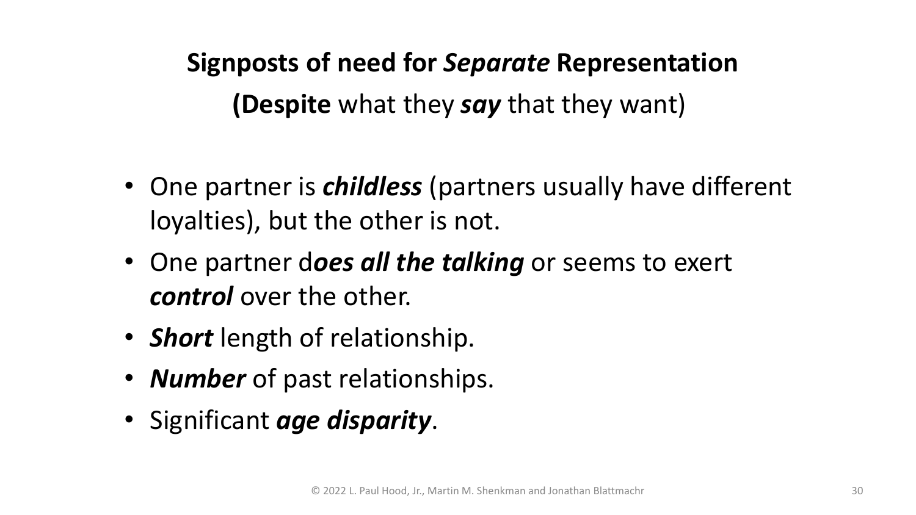## Signposts of need for *Separate* Representation

**(Despite** what they ***say*** that they want)

- One partner is ***childless*** (partners usually have different loyalties), but the other is not.
- One partner d***oes all the talking*** or seems to exert ***control*** over the other.
- ***Short*** length of relationship.
- ***Number*** of past relationships.
- Significant ***age disparity***.

© 2022 L. Paul Hood, Jr., Martin M. Shenkman and Jonathan Blattmachr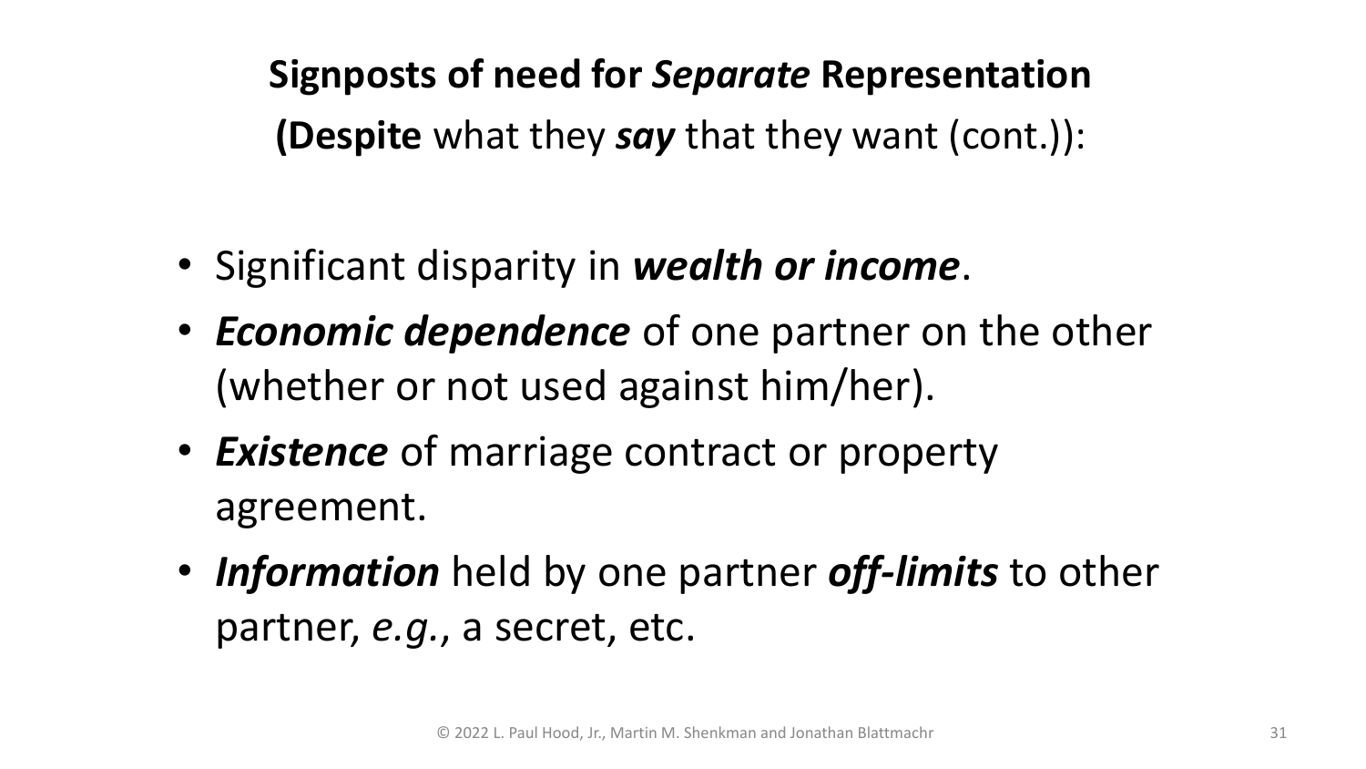**Signposts of need for *Separate* Representation**

**(Despite** what they ***say*** that they want (cont.)):

- Significant disparity in ***wealth or income***.
- ***Economic dependence*** of one partner on the other (whether or not used against him/her).
- ***Existence*** of marriage contract or property agreement.
- ***Information*** held by one partner ***off-limits*** to other partner, *e.g.*, a secret, etc.

© 2022 L. Paul Hood, Jr., Martin M. Shenkman and Jonathan Blattmachr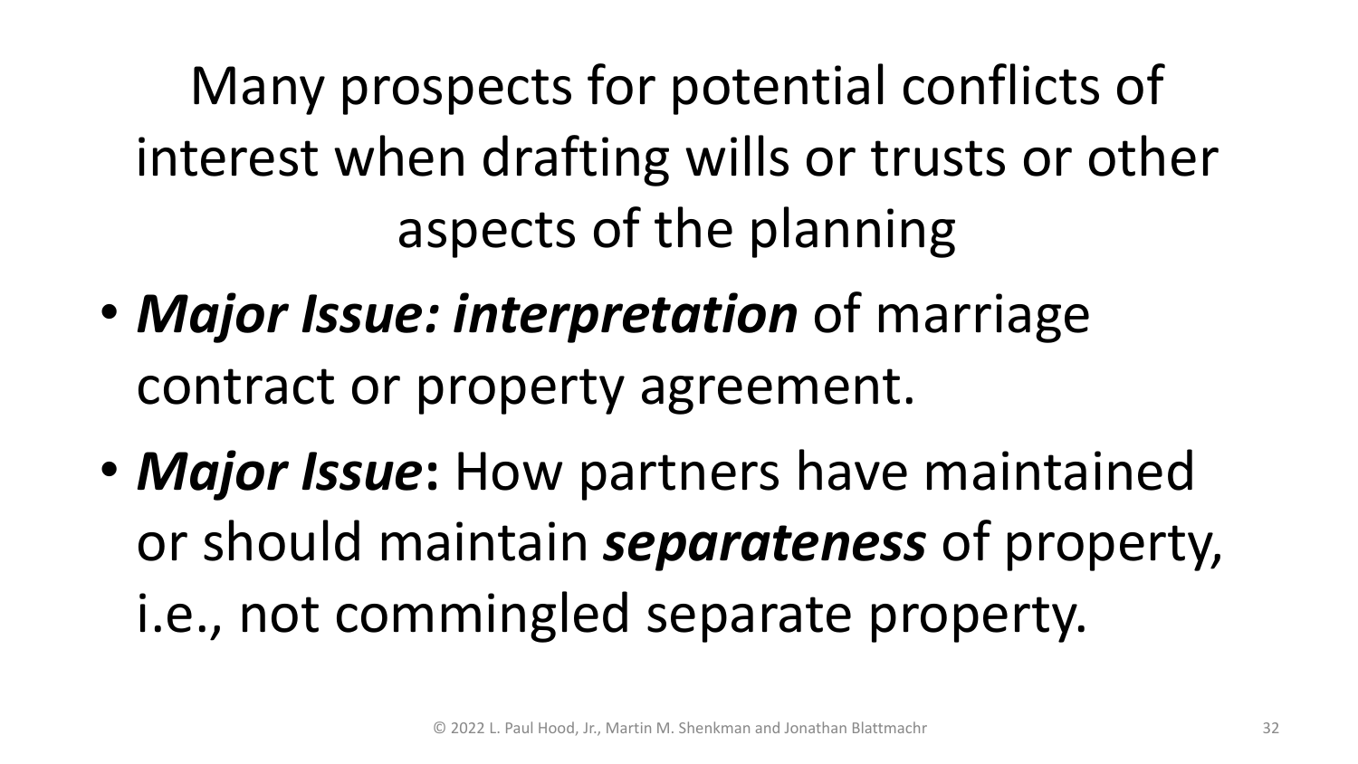# Many prospects for potential conflicts of interest when drafting wills or trusts or other aspects of the planning

- ***Major Issue: interpretation*** of marriage contract or property agreement.
- ***Major Issue*:** How partners have maintained or should maintain ***separateness*** of property, i.e., not commingled separate property.

© 2022 L. Paul Hood, Jr., Martin M. Shenkman and Jonathan Blattmachr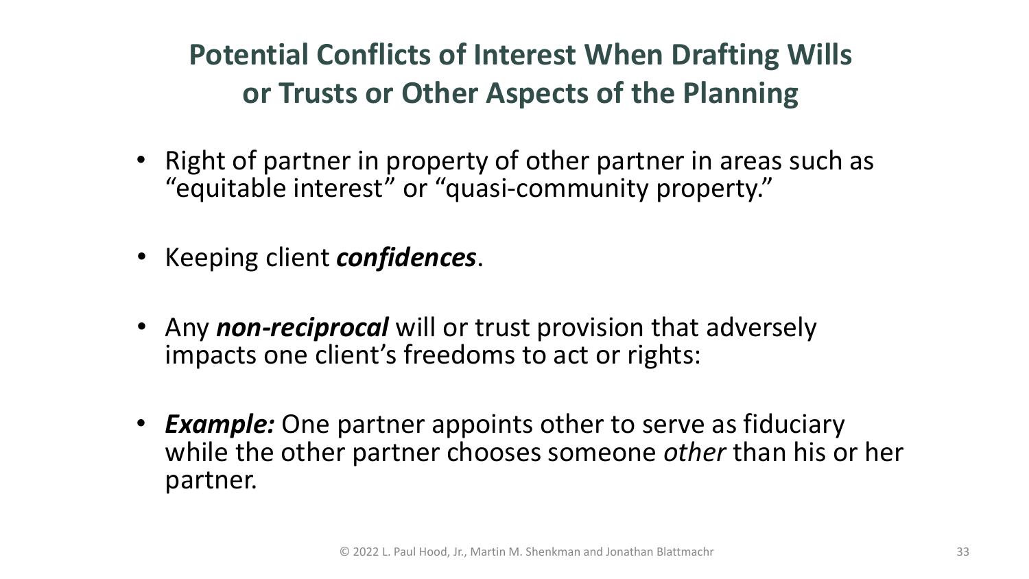# Potential Conflicts of Interest When Drafting Wills or Trusts or Other Aspects of the Planning

- Right of partner in property of other partner in areas such as "equitable interest" or "quasi-community property."
- Keeping client ***confidences***.
- Any ***non-reciprocal*** will or trust provision that adversely impacts one client's freedoms to act or rights:
- ***Example:*** One partner appoints other to serve as fiduciary while the other partner chooses someone *other* than his or her partner.

© 2022 L. Paul Hood, Jr., Martin M. Shenkman and Jonathan Blattmachr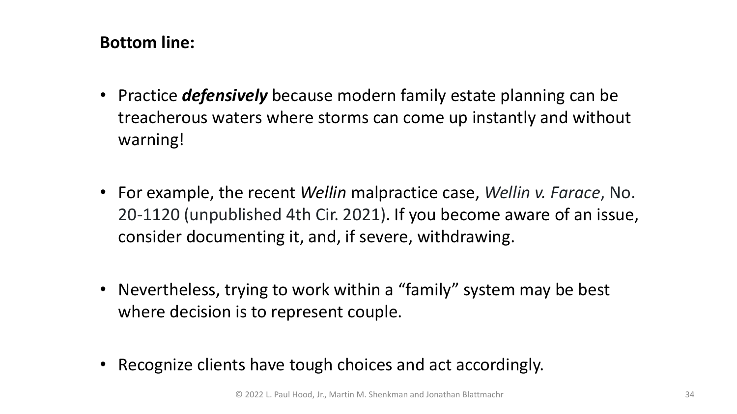**Bottom line:**

- Practice ***defensively*** because modern family estate planning can be treacherous waters where storms can come up instantly and without warning!
- For example, the recent *Wellin* malpractice case, *Wellin v. Farace*, No. 20-1120 (unpublished 4th Cir. 2021). If you become aware of an issue, consider documenting it, and, if severe, withdrawing.
- Nevertheless, trying to work within a "family" system may be best where decision is to represent couple.
- Recognize clients have tough choices and act accordingly.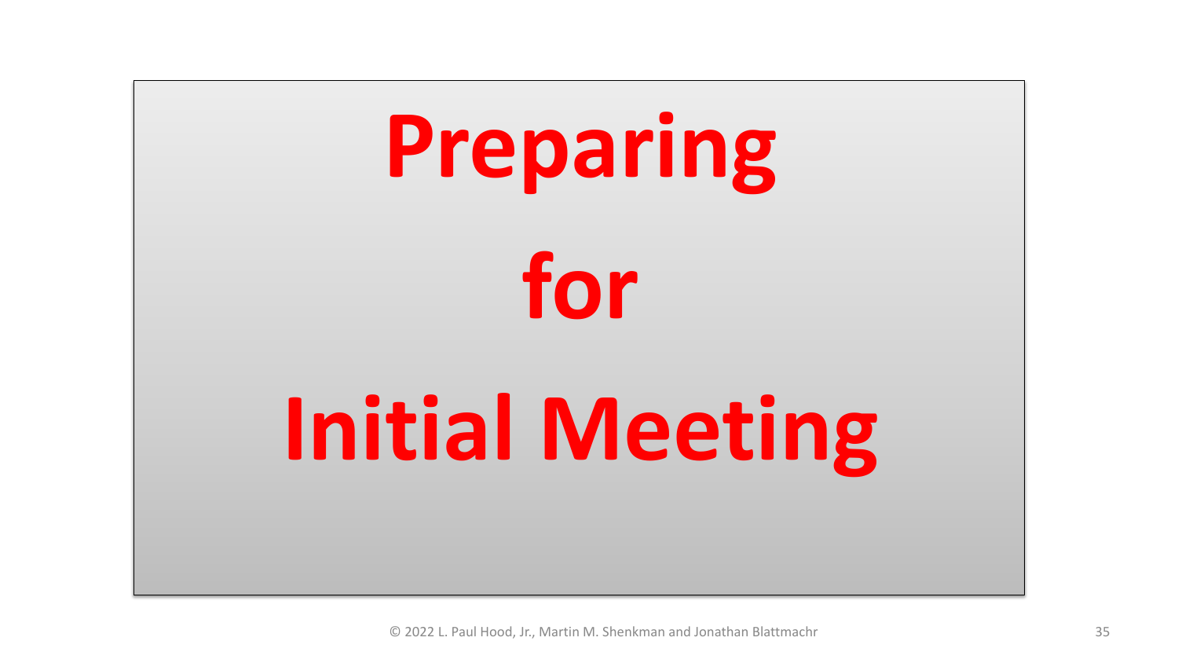# Preparing for Initial Meeting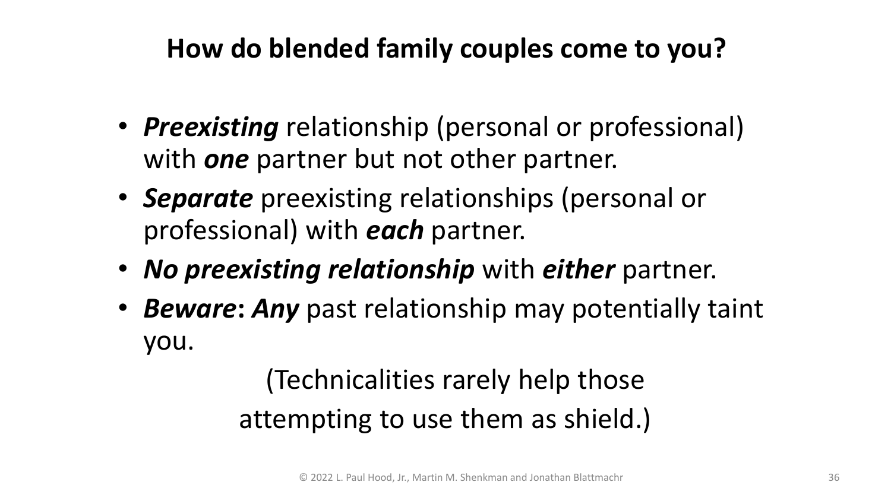## How do blend­ed family couples come to you?

- ***Preexisting*** relationship (personal or professional) with ***one*** partner but not other partner.
- ***Separate*** preexisting relationships (personal or professional) with ***each*** partner.
- ***No preexisting relationship*** with ***either*** partner.
- ***Beware*: *Any*** past relationship may potentially taint you.

(Technicalities rarely help those attempting to use them as shield.)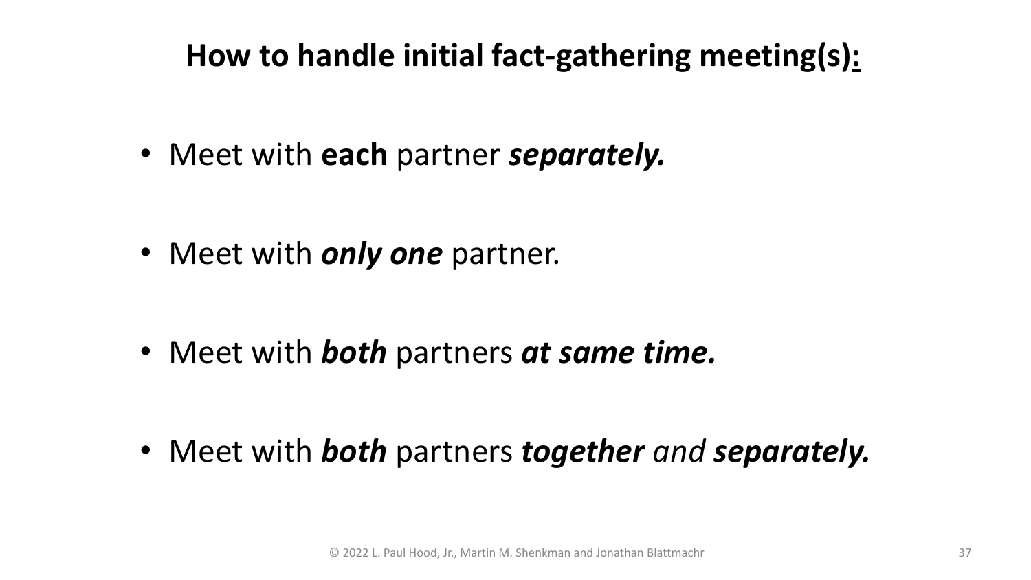## How to handle initial fact-gathering meeting(s):

- Meet with **each** partner ***separately.***
- Meet with ***only one*** partner.
- Meet with ***both*** partners ***at same time.***
- Meet with ***both*** partners ***together*** *and* ***separately.***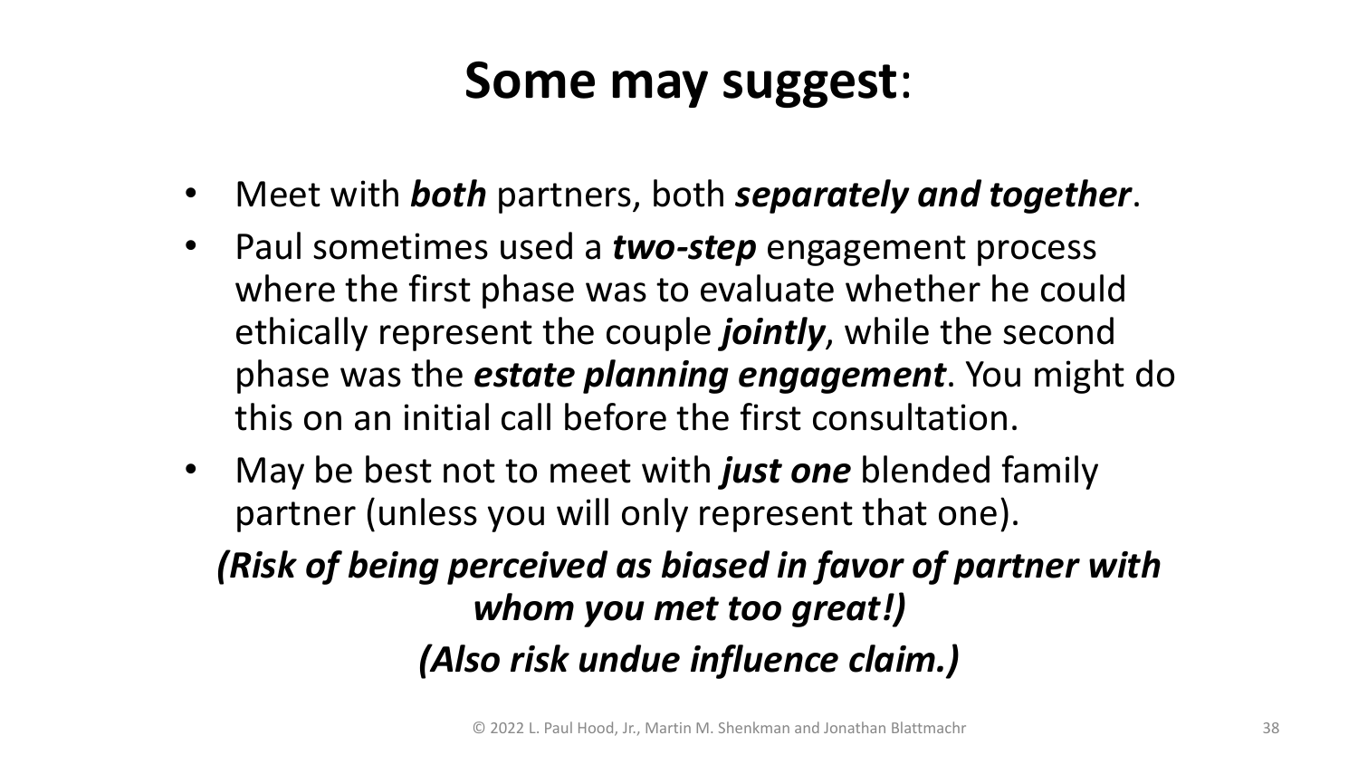# **Some may suggest**:

- Meet with ***both*** partners, both ***separately and together***.
- Paul sometimes used a ***two-step*** engagement process where the first phase was to evaluate whether he could ethically represent the couple ***jointly***, while the second phase was the ***estate planning engagement***. You might do this on an initial call before the first consultation.
- May be best not to meet with ***just one*** blended family partner (unless you will only represent that one).

***(Risk of being perceived as biased in favor of partner with whom you met too great!)***

***(Also risk undue influence claim.)***

© 2022 L. Paul Hood, Jr., Martin M. Shenkman and Jonathan Blattmachr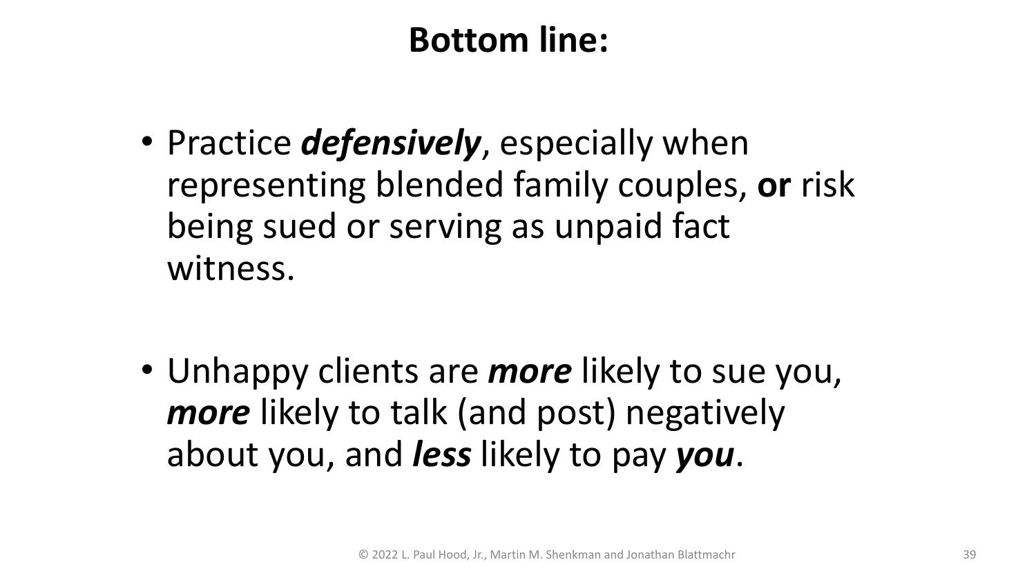# Bottom line:

- Practice ***defensively***, especially when representing blended family couples, **or** risk being sued or serving as unpaid fact witness.

- Unhappy clients are ***more*** likely to sue you, ***more*** likely to talk (and post) negatively about you, and ***less*** likely to pay ***you***.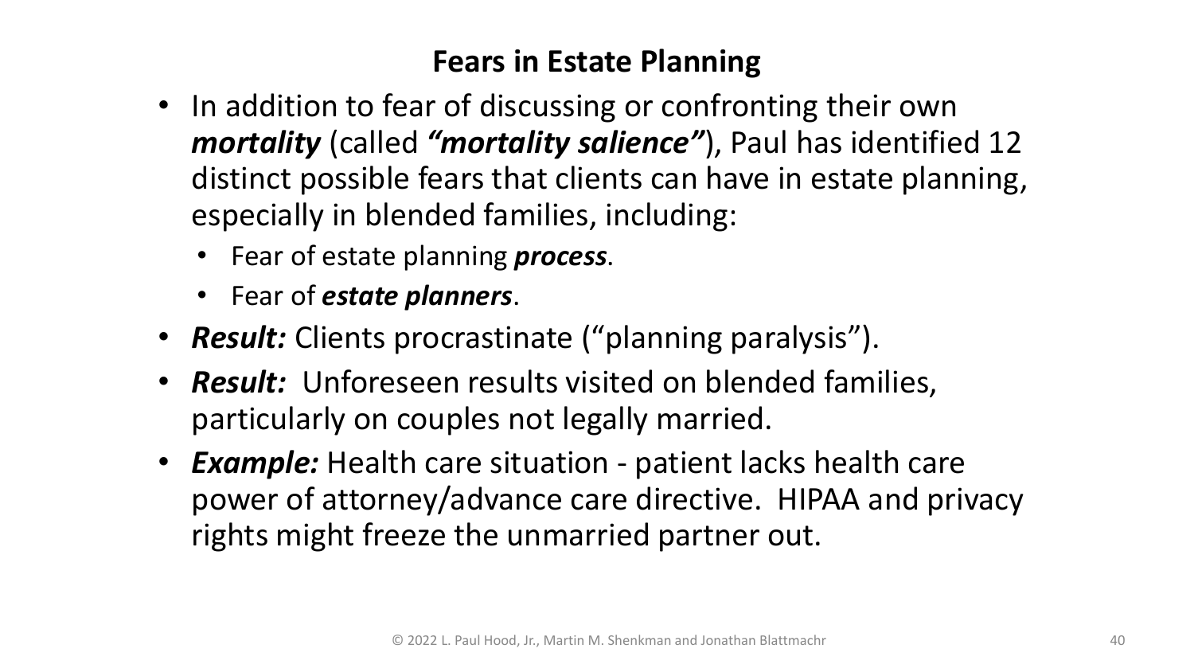## Fears in Estate Planning

- In addition to fear of discussing or confronting their own ***mortality*** (called ***"mortality salience"***), Paul has identified 12 distinct possible fears that clients can have in estate planning, especially in blended families, including:
  - Fear of estate planning ***process***.
  - Fear of ***estate planners***.
- ***Result:*** Clients procrastinate ("planning paralysis").
- ***Result:*** Unforeseen results visited on blended families, particularly on couples not legally married.
- ***Example:*** Health care situation - patient lacks health care power of attorney/advance care directive. HIPAA and privacy rights might freeze the unmarried partner out.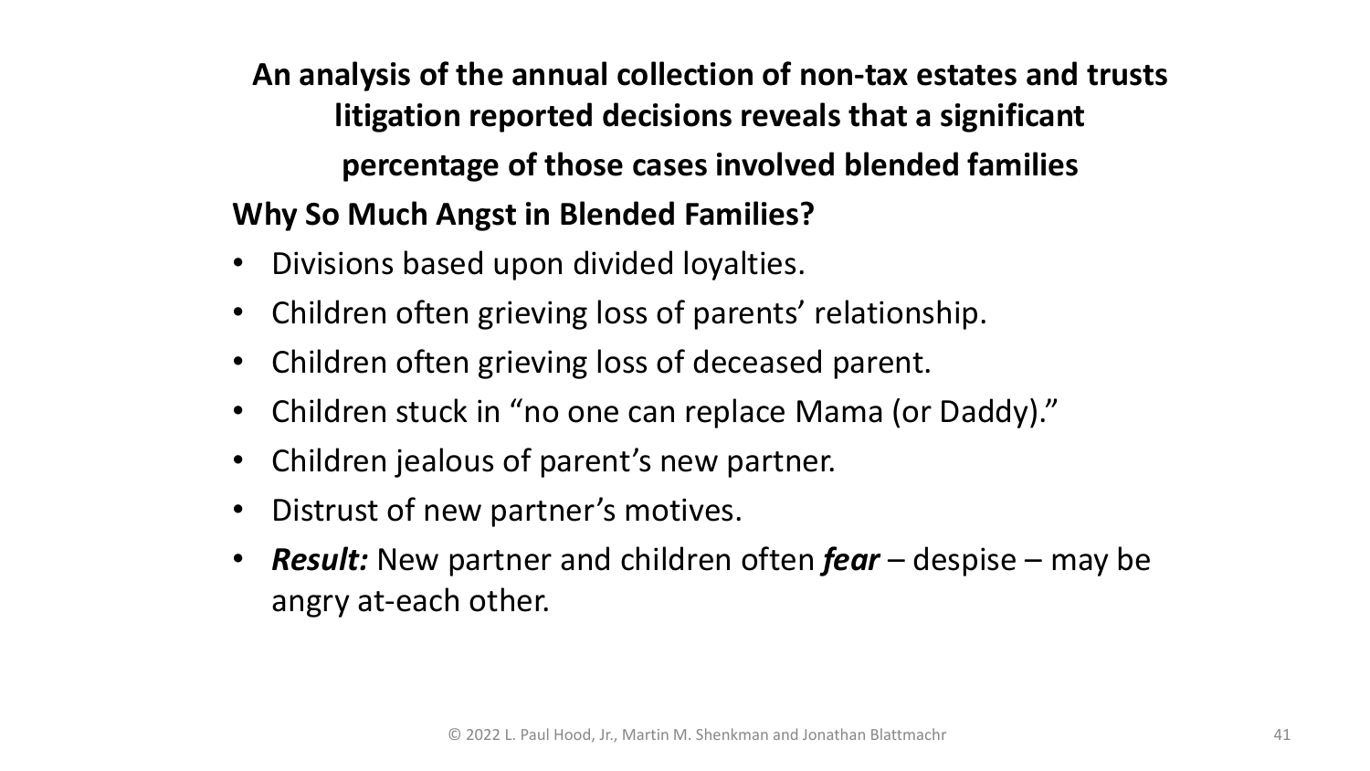**An analysis of the annual collection of non-tax estates and trusts litigation reported decisions reveals that a significant percentage of those cases involved blended families**

**Why So Much Angst in Blended Families?**

- Divisions based upon divided loyalties.
- Children often grieving loss of parents' relationship.
- Children often grieving loss of deceased parent.
- Children stuck in "no one can replace Mama (or Daddy)."
- Children jealous of parent's new partner.
- Distrust of new partner's motives.
- ***Result:*** New partner and children often ***fear*** – despise – may be angry at-each other.

© 2022 L. Paul Hood, Jr., Martin M. Shenkman and Jonathan Blattmachr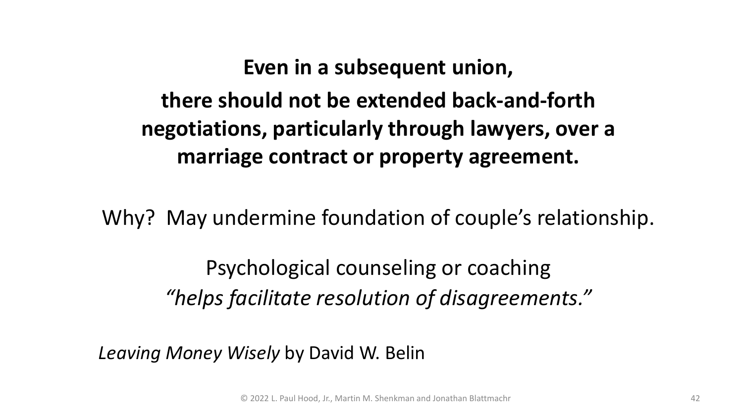**Even in a subsequent union,**

**there should not be extended back-and-forth negotiations, particularly through lawyers, over a marriage contract or property agreement.**

Why? May undermine foundation of couple's relationship.

Psychological counseling or coaching *"helps facilitate resolution of disagreements."*

*Leaving Money Wisely* by David W. Belin

© 2022 L. Paul Hood, Jr., Martin M. Shenkman and Jonathan Blattmachr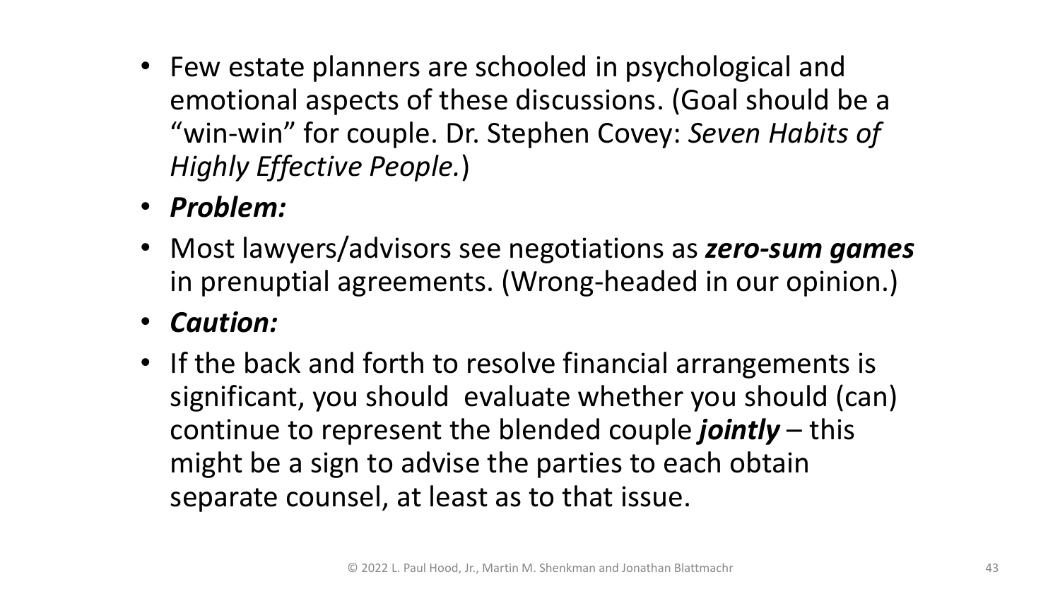- Few estate planners are schooled in psychological and emotional aspects of these discussions. (Goal should be a “win-win” for couple. Dr. Stephen Covey: *Seven Habits of Highly Effective People.*)
- ***Problem:***
- Most lawyers/advisors see negotiations as ***zero-sum games*** in prenuptial agreements. (Wrong-headed in our opinion.)
- ***Caution:***
- If the back and forth to resolve financial arrangements is significant, you should evaluate whether you should (can) continue to represent the blended couple ***jointly*** – this might be a sign to advise the parties to each obtain separate counsel, at least as to that issue.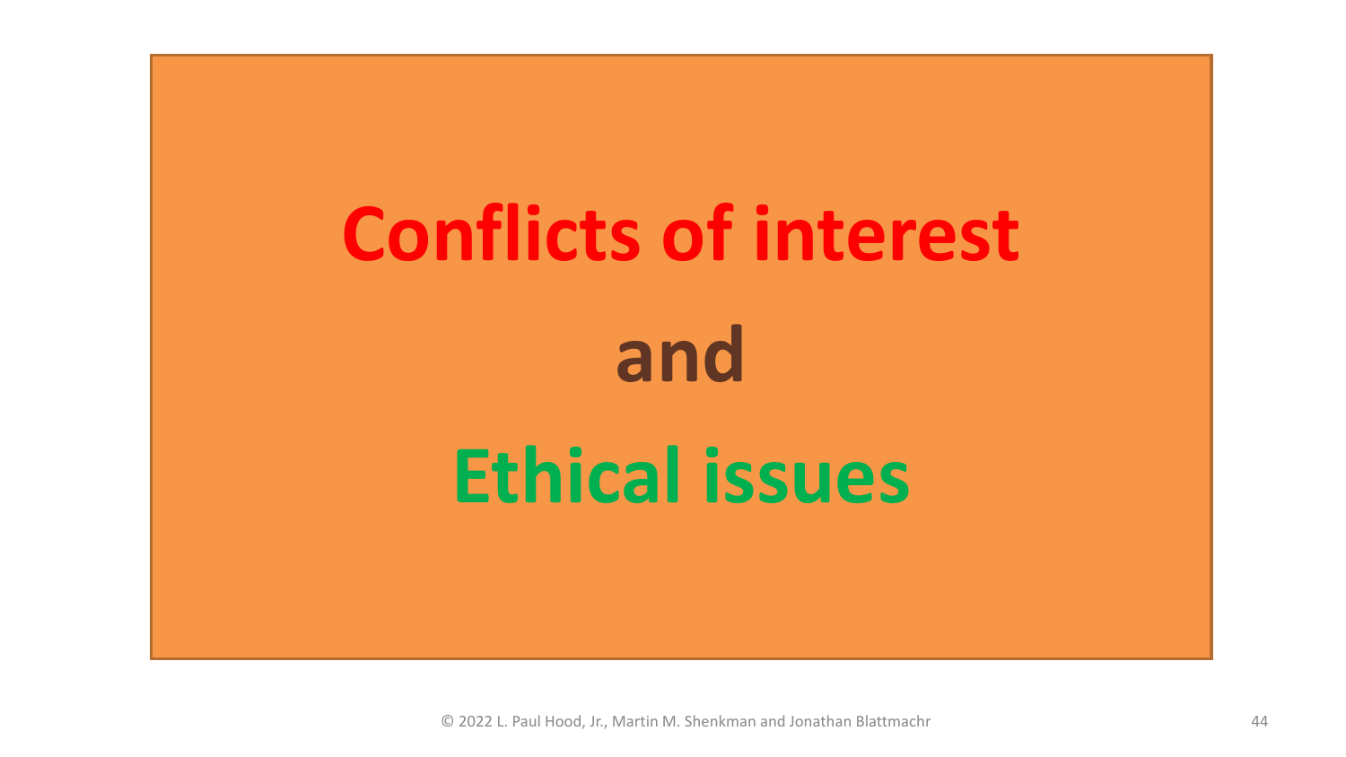# Conflicts of interest

# and

# Ethical issues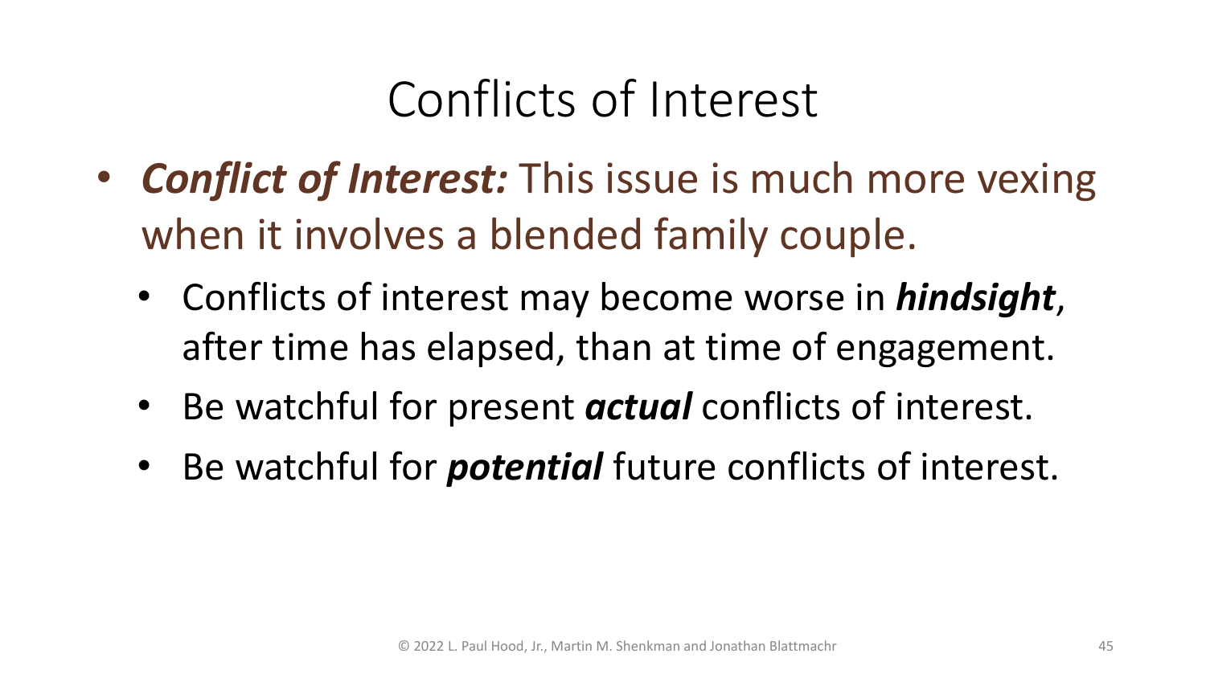# Conflicts of Interest

- ***Conflict of Interest:*** This issue is much more vexing when it involves a blended family couple.
  - Conflicts of interest may become worse in ***hindsight***, after time has elapsed, than at time of engagement.
  - Be watchful for present ***actual*** conflicts of interest.
  - Be watchful for ***potential*** future conflicts of interest.

© 2022 L. Paul Hood, Jr., Martin M. Shenkman and Jonathan Blattmachr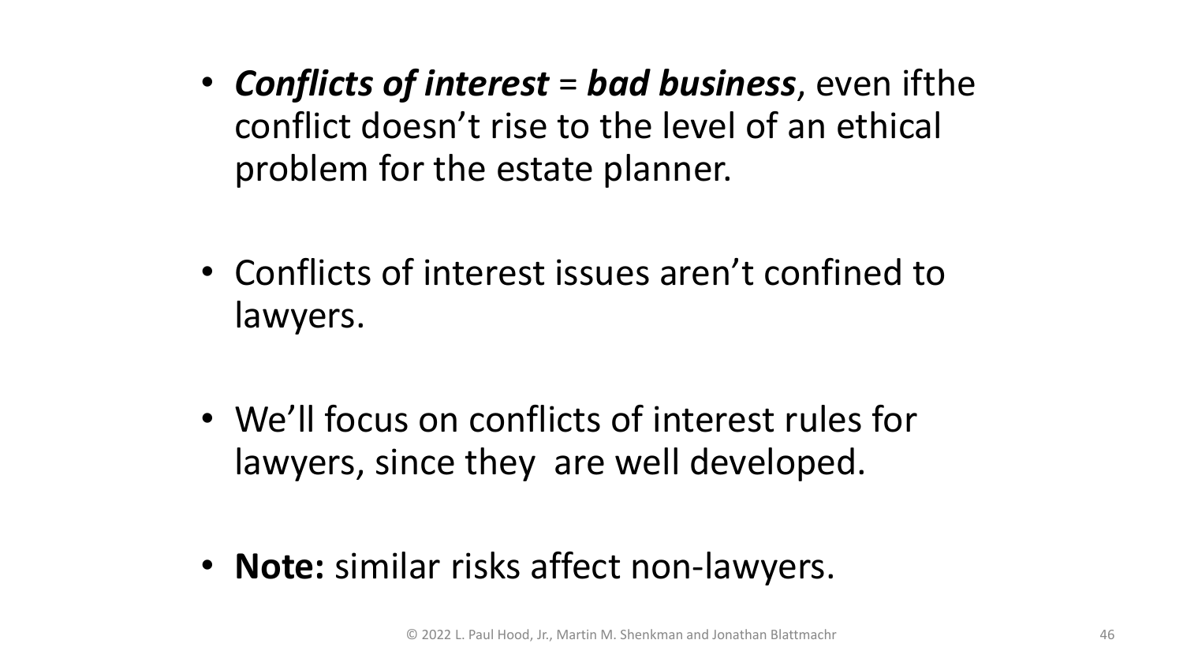- ***Conflicts of interest*** = ***bad business***, even ifthe conflict doesn't rise to the level of an ethical problem for the estate planner.

- Conflicts of interest issues aren't confined to lawyers.

- We'll focus on conflicts of interest rules for lawyers, since they  are well developed.

- **Note:** similar risks affect non-lawyers.

© 2022 L. Paul Hood, Jr., Martin M. Shenkman and Jonathan Blattmachr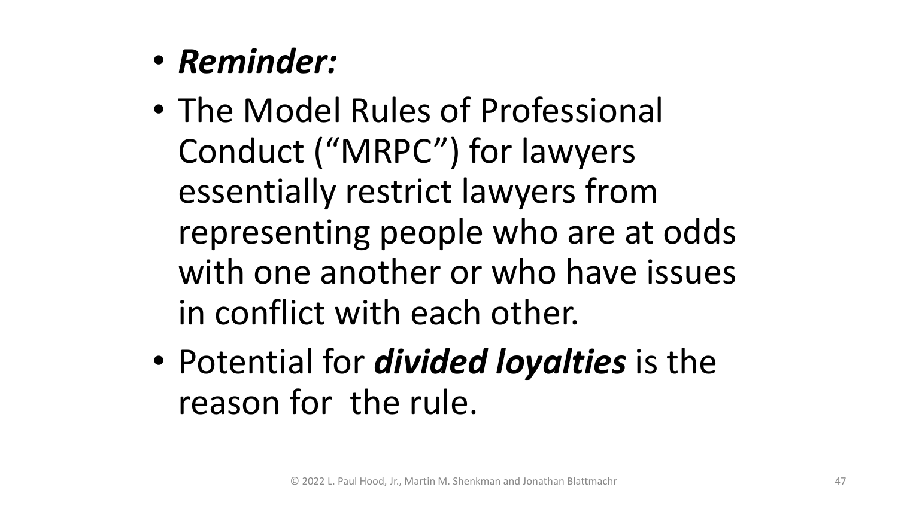- ***Reminder:***
- The Model Rules of Professional Conduct ("MRPC") for lawyers essentially restrict lawyers from representing people who are at odds with one another or who have issues in conflict with each other.
- Potential for ***divided loyalties*** is the reason for the rule.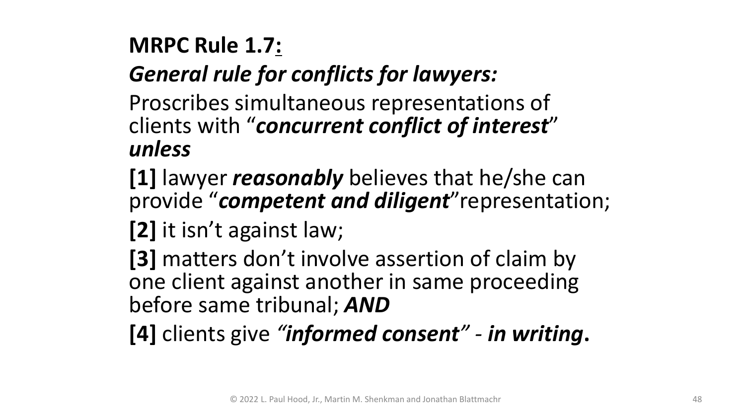**MRPC Rule 1.7:**

***General rule for conflicts for lawyers:***

Proscribes simultaneous representations of clients with "***concurrent conflict of interest***" ***unless***

**[1]** lawyer ***reasonably*** believes that he/she can provide "***competent and diligent***"representation;

**[2]** it isn't against law;

**[3]** matters don't involve assertion of claim by one client against another in same proceeding before same tribunal; ***AND***

**[4]** clients give *"**informed consent**"* - ***in writing*.**

© 2022 L. Paul Hood, Jr., Martin M. Shenkman and Jonathan Blattmachr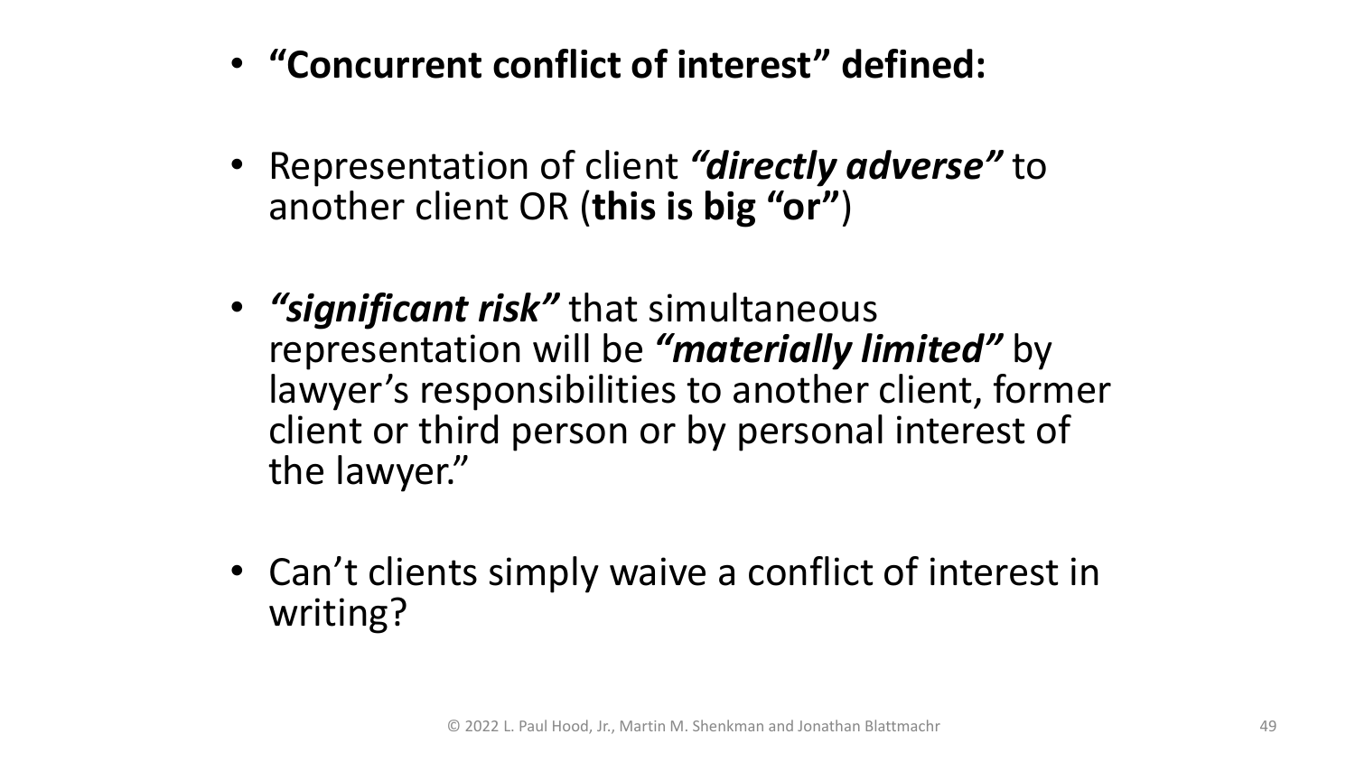- **"Concurrent conflict of interest" defined:**
- Representation of client ***"directly adverse"*** to another client OR (**this is big "or"**)
- ***"significant risk"*** that simultaneous representation will be ***"materially limited"*** by lawyer's responsibilities to another client, former client or third person or by personal interest of the lawyer."
- Can't clients simply waive a conflict of interest in writing?

© 2022 L. Paul Hood, Jr., Martin M. Shenkman and Jonathan Blattmachr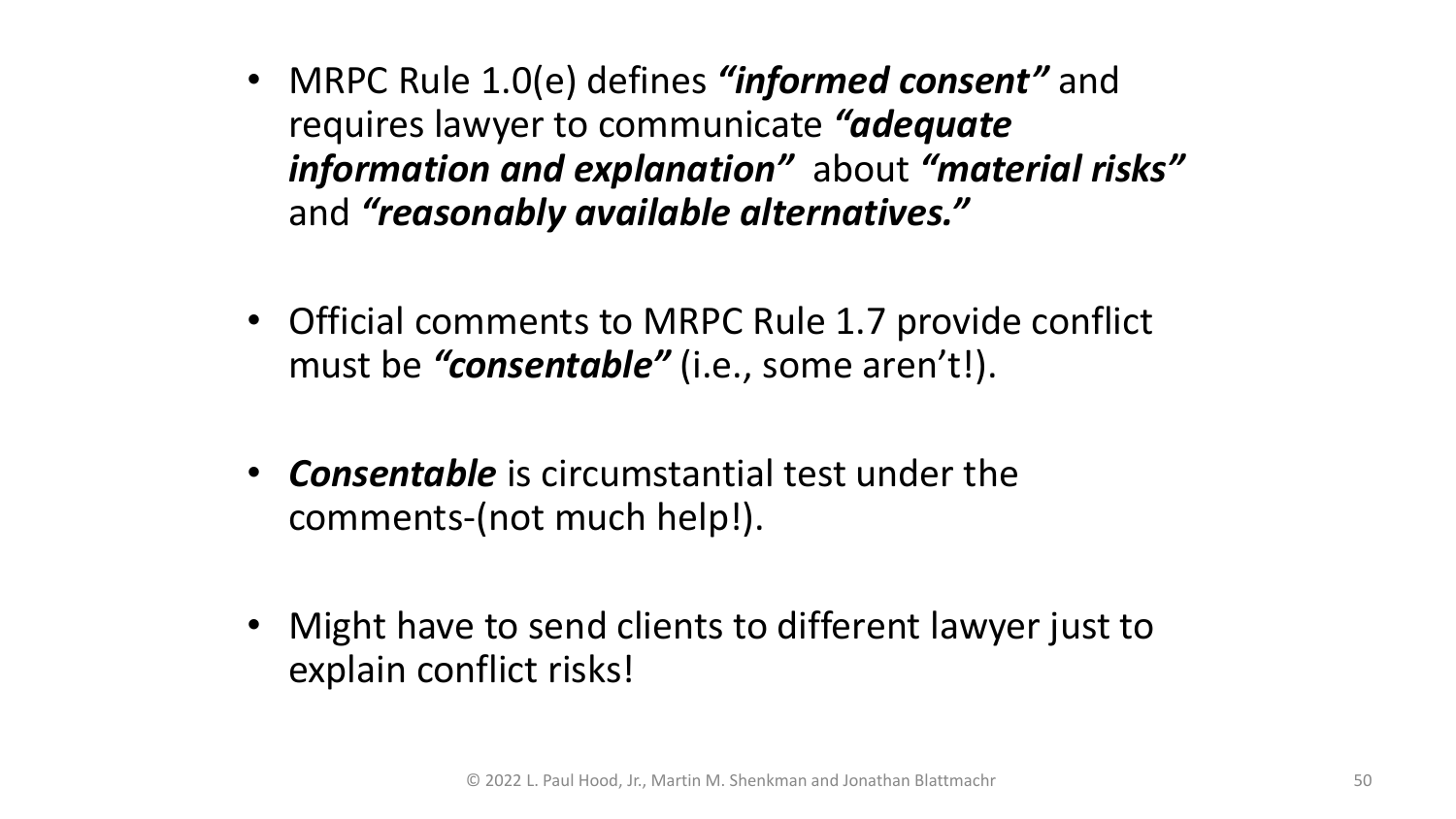- MRPC Rule 1.0(e) defines ***"informed consent"*** and requires lawyer to communicate ***"adequate information and explanation"*** about ***"material risks"*** and ***"reasonably available alternatives."***

- Official comments to MRPC Rule 1.7 provide conflict must be ***"consentable"*** (i.e., some aren't!).

- ***Consentable*** is circumstantial test under the comments-(not much help!).

- Might have to send clients to different lawyer just to explain conflict risks!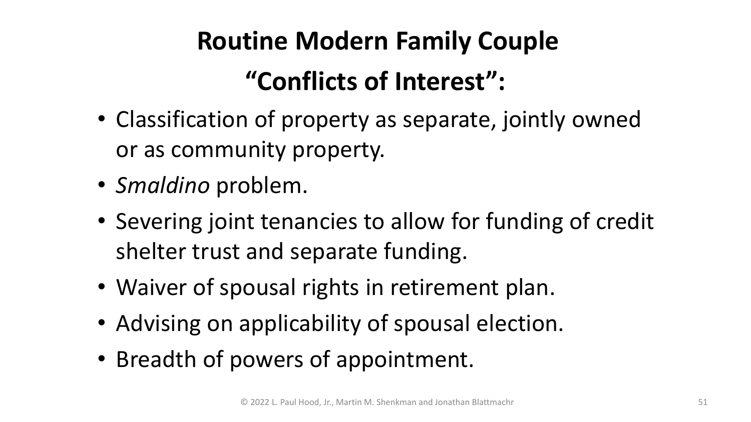# Routine Modern Family Couple

# "Conflicts of Interest":

- Classification of property as separate, jointly owned or as community property.
- *Smaldino* problem.
- Severing joint tenancies to allow for funding of credit shelter trust and separate funding.
- Waiver of spousal rights in retirement plan.
- Advising on applicability of spousal election.
- Breadth of powers of appointment.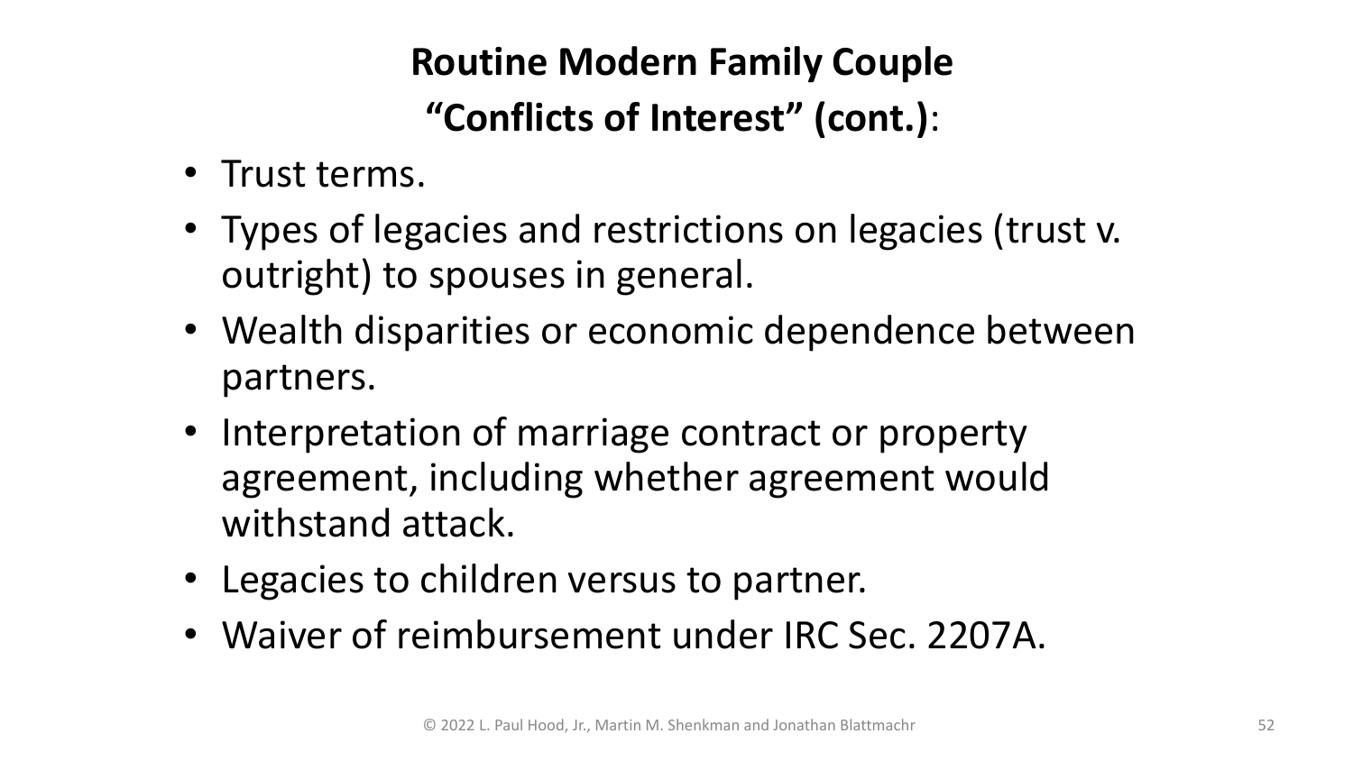## Routine Modern Family Couple

## "Conflicts of Interest" (cont.):

- Trust terms.
- Types of legacies and restrictions on legacies (trust v. outright) to spouses in general.
- Wealth disparities or economic dependence between partners.
- Interpretation of marriage contract or property agreement, including whether agreement would withstand attack.
- Legacies to children versus to partner.
- Waiver of reimbursement under IRC Sec. 2207A.

© 2022 L. Paul Hood, Jr., Martin M. Shenkman and Jonathan Blattmachr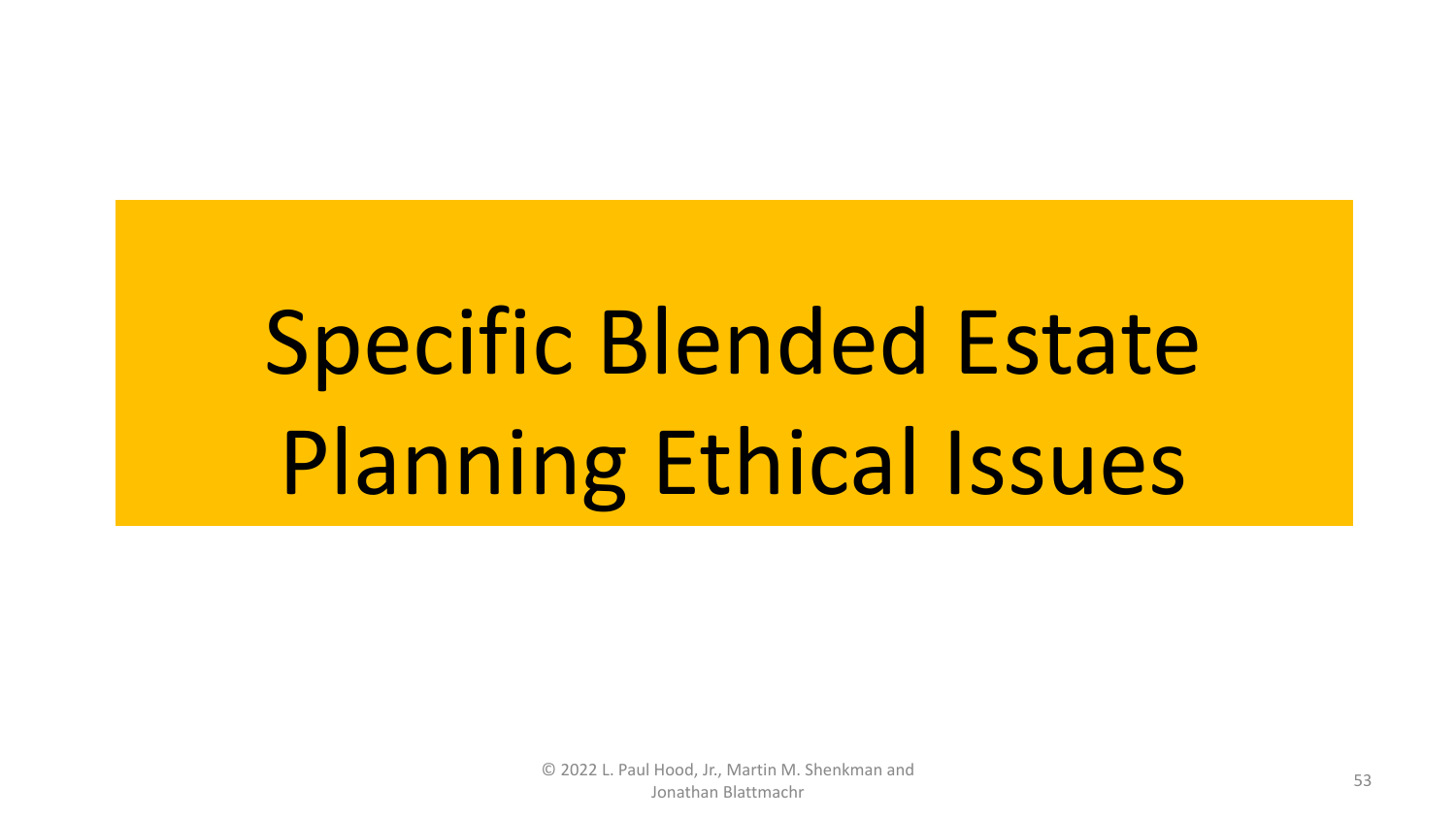# Specific Blended Estate Planning Ethical Issues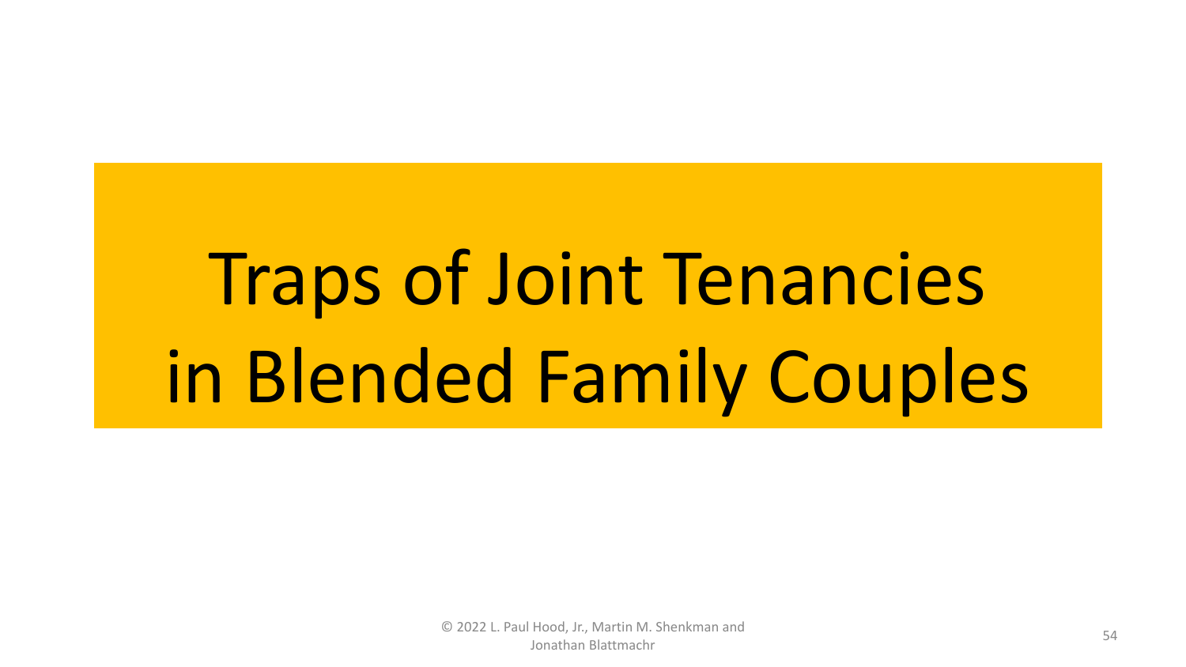# Traps of Joint Tenancies in Blended Family Couples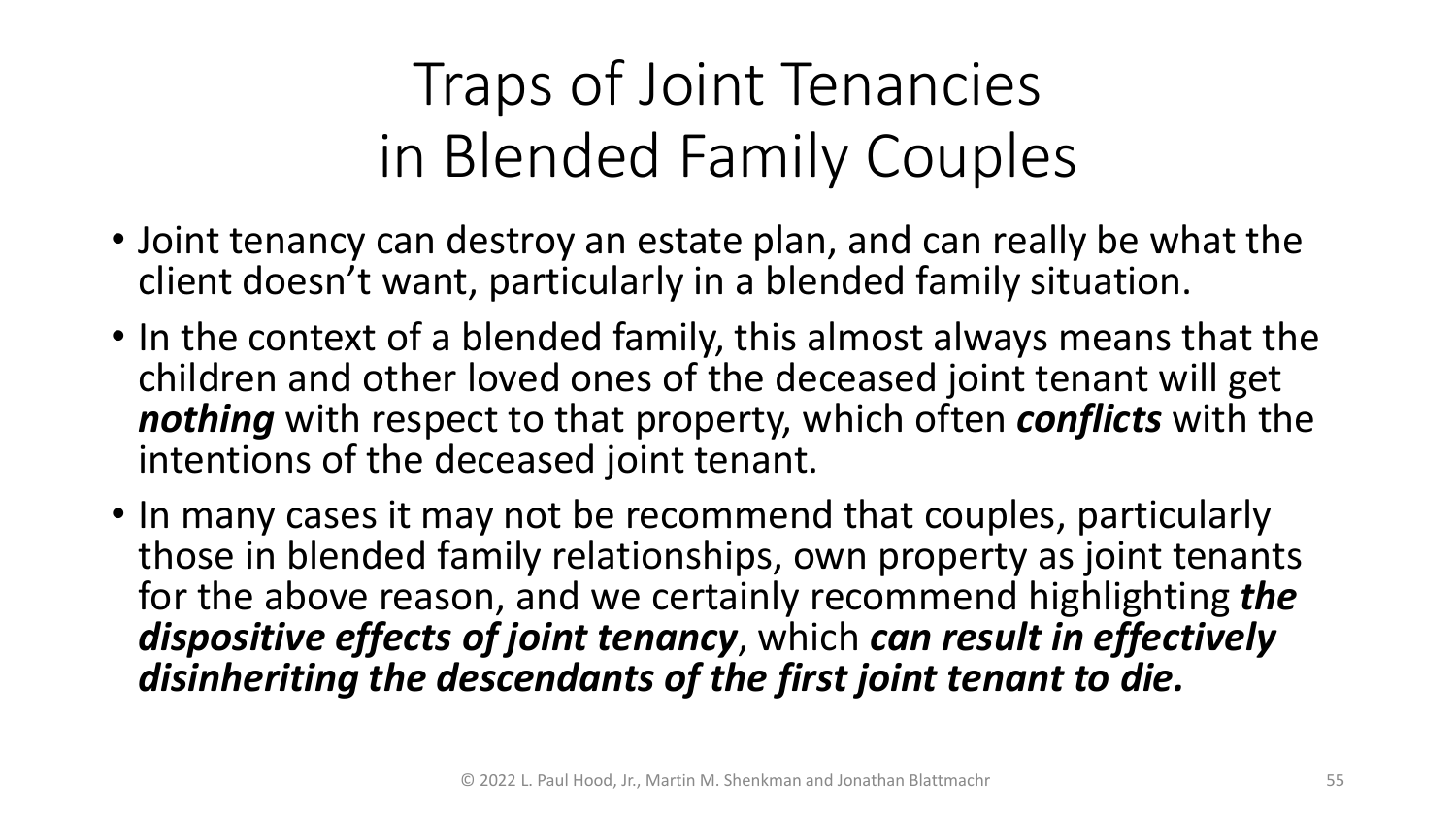# Traps of Joint Tenancies in Blended Family Couples

- Joint tenancy can destroy an estate plan, and can really be what the client doesn't want, particularly in a blended family situation.
- In the context of a blended family, this almost always means that the children and other loved ones of the deceased joint tenant will get ***nothing*** with respect to that property, which often ***conflicts*** with the intentions of the deceased joint tenant.
- In many cases it may not be recommend that couples, particularly those in blended family relationships, own property as joint tenants for the above reason, and we certainly recommend highlighting ***the dispositive effects of joint tenancy***, which ***can result in effectively disinheriting the descendants of the first joint tenant to die.***

© 2022 L. Paul Hood, Jr., Martin M. Shenkman and Jonathan Blattmachr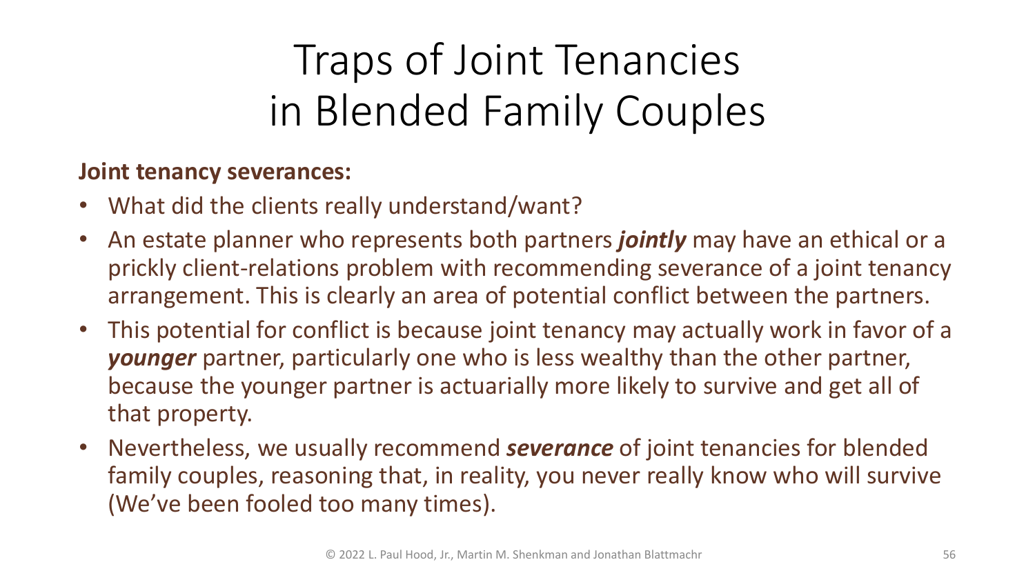# Traps of Joint Tenancies in Blended Family Couples

**Joint tenancy severances:**

- What did the clients really understand/want?
- An estate planner who represents both partners ***jointly*** may have an ethical or a prickly client-relations problem with recommending severance of a joint tenancy arrangement. This is clearly an area of potential conflict between the partners.
- This potential for conflict is because joint tenancy may actually work in favor of a ***younger*** partner, particularly one who is less wealthy than the other partner, because the younger partner is actuarially more likely to survive and get all of that property.
- Nevertheless, we usually recommend ***severance*** of joint tenancies for blended family couples, reasoning that, in reality, you never really know who will survive (We've been fooled too many times).

© 2022 L. Paul Hood, Jr., Martin M. Shenkman and Jonathan Blattmachr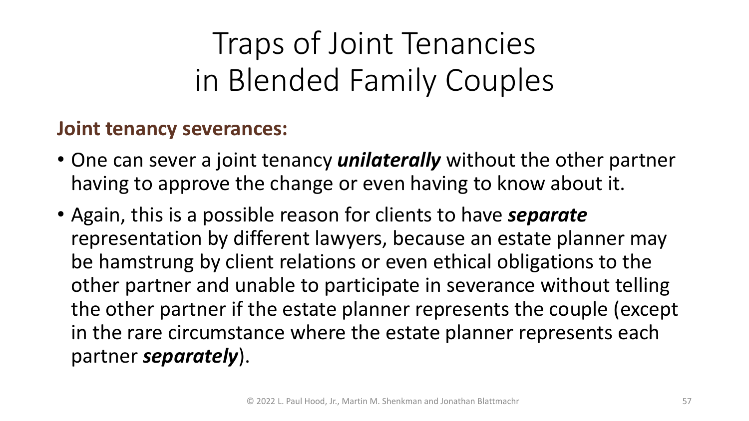# Traps of Joint Tenancies in Blended Family Couples

**Joint tenancy severances:**

- One can sever a joint tenancy ***unilaterally*** without the other partner having to approve the change or even having to know about it.
- Again, this is a possible reason for clients to have ***separate*** representation by different lawyers, because an estate planner may be hamstrung by client relations or even ethical obligations to the other partner and unable to participate in severance without telling the other partner if the estate planner represents the couple (except in the rare circumstance where the estate planner represents each partner ***separately***).

© 2022 L. Paul Hood, Jr., Martin M. Shenkman and Jonathan Blattmachr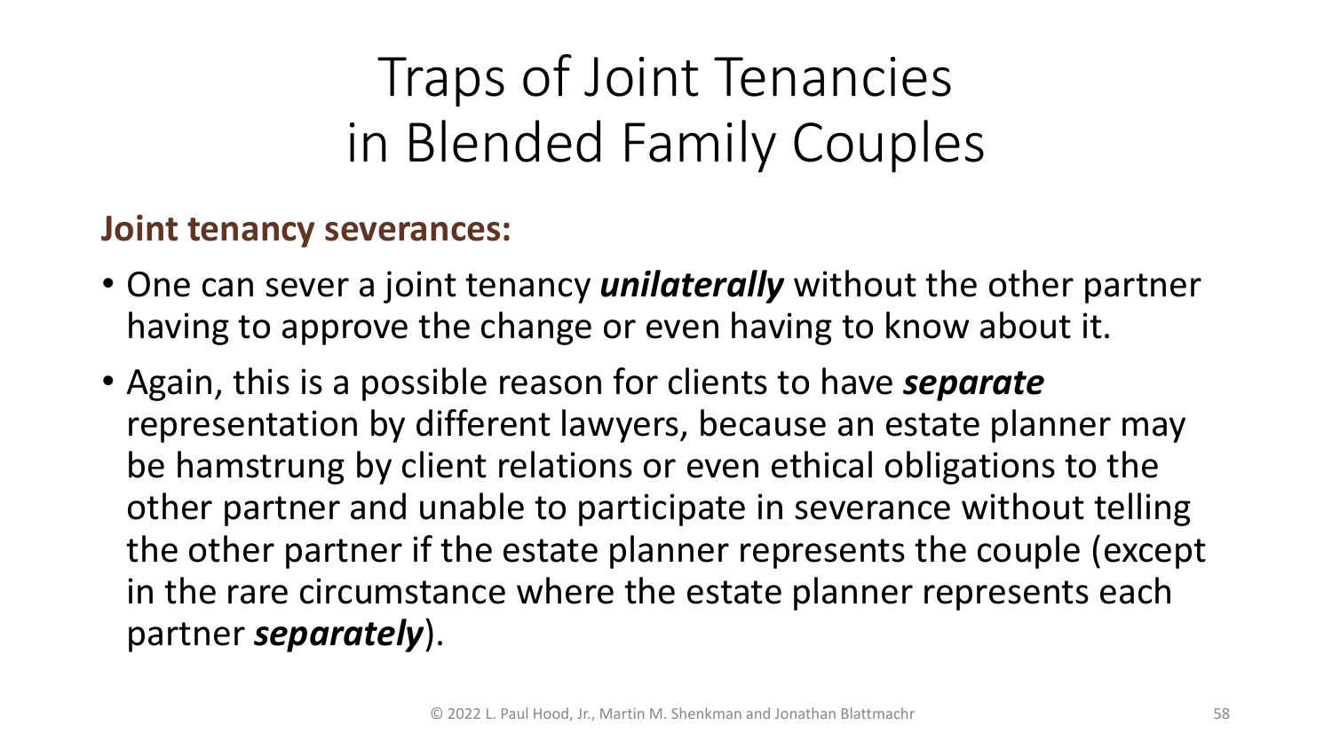# Traps of Joint Tenancies in Blended Family Couples

**Joint tenancy severances:**

- One can sever a joint tenancy ***unilaterally*** without the other partner having to approve the change or even having to know about it.
- Again, this is a possible reason for clients to have ***separate*** representation by different lawyers, because an estate planner may be hamstrung by client relations or even ethical obligations to the other partner and unable to participate in severance without telling the other partner if the estate planner represents the couple (except in the rare circumstance where the estate planner represents each partner ***separately***).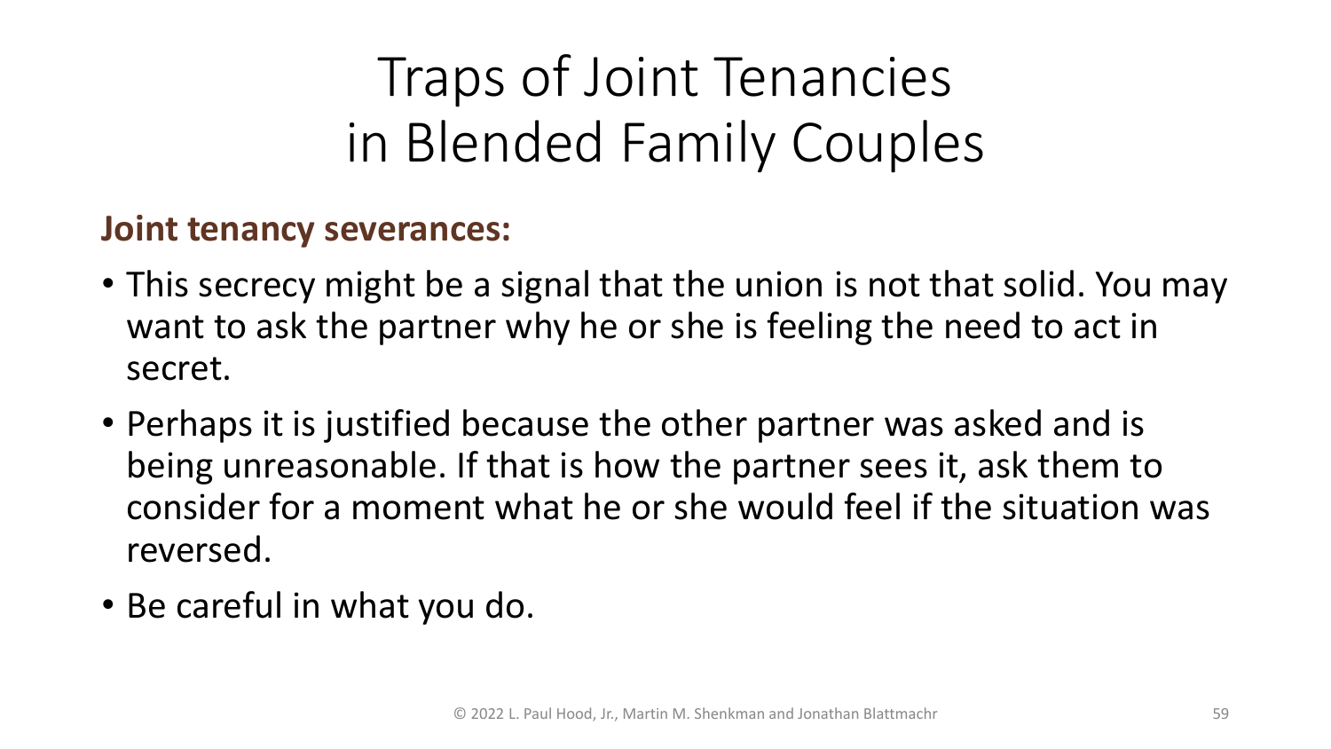# Traps of Joint Tenancies in Blended Family Couples

**Joint tenancy severances:**

- This secrecy might be a signal that the union is not that solid. You may want to ask the partner why he or she is feeling the need to act in secret.
- Perhaps it is justified because the other partner was asked and is being unreasonable. If that is how the partner sees it, ask them to consider for a moment what he or she would feel if the situation was reversed.
- Be careful in what you do.

© 2022 L. Paul Hood, Jr., Martin M. Shenkman and Jonathan Blattmachr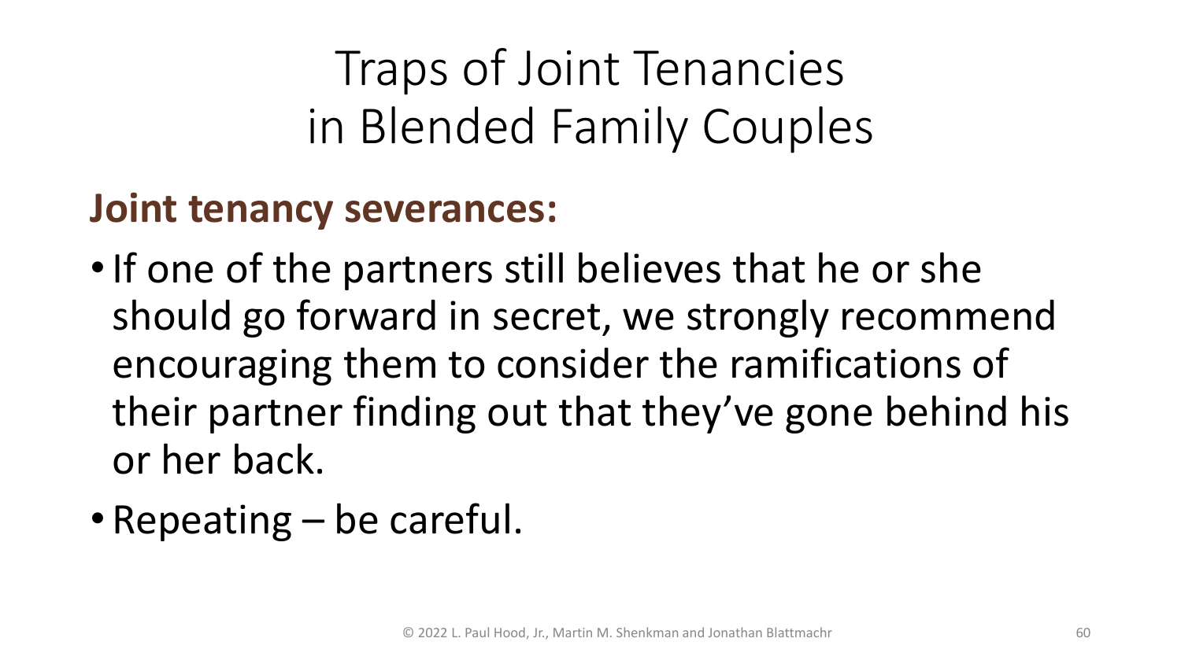# Traps of Joint Tenancies in Blended Family Couples

**Joint tenancy severances:**

- If one of the partners still believes that he or she should go forward in secret, we strongly recommend encouraging them to consider the ramifications of their partner finding out that they've gone behind his or her back.
- Repeating – be careful.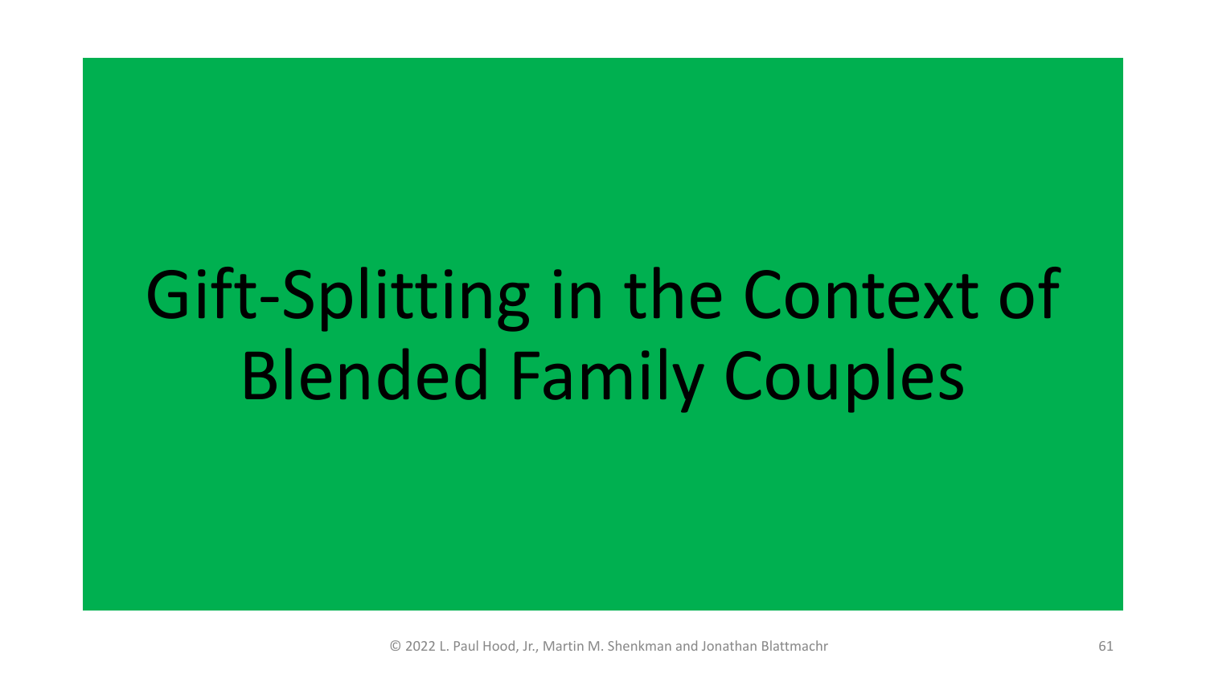# Gift-Splitting in the Context of Blended Family Couples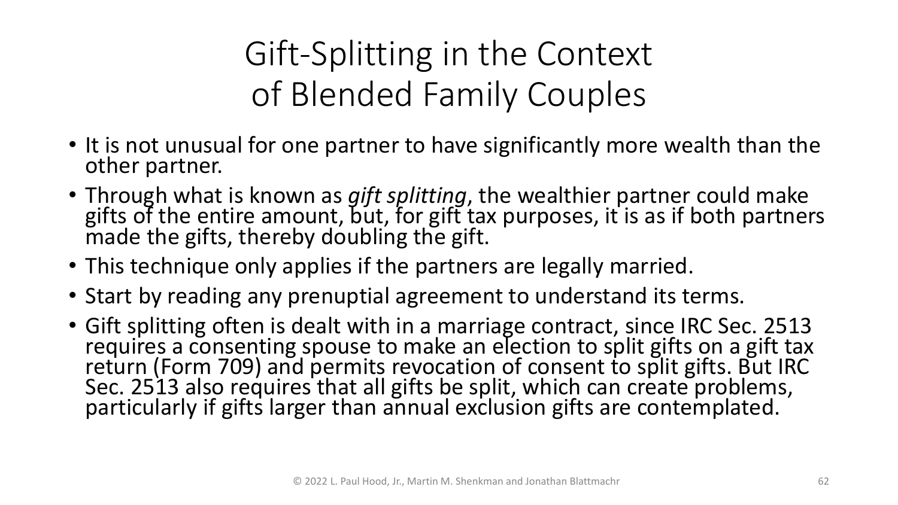# Gift-Splitting in the Context of Blended Family Couples

- It is not unusual for one partner to have significantly more wealth than the other partner.
- Through what is known as *gift splitting*, the wealthier partner could make gifts of the entire amount, but, for gift tax purposes, it is as if both partners made the gifts, thereby doubling the gift.
- This technique only applies if the partners are legally married.
- Start by reading any prenuptial agreement to understand its terms.
- Gift splitting often is dealt with in a marriage contract, since IRC Sec. 2513 requires a consenting spouse to make an election to split gifts on a gift tax return (Form 709) and permits revocation of consent to split gifts. But IRC Sec. 2513 also requires that all gifts be split, which can create problems, particularly if gifts larger than annual exclusion gifts are contemplated.

© 2022 L. Paul Hood, Jr., Martin M. Shenkman and Jonathan Blattmachr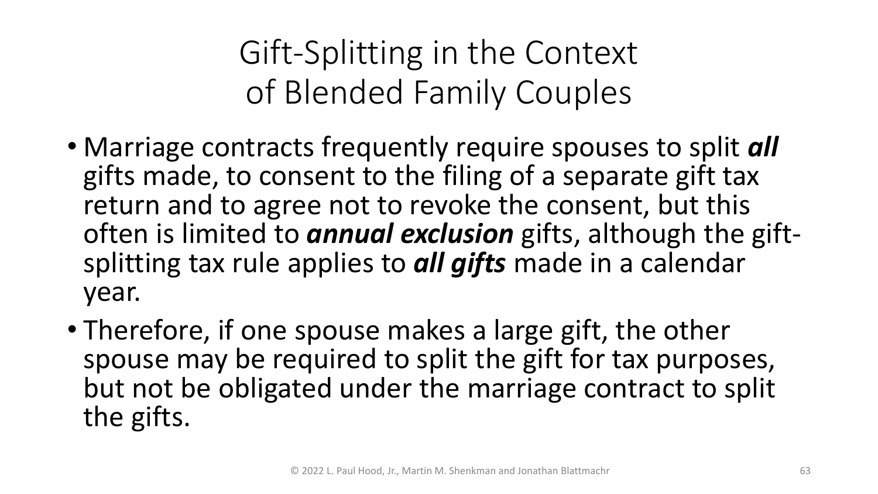# Gift-Splitting in the Context of Blended Family Couples

- Marriage contracts frequently require spouses to split ***all*** gifts made, to consent to the filing of a separate gift tax return and to agree not to revoke the consent, but this often is limited to ***annual exclusion*** gifts, although the gift-splitting tax rule applies to ***all gifts*** made in a calendar year.
- Therefore, if one spouse makes a large gift, the other spouse may be required to split the gift for tax purposes, but not be obligated under the marriage contract to split the gifts.

© 2022 L. Paul Hood, Jr., Martin M. Shenkman and Jonathan Blattmachr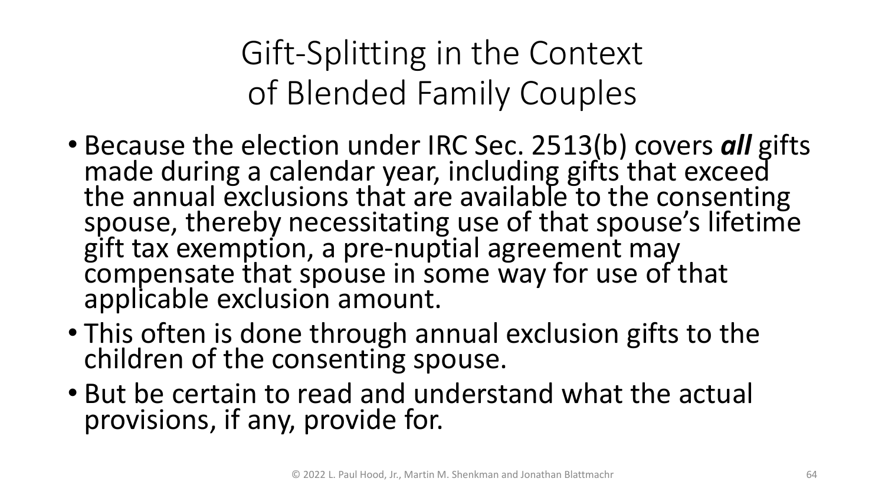# Gift-Splitting in the Context of Blended Family Couples

- Because the election under IRC Sec. 2513(b) covers ***all*** gifts made during a calendar year, including gifts that exceed the annual exclusions that are available to the consenting spouse, thereby necessitating use of that spouse's lifetime gift tax exemption, a pre-nuptial agreement may compensate that spouse in some way for use of that applicable exclusion amount.
- This often is done through annual exclusion gifts to the children of the consenting spouse.
- But be certain to read and understand what the actual provisions, if any, provide for.

© 2022 L. Paul Hood, Jr., Martin M. Shenkman and Jonathan Blattmachr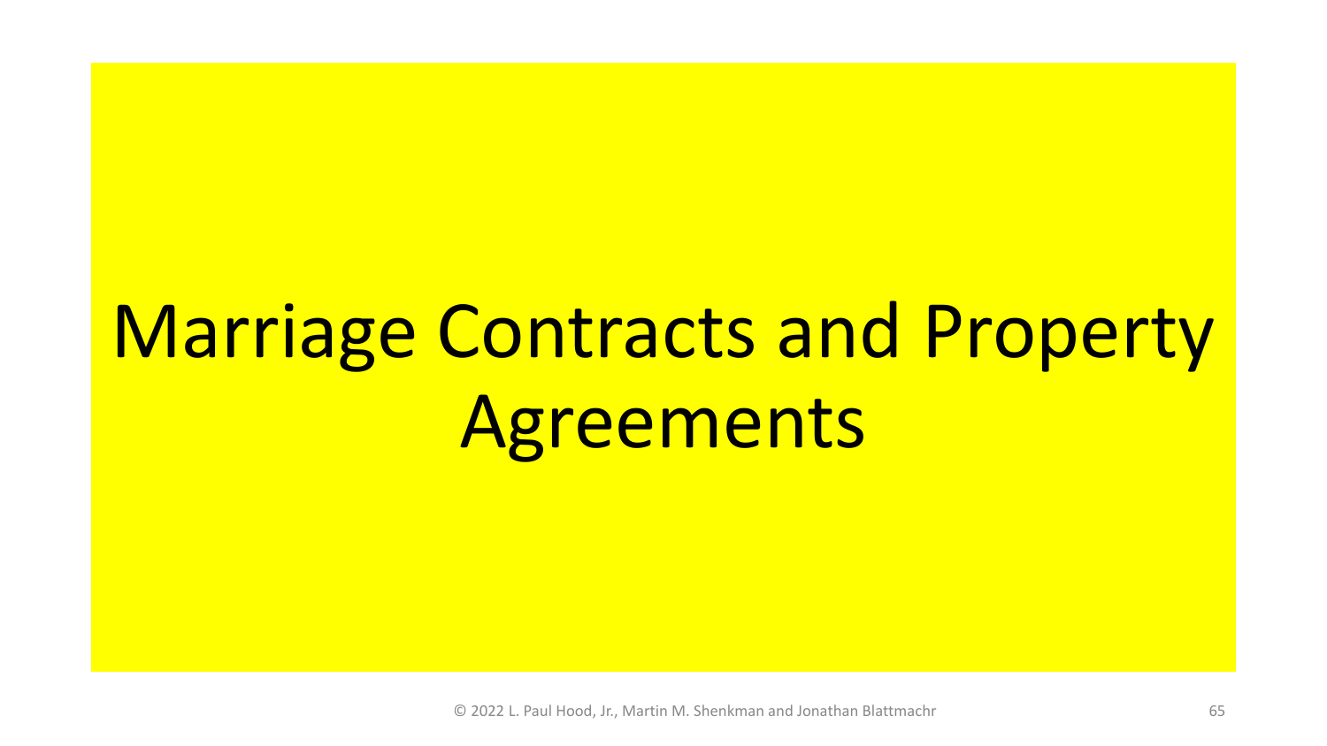# Marriage Contracts and Property Agreements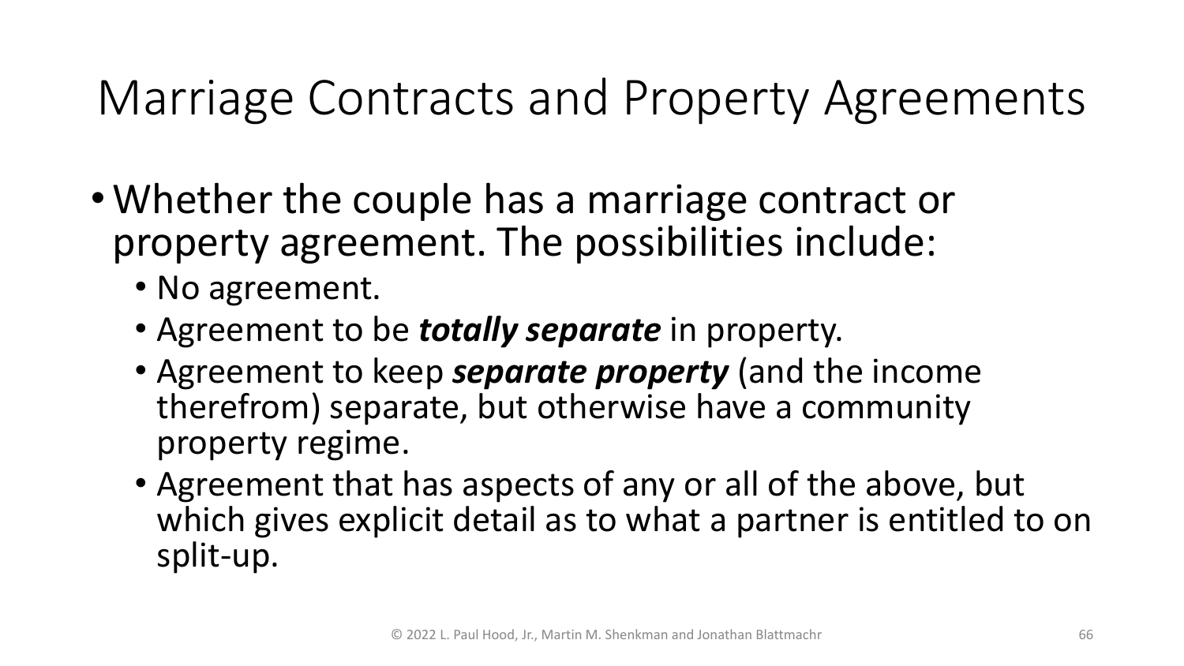# Marriage Contracts and Property Agreements

- Whether the couple has a marriage contract or property agreement. The possibilities include:
  - No agreement.
  - Agreement to be ***totally separate*** in property.
  - Agreement to keep ***separate property*** (and the income therefrom) separate, but otherwise have a community property regime.
  - Agreement that has aspects of any or all of the above, but which gives explicit detail as to what a partner is entitled to on split-up.

© 2022 L. Paul Hood, Jr., Martin M. Shenkman and Jonathan Blattmachr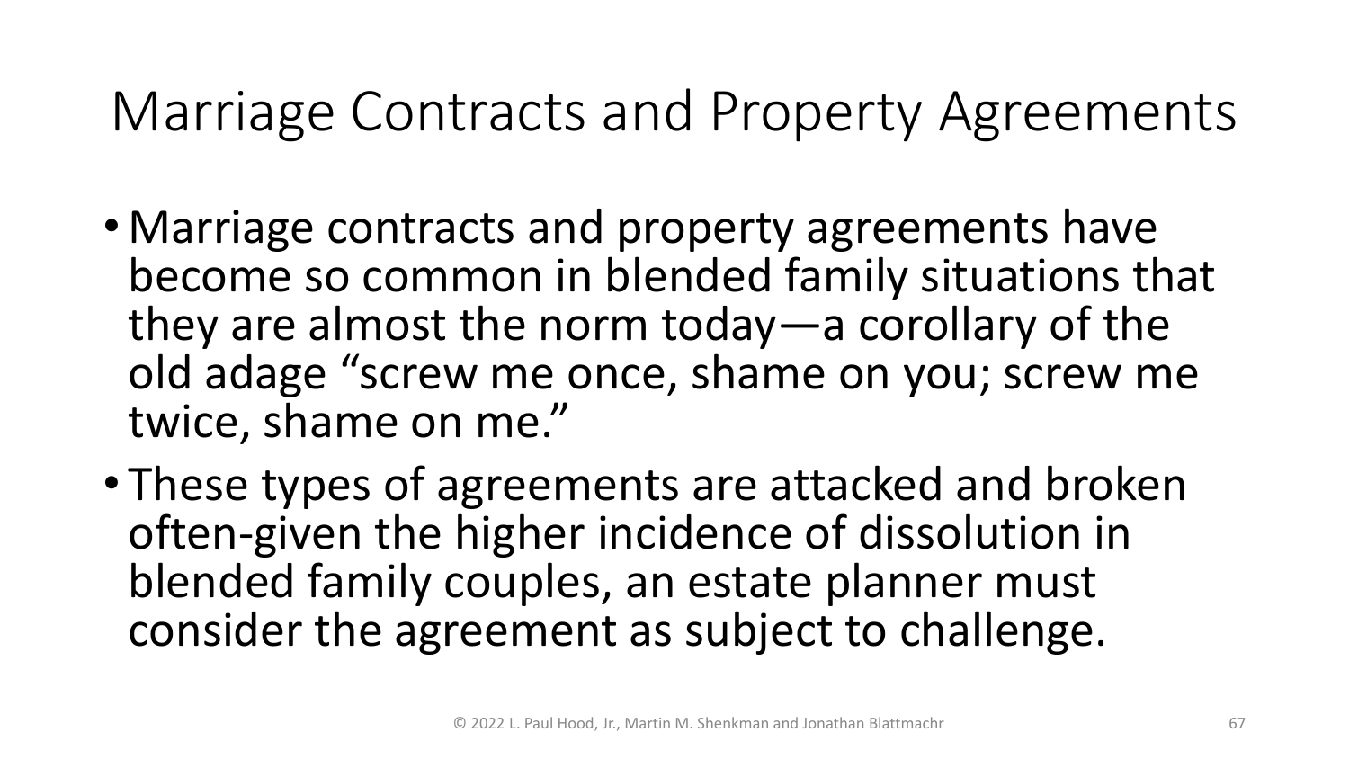# Marriage Contracts and Property Agreements

- Marriage contracts and property agreements have become so common in blended family situations that they are almost the norm today—a corollary of the old adage "screw me once, shame on you; screw me twice, shame on me."
- These types of agreements are attacked and broken often-given the higher incidence of dissolution in blended family couples, an estate planner must consider the agreement as subject to challenge.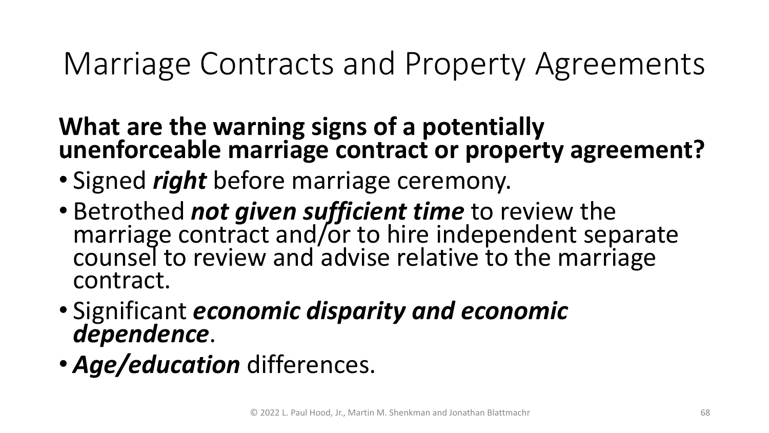# Marriage Contracts and Property Agreements

**What are the warning signs of a potentially unenforceable marriage contract or property agreement?**

- Signed ***right*** before marriage ceremony.
- Betrothed ***not given sufficient time*** to review the marriage contract and/or to hire independent separate counsel to review and advise relative to the marriage contract.
- Significant ***economic disparity and economic dependence***.
- ***Age/education*** differences.

© 2022 L. Paul Hood, Jr., Martin M. Shenkman and Jonathan Blattmachr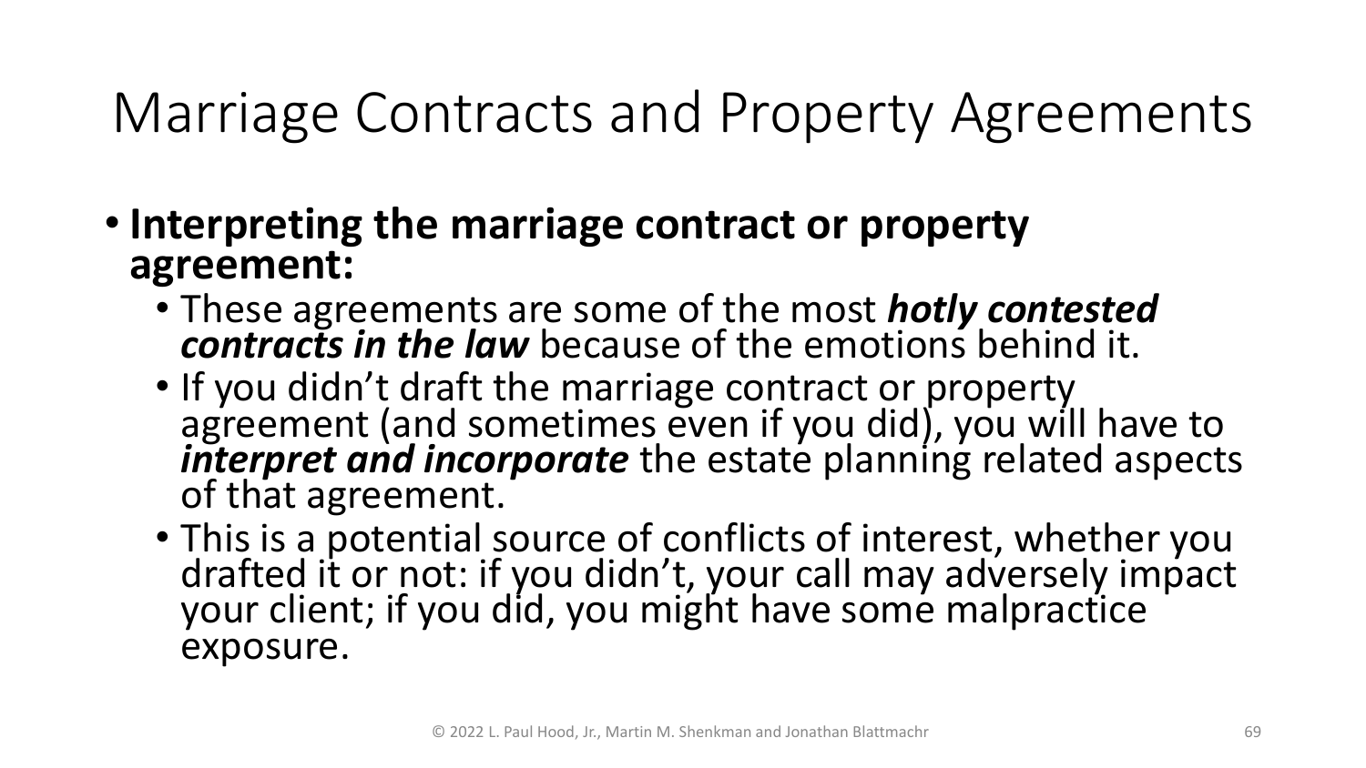# Marriage Contracts and Property Agreements

- **Interpreting the marriage contract or property agreement:**
  - These agreements are some of the most ***hotly contested contracts in the law*** because of the emotions behind it.
  - If you didn't draft the marriage contract or property agreement (and sometimes even if you did), you will have to ***interpret and incorporate*** the estate planning related aspects of that agreement.
  - This is a potential source of conflicts of interest, whether you drafted it or not: if you didn't, your call may adversely impact your client; if you did, you might have some malpractice exposure.

© 2022 L. Paul Hood, Jr., Martin M. Shenkman and Jonathan Blattmachr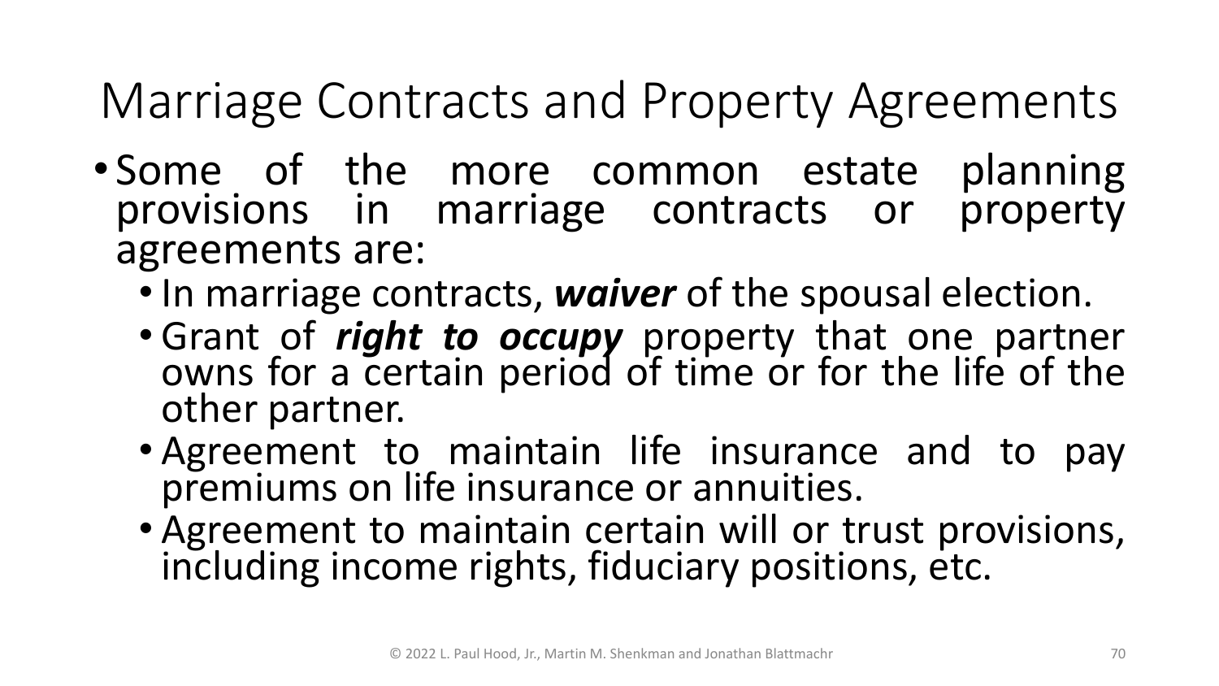# Marriage Contracts and Property Agreements

- Some of the more common estate planning provisions in marriage contracts or property agreements are:
  - In marriage contracts, ***waiver*** of the spousal election.
  - Grant of ***right to occupy*** property that one partner owns for a certain period of time or for the life of the other partner.
  - Agreement to maintain life insurance and to pay premiums on life insurance or annuities.
  - Agreement to maintain certain will or trust provisions, including income rights, fiduciary positions, etc.

© 2022 L. Paul Hood, Jr., Martin M. Shenkman and Jonathan Blattmachr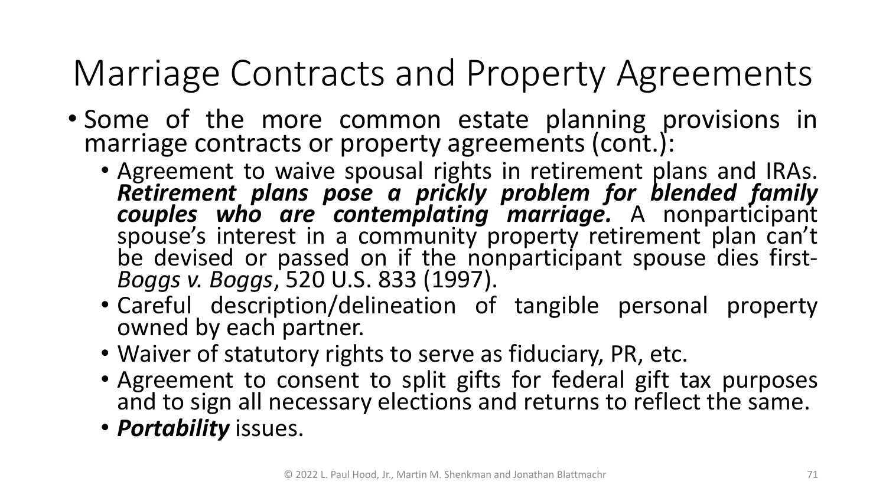# Marriage Contracts and Property Agreements

- Some of the more common estate planning provisions in marriage contracts or property agreements (cont.):
  - Agreement to waive spousal rights in retirement plans and IRAs. ***Retirement plans pose a prickly problem for blended family couples who are contemplating marriage.*** A nonparticipant spouse's interest in a community property retirement plan can't be devised or passed on if the nonparticipant spouse dies first- *Boggs v. Boggs*, 520 U.S. 833 (1997).
  - Careful description/delineation of tangible personal property owned by each partner.
  - Waiver of statutory rights to serve as fiduciary, PR, etc.
  - Agreement to consent to split gifts for federal gift tax purposes and to sign all necessary elections and returns to reflect the same.
  - ***Portability*** issues.

© 2022 L. Paul Hood, Jr., Martin M. Shenkman and Jonathan Blattmachr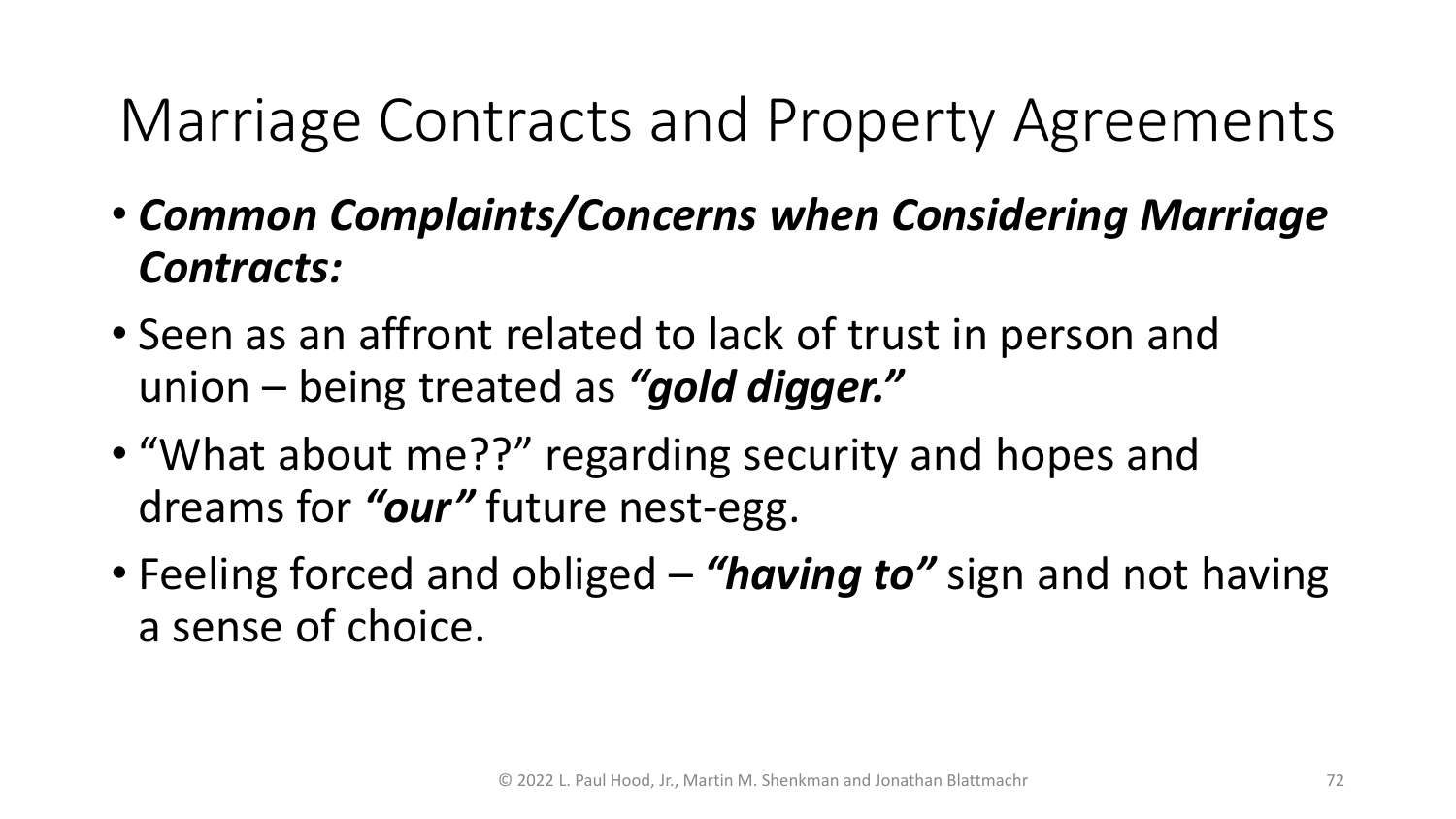# Marriage Contracts and Property Agreements

- ***Common Complaints/Concerns when Considering Marriage Contracts:***
- Seen as an affront related to lack of trust in person and union – being treated as ***"gold digger."***
- "What about me??" regarding security and hopes and dreams for ***"our"*** future nest-egg.
- Feeling forced and obliged – ***"having to"*** sign and not having a sense of choice.

© 2022 L. Paul Hood, Jr., Martin M. Shenkman and Jonathan Blattmachr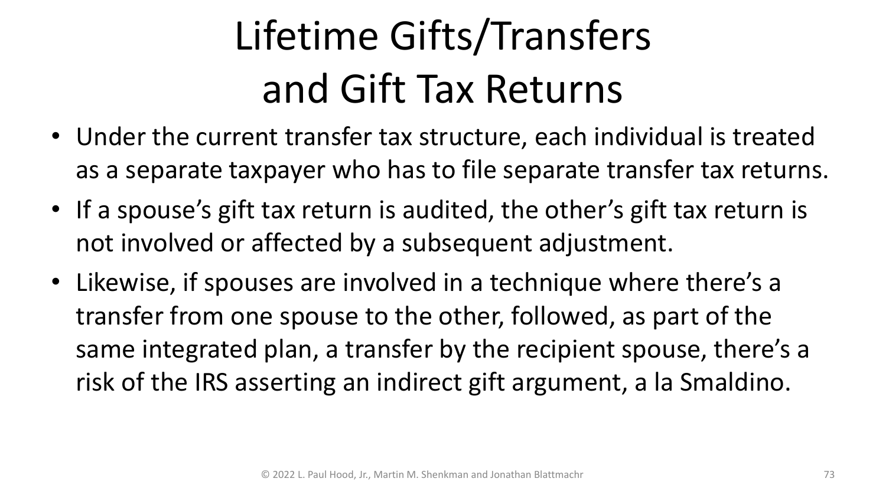# Lifetime Gifts/Transfers and Gift Tax Returns

- Under the current transfer tax structure, each individual is treated as a separate taxpayer who has to file separate transfer tax returns.
- If a spouse's gift tax return is audited, the other's gift tax return is not involved or affected by a subsequent adjustment.
- Likewise, if spouses are involved in a technique where there's a transfer from one spouse to the other, followed, as part of the same integrated plan, a transfer by the recipient spouse, there's a risk of the IRS asserting an indirect gift argument, a la Smaldino.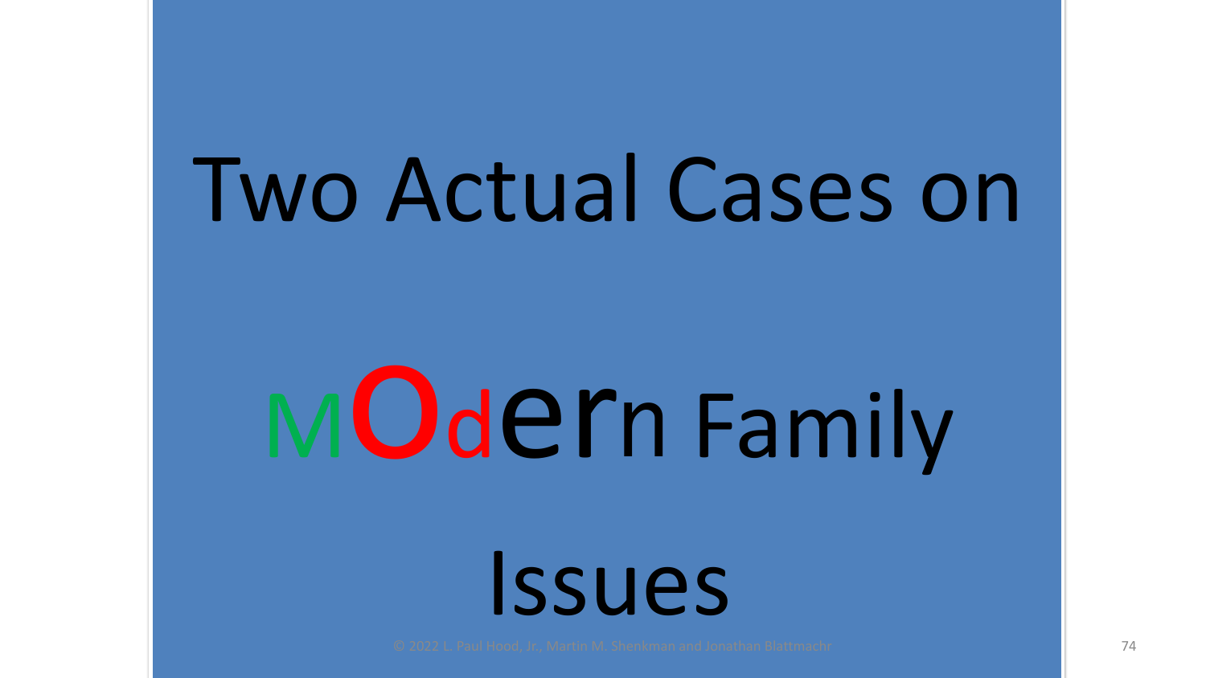# Two Actual Cases on Modern Family Issues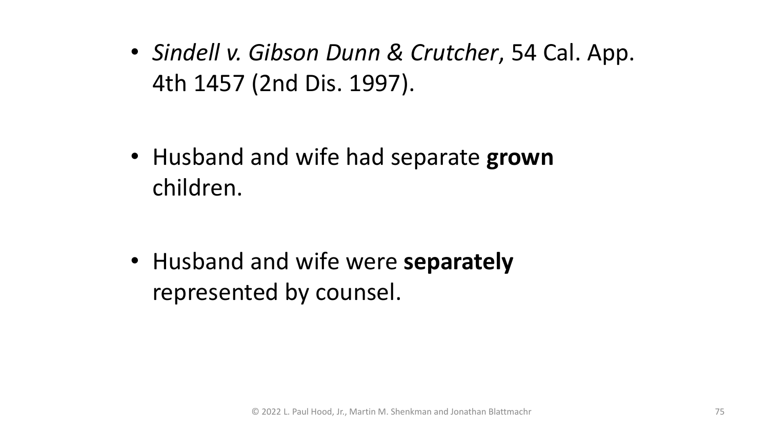- *Sindell v. Gibson Dunn & Crutcher*, 54 Cal. App. 4th 1457 (2nd Dis. 1997).

- Husband and wife had separate **grown** children.

- Husband and wife were **separately** represented by counsel.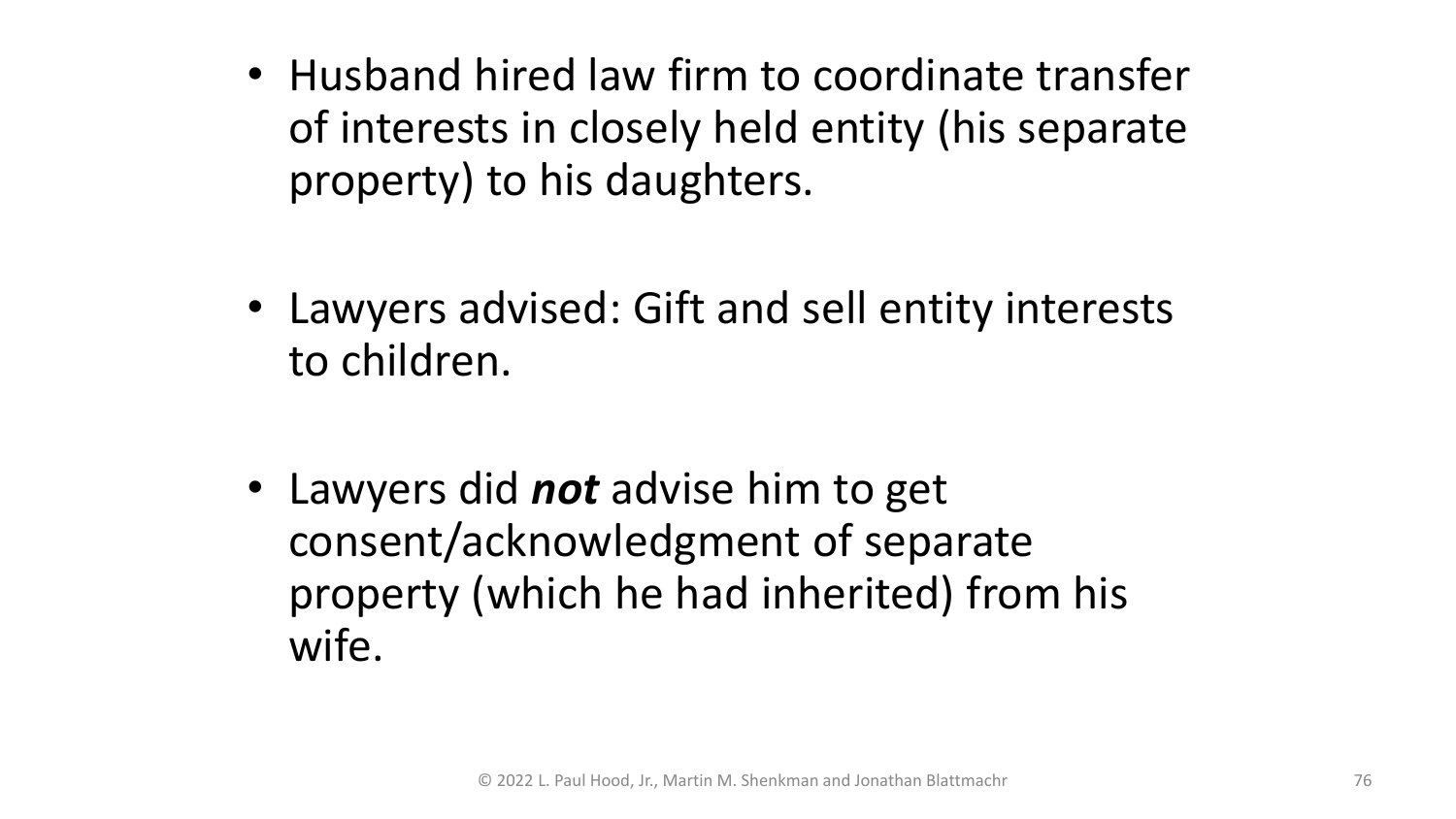- Husband hired law firm to coordinate transfer of interests in closely held entity (his separate property) to his daughters.

- Lawyers advised: Gift and sell entity interests to children.

- Lawyers did ***not*** advise him to get consent/acknowledgment of separate property (which he had inherited) from his wife.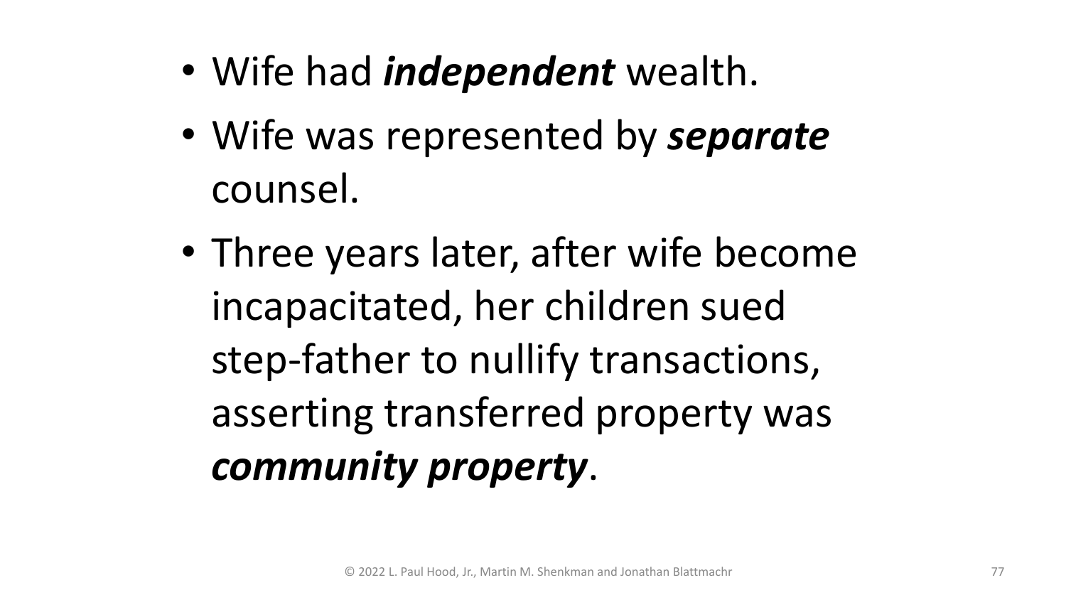- Wife had ***independent*** wealth.
- Wife was represented by ***separate*** counsel.
- Three years later, after wife become incapacitated, her children sued step-father to nullify transactions, asserting transferred property was ***community property***.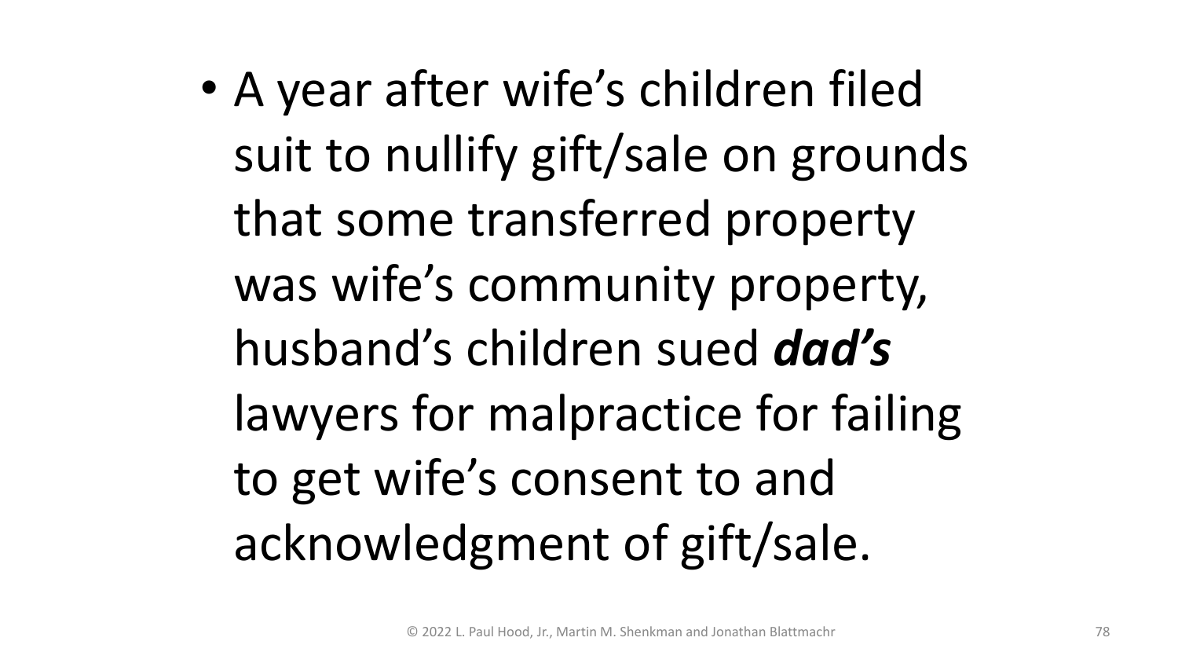- A year after wife’s children filed suit to nullify gift/sale on grounds that some transferred property was wife’s community property, husband’s children sued ***dad’s*** lawyers for malpractice for failing to get wife’s consent to and acknowledgment of gift/sale.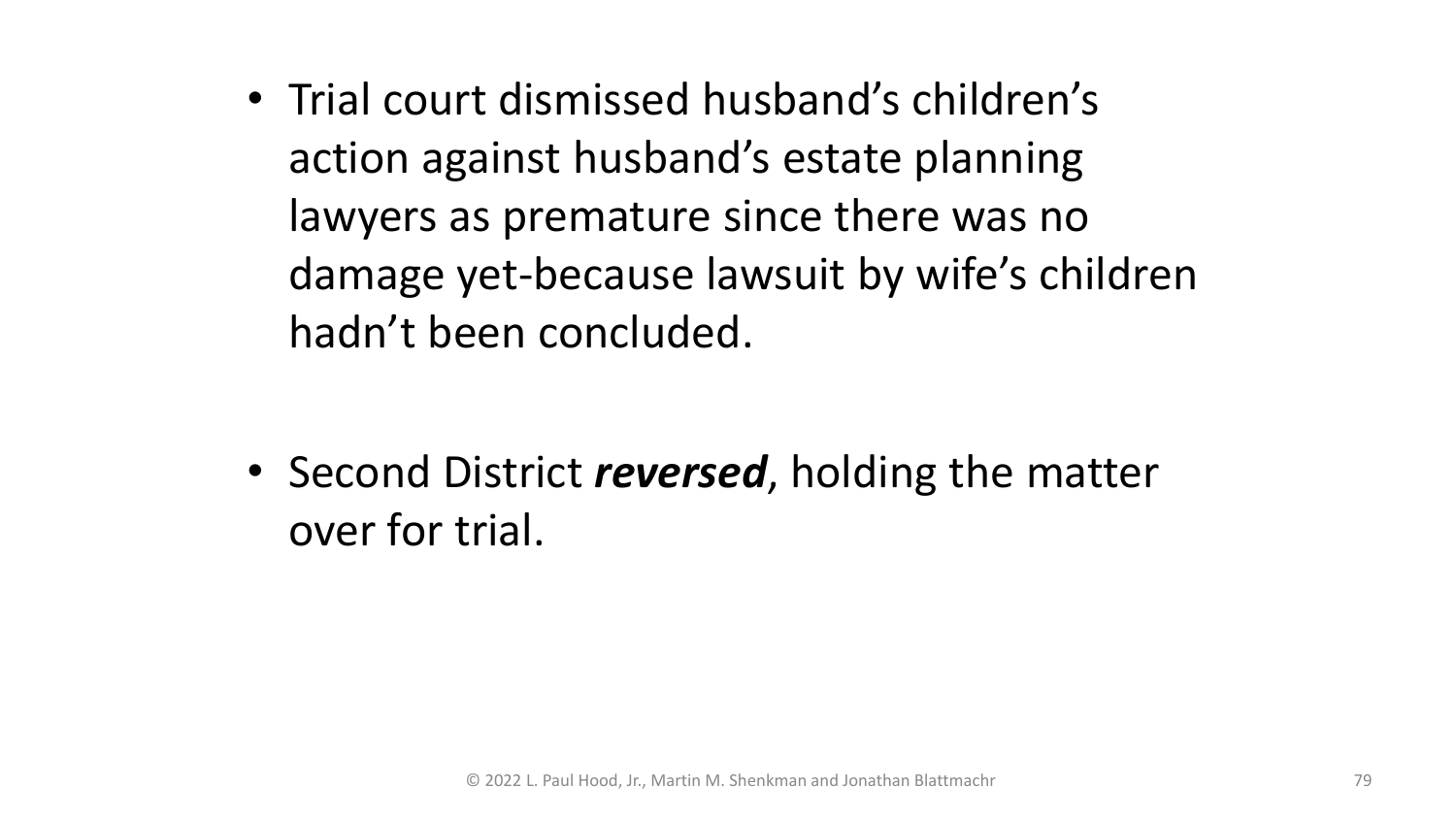- Trial court dismissed husband's children's action against husband's estate planning lawyers as premature since there was no damage yet-because lawsuit by wife's children hadn't been concluded.

- Second District ***reversed***, holding the matter over for trial.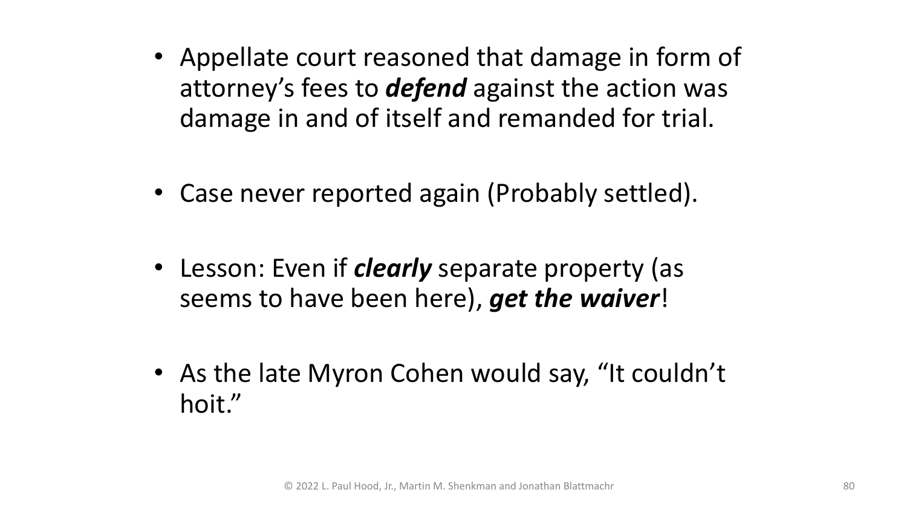- Appellate court reasoned that damage in form of attorney's fees to ***defend*** against the action was damage in and of itself and remanded for trial.

- Case never reported again (Probably settled).

- Lesson: Even if ***clearly*** separate property (as seems to have been here), ***get the waiver***!

- As the late Myron Cohen would say, "It couldn't hoit."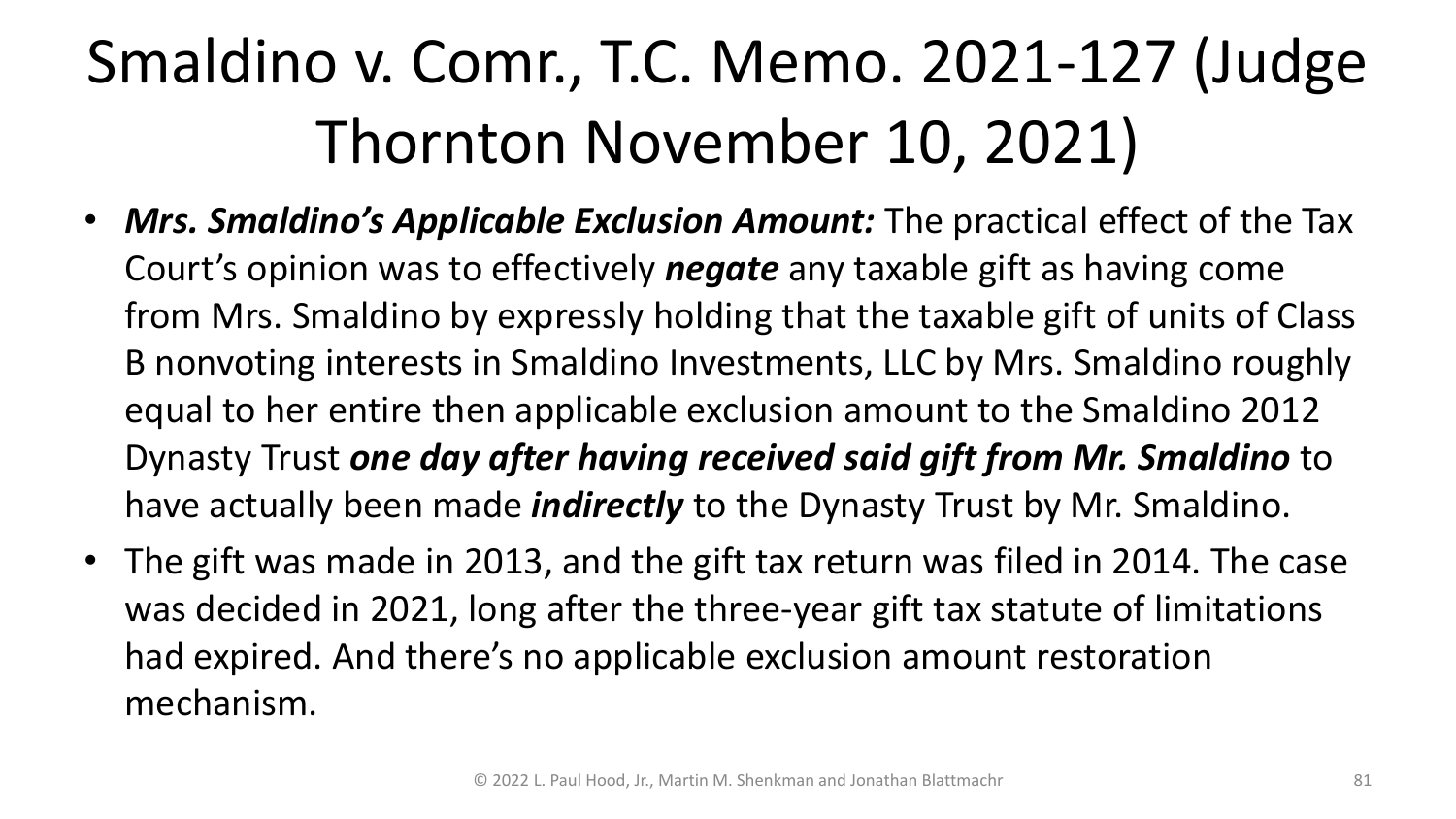# Smaldino v. Comr., T.C. Memo. 2021-127 (Judge Thornton November 10, 2021)

- ***Mrs. Smaldino's Applicable Exclusion Amount:*** The practical effect of the Tax Court's opinion was to effectively ***negate*** any taxable gift as having come from Mrs. Smaldino by expressly holding that the taxable gift of units of Class B nonvoting interests in Smaldino Investments, LLC by Mrs. Smaldino roughly equal to her entire then applicable exclusion amount to the Smaldino 2012 Dynasty Trust ***one day after having received said gift from Mr. Smaldino*** to have actually been made ***indirectly*** to the Dynasty Trust by Mr. Smaldino.
- The gift was made in 2013, and the gift tax return was filed in 2014. The case was decided in 2021, long after the three-year gift tax statute of limitations had expired. And there's no applicable exclusion amount restoration mechanism.

© 2022 L. Paul Hood, Jr., Martin M. Shenkman and Jonathan Blattmachr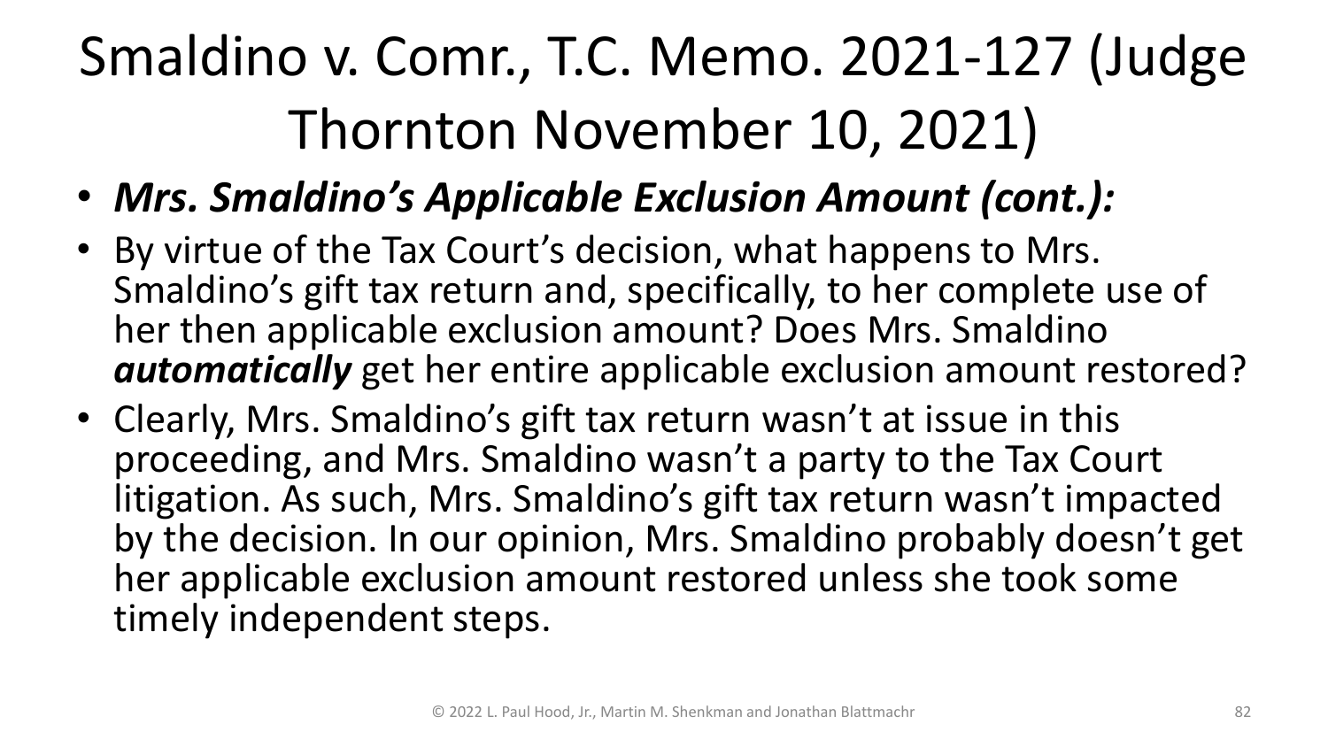# Smaldino v. Comr., T.C. Memo. 2021-127 (Judge Thornton November 10, 2021)

- ***Mrs. Smaldino's Applicable Exclusion Amount (cont.):***
- By virtue of the Tax Court's decision, what happens to Mrs. Smaldino's gift tax return and, specifically, to her complete use of her then applicable exclusion amount? Does Mrs. Smaldino ***automatically*** get her entire applicable exclusion amount restored?
- Clearly, Mrs. Smaldino's gift tax return wasn't at issue in this proceeding, and Mrs. Smaldino wasn't a party to the Tax Court litigation. As such, Mrs. Smaldino's gift tax return wasn't impacted by the decision. In our opinion, Mrs. Smaldino probably doesn't get her applicable exclusion amount restored unless she took some timely independent steps.

© 2022 L. Paul Hood, Jr., Martin M. Shenkman and Jonathan Blattmachr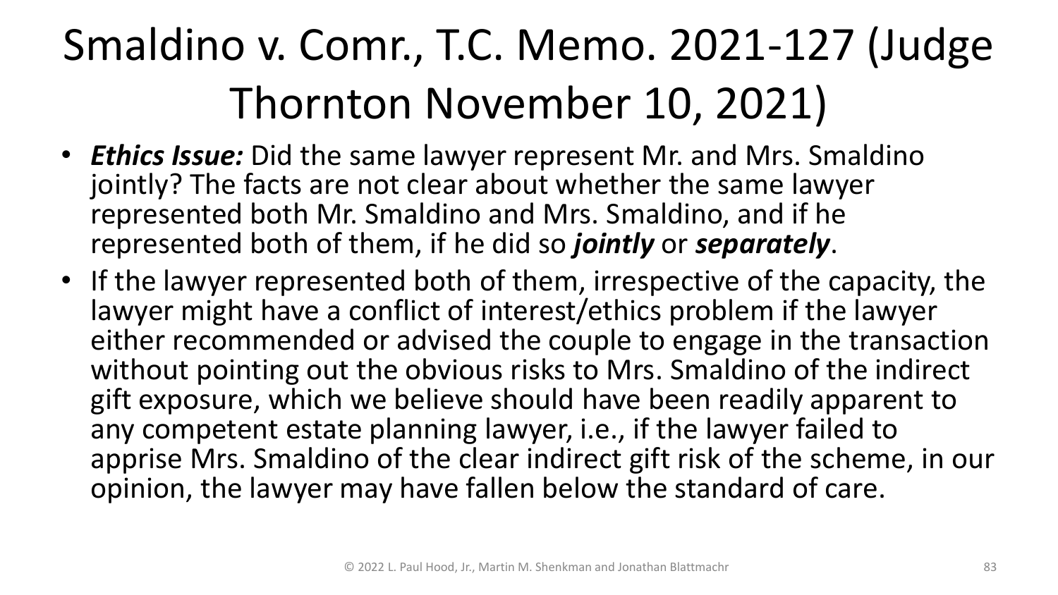# Smaldino v. Comr., T.C. Memo. 2021-127 (Judge Thornton November 10, 2021)

- ***Ethics Issue:*** Did the same lawyer represent Mr. and Mrs. Smaldino jointly? The facts are not clear about whether the same lawyer represented both Mr. Smaldino and Mrs. Smaldino, and if he represented both of them, if he did so ***jointly*** or ***separately***.
- If the lawyer represented both of them, irrespective of the capacity, the lawyer might have a conflict of interest/ethics problem if the lawyer either recommended or advised the couple to engage in the transaction without pointing out the obvious risks to Mrs. Smaldino of the indirect gift exposure, which we believe should have been readily apparent to any competent estate planning lawyer, i.e., if the lawyer failed to apprise Mrs. Smaldino of the clear indirect gift risk of the scheme, in our opinion, the lawyer may have fallen below the standard of care.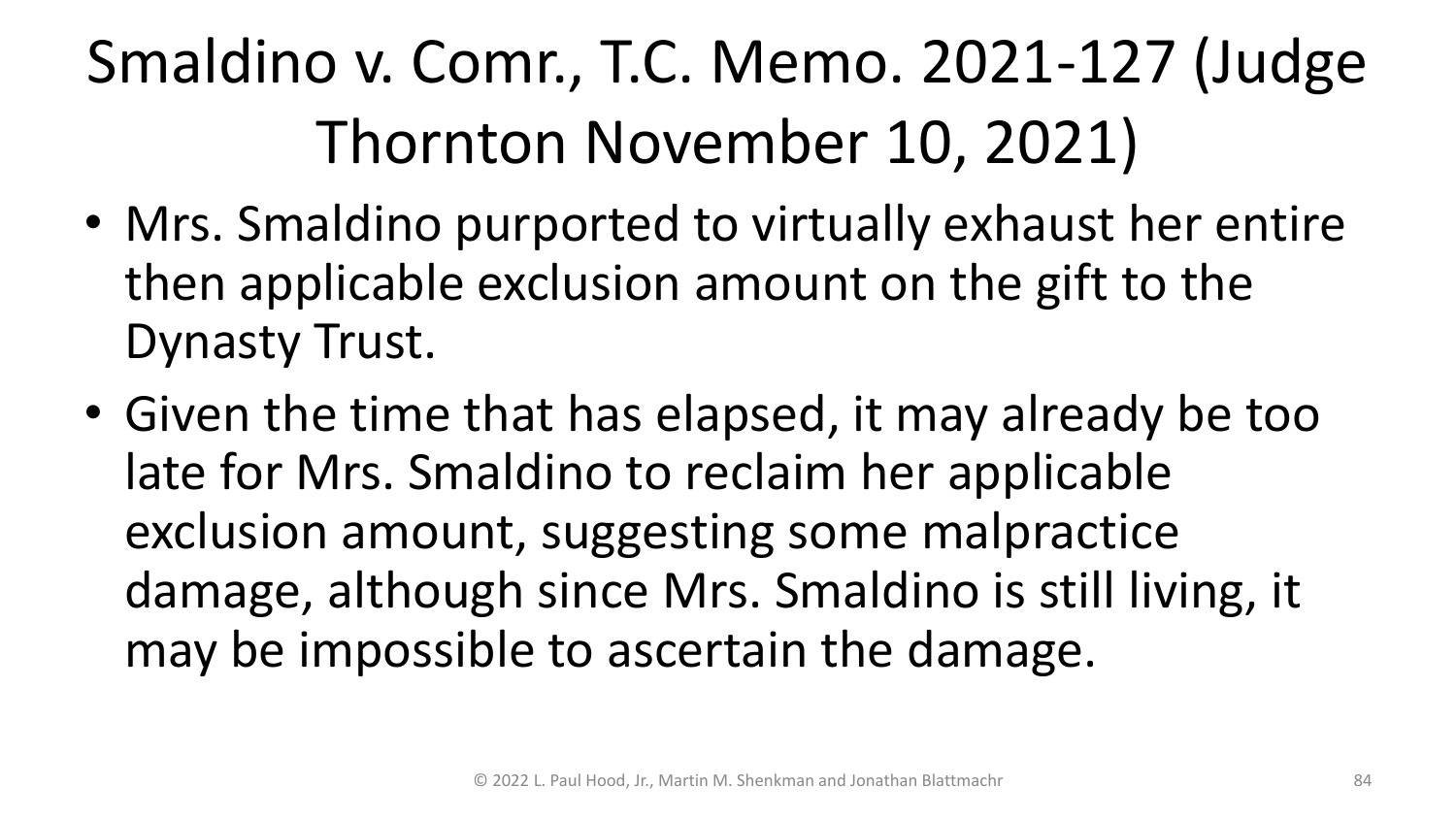# Smaldino v. Comr., T.C. Memo. 2021-127 (Judge Thornton November 10, 2021)

- Mrs. Smaldino purported to virtually exhaust her entire then applicable exclusion amount on the gift to the Dynasty Trust.
- Given the time that has elapsed, it may already be too late for Mrs. Smaldino to reclaim her applicable exclusion amount, suggesting some malpractice damage, although since Mrs. Smaldino is still living, it may be impossible to ascertain the damage.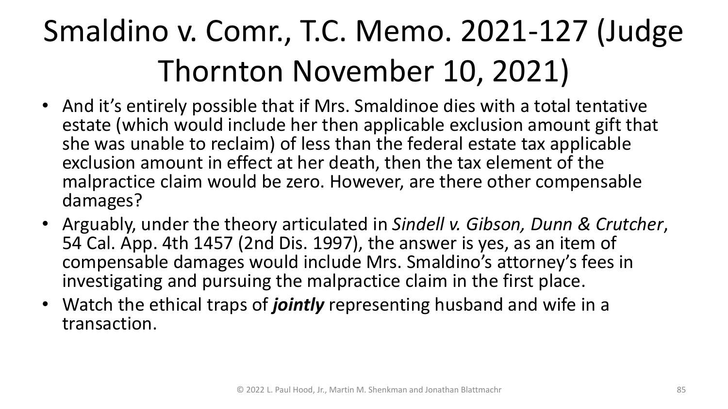# Smaldino v. Comr., T.C. Memo. 2021-127 (Judge Thornton November 10, 2021)

- And it's entirely possible that if Mrs. Smaldinoe dies with a total tentative estate (which would include her then applicable exclusion amount gift that she was unable to reclaim) of less than the federal estate tax applicable exclusion amount in effect at her death, then the tax element of the malpractice claim would be zero. However, are there other compensable damages?
- Arguably, under the theory articulated in *Sindell v. Gibson, Dunn & Crutcher*, 54 Cal. App. 4th 1457 (2nd Dis. 1997), the answer is yes, as an item of compensable damages would include Mrs. Smaldino's attorney's fees in investigating and pursuing the malpractice claim in the first place.
- Watch the ethical traps of ***jointly*** representing husband and wife in a transaction.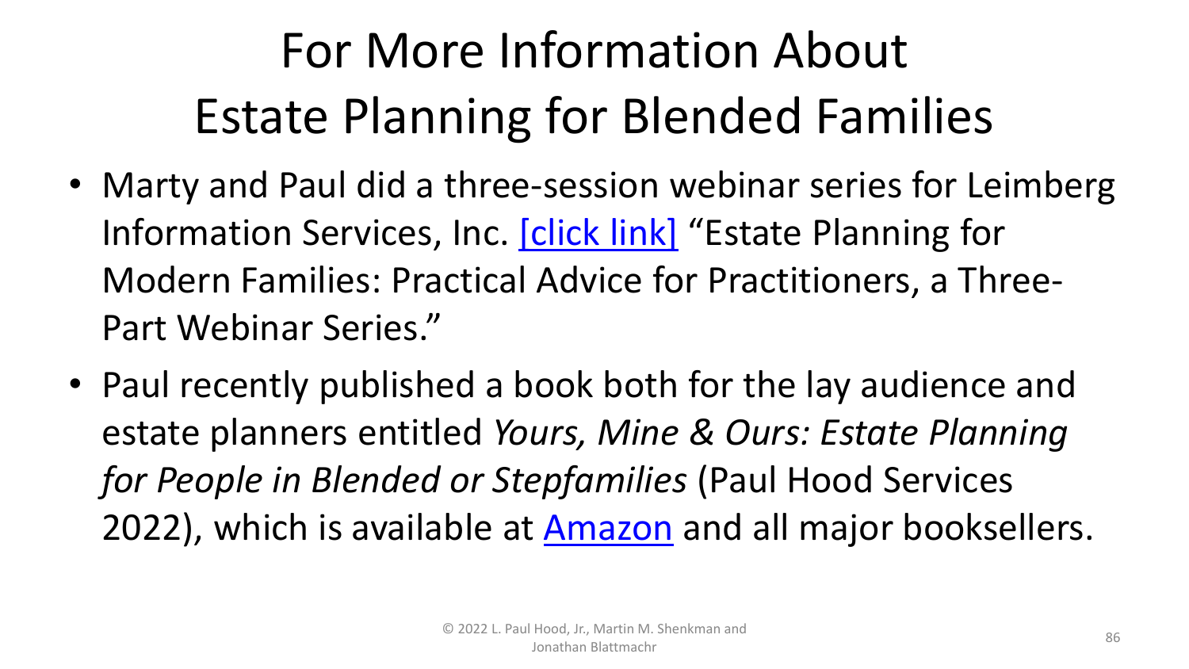# For More Information About Estate Planning for Blended Families

- Marty and Paul did a three-session webinar series for Leimberg Information Services, Inc. [click link] "Estate Planning for Modern Families: Practical Advice for Practitioners, a Three-Part Webinar Series."
- Paul recently published a book both for the lay audience and estate planners entitled *Yours, Mine & Ours: Estate Planning for People in Blended or Stepfamilies* (Paul Hood Services 2022), which is available at Amazon and all major booksellers.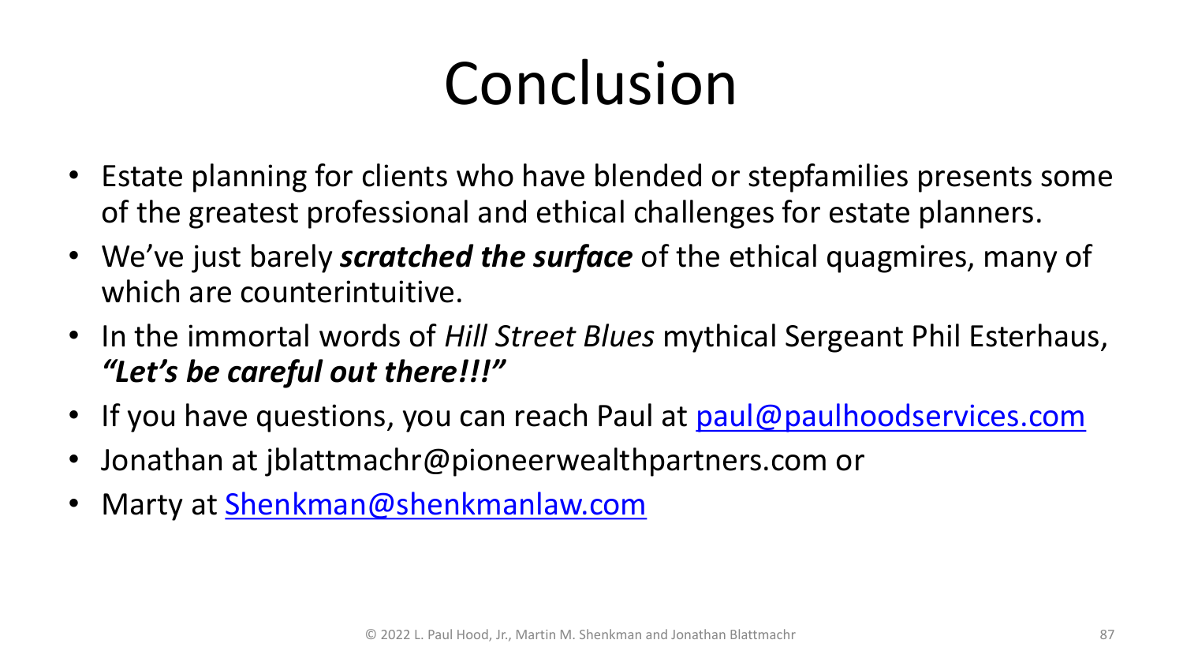# Conclusion

- Estate planning for clients who have blended or stepfamilies presents some of the greatest professional and ethical challenges for estate planners.
- We've just barely ***scratched the surface*** of the ethical quagmires, many of which are counterintuitive.
- In the immortal words of *Hill Street Blues* mythical Sergeant Phil Esterhaus, ***"Let's be careful out there!!!"***
- If you have questions, you can reach Paul at paul@paulhoodservices.com
- Jonathan at jblattmachr@pioneerwealthpartners.com or
- Marty at Shenkman@shenkmanlaw.com

© 2022 L. Paul Hood, Jr., Martin M. Shenkman and Jonathan Blattmachr